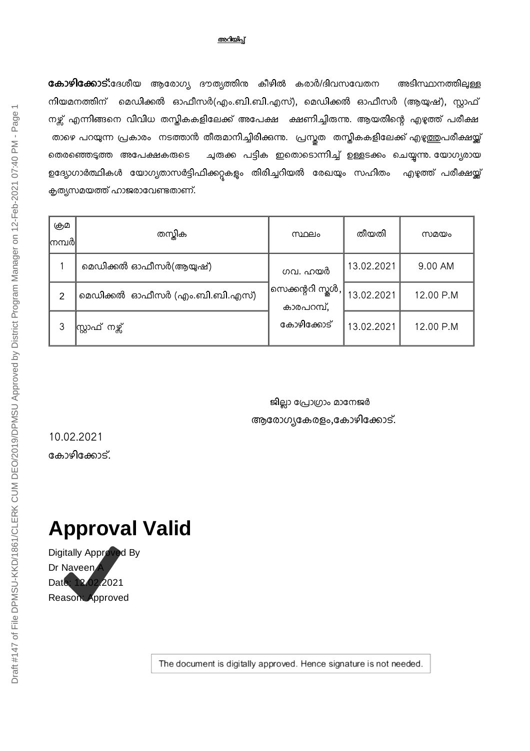# അറിയിപ്പ്

**കോഴിക്കോട്:**ദേശീയ ആരോഗ്യ ദൗത്യത്തിനു കീഴിൽ കരാർ/ദിവസവേതന അടിസ്ഥാനത്തിലുള്ള നിയമനത്തിന് മെഡിക്കൽ ഓഫീസർ(എം.ബി.ബി.എസ്), മെഡിക്കൽ ഓഫീസർ (ആയുഷ്), സ്റ്റാഫ് നഴ്സ് എന്നിങ്ങനെ വിവിധ തസ്തികകളിലേക്ക് അപേക്ഷ ക്ഷണിച്ചിരുന്നു. ആയതിന്റെ എഴുത്ത് പരീക്ഷ താഴെ പറയുന്ന പ്രകാരം നടത്താൻ തീരുമാനിച്ചിരിക്കുന്നു. പ്രസ്തുത തസ്തികകളിലേക്ക് എഴുത്തുപരീക്ഷയ്ക്ക് തെരഞ്ഞെടുത്ത അപേക്ഷകരുടെ ചുരുക്ക പട്ടിക ഇതൊടൊന്നിച്ച് ഉള്ളടക്കം ചെയ്യുന്നു. യോഗ്യരായ ഉദ്യോഗാർത്ഥികൾ യോഗ്യതാസർട്ടിഫിക്കറ്റുകളും തിരിച്ചറിയൽ രേഖയും സഹിതം എഴുത്ത് പരീക്ഷയ്ക്ക് കൃത്യസമയത്ത് ഹാജരാവേണ്ടതാണ്.

| ക്രമ നമ്പർ | തസ്തിക | സ്ഥലം | തീയതി | സമയം |
|---|---|---|---|---|
| 1 | മെഡിക്കൽ ഓഫീസർ(ആയുഷ്) | ഗവ. ഹയർ സെക്കന്ററി സ്കൂൾ, കാരപറമ്പ്, കോഴിക്കോട് | 13.02.2021 | 9.00 AM |
| 2 | മെഡിക്കൽ ഓഫീസർ (എം.ബി.ബി.എസ്) | | 13.02.2021 | 12.00 P.M |
| 3 | സ്റ്റാഫ് നഴ്സ് | | 13.02.2021 | 12.00 P.M |

ജില്ലാ പ്രോഗ്രാം മാനേജർ

ആരോഗ്യകേരളം,കോഴിക്കോട്.

10.02.2021

കോഴിക്കോട്.

**Approval Valid**

Digitally Approved By
Dr Naveen A
Date: 12.02.2021
Reason: Approved

The document is digitally approved. Hence signature is not needed.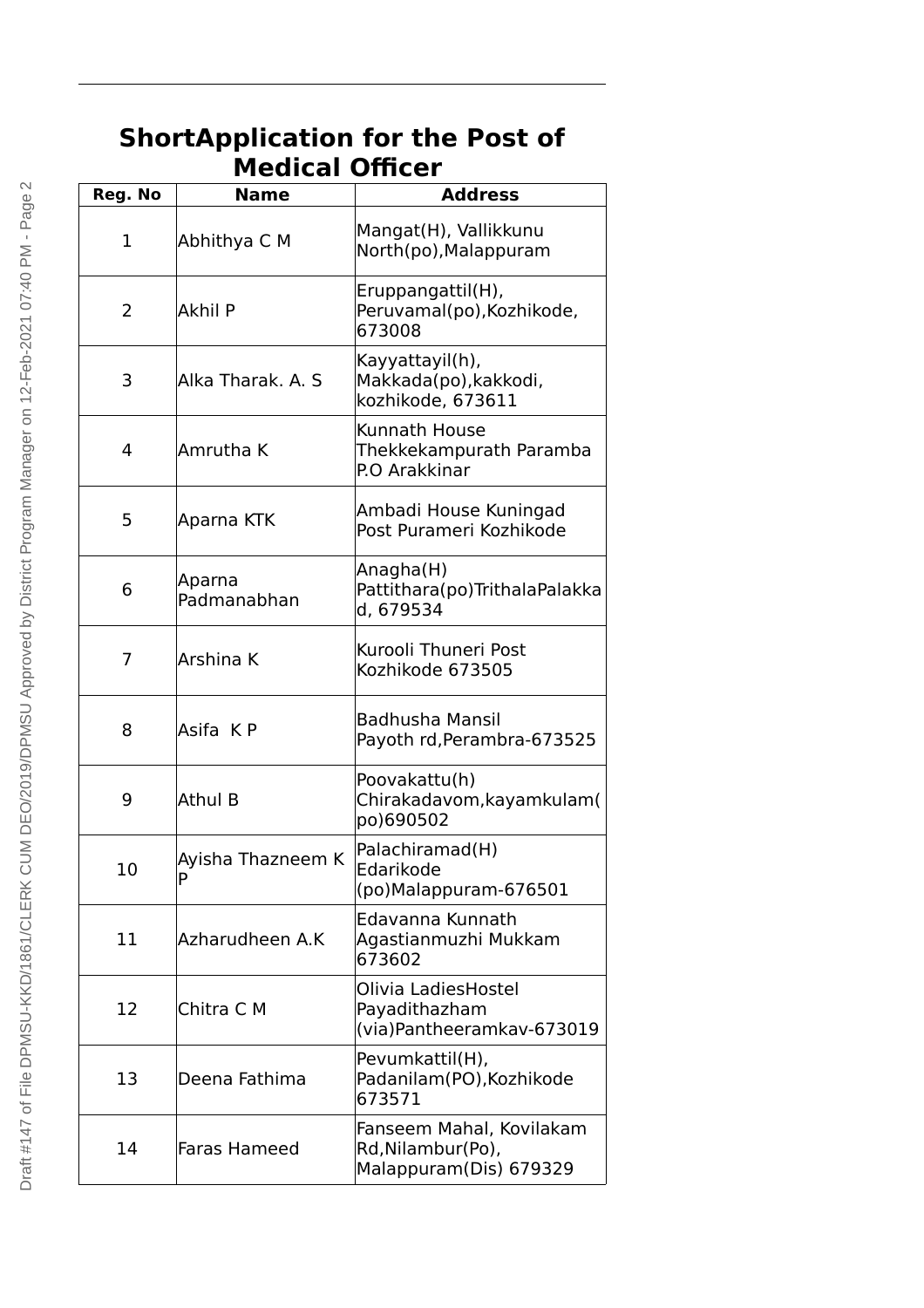## ShortApplication for the Post of Medical Officer

| Reg. No | Name | Address |
|---|---|---|
| 1 | Abhithya C M | Mangat(H), Vallikkunu North(po),Malappuram |
| 2 | Akhil P | Eruppangattil(H), Peruvamal(po),Kozhikode, 673008 |
| 3 | Alka Tharak. A. S | Kayyattayil(h), Makkada(po),kakkodi, kozhikode, 673611 |
| 4 | Amrutha K | Kunnath House Thekkekampurath Paramba P.O Arakkinar |
| 5 | Aparna KTK | Ambadi House Kuningad Post Purameri Kozhikode |
| 6 | Aparna Padmanabhan | Anagha(H) Pattithara(po)TrithalaPalakkad, 679534 |
| 7 | Arshina K | Kurooli Thuneri Post Kozhikode 673505 |
| 8 | Asifa K P | Badhusha Mansil Payoth rd,Perambra-673525 |
| 9 | Athul B | Poovakattu(h) Chirakadavom,kayamkulam(po)690502 |
| 10 | Ayisha Thazneem K P | Palachiramad(H) Edarikode (po)Malappuram-676501 |
| 11 | Azharudheen A.K | Edavanna Kunnath Agastianmuzhi Mukkam 673602 |
| 12 | Chitra C M | Olivia LadiesHostel Payadithazham (via)Pantheeramkav-673019 |
| 13 | Deena Fathima | Pevumkattil(H), Padanilam(PO),Kozhikode 673571 |
| 14 | Faras Hameed | Fanseem Mahal, Kovilakam Rd,Nilambur(Po), Malappuram(Dis) 679329 |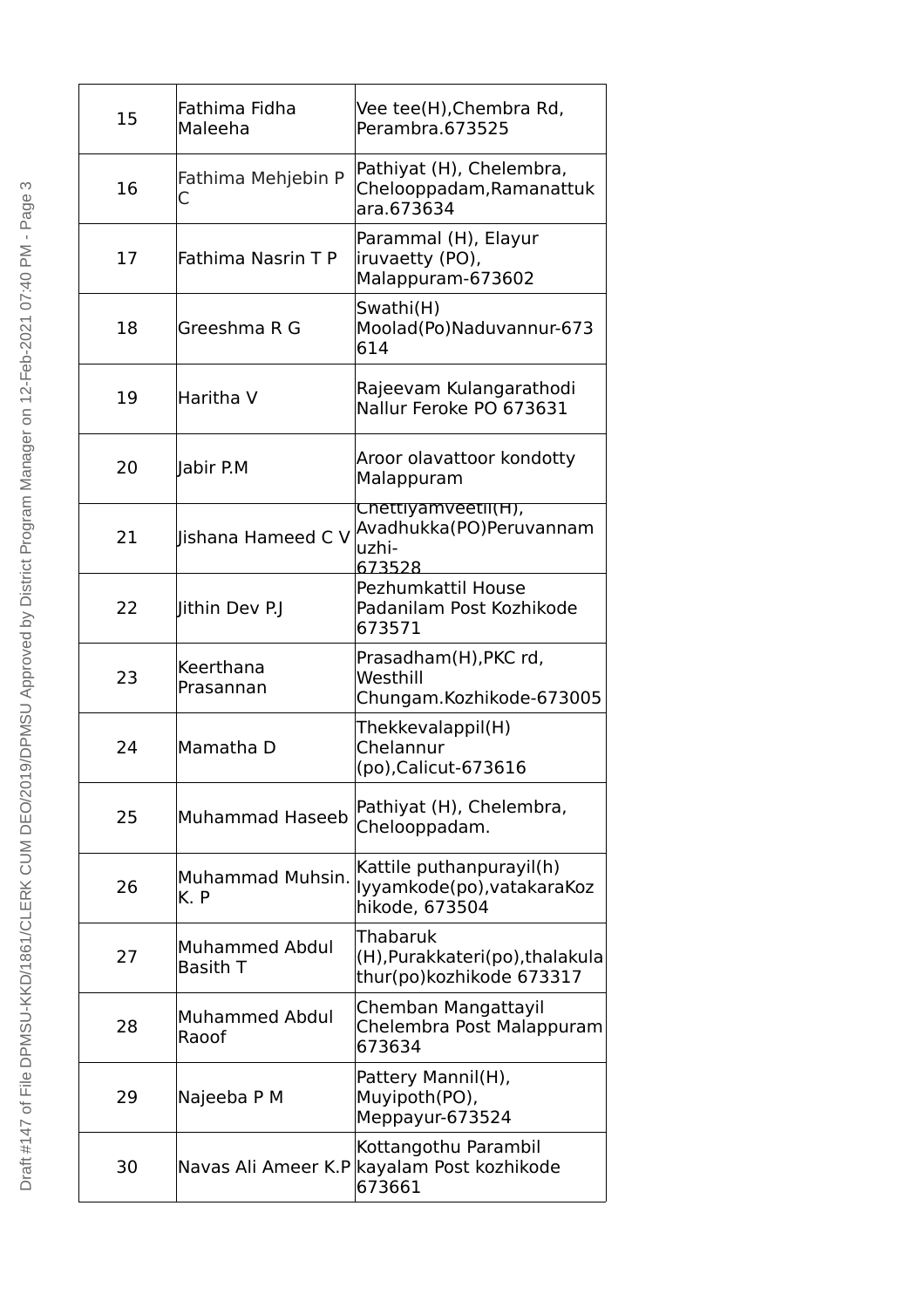| | | |
|---|---|---|
| 15 | Fathima Fidha Maleeha | Vee tee(H),Chembra Rd, Perambra.673525 |
| 16 | Fathima Mehjebin P C | Pathiyat (H), Chelembra, Chelooppadam,Ramanattukara.673634 |
| 17 | Fathima Nasrin T P | Parammal (H), Elayur iruvaetty (PO), Malappuram-673602 |
| 18 | Greeshma R G | Swathi(H) Moolad(Po)Naduvannur-673 614 |
| 19 | Haritha V | Rajeevam Kulangarathodi Nallur Feroke PO 673631 |
| 20 | Jabir P.M | Aroor olavattoor kondotty Malappuram |
| 21 | Jishana Hameed C V | Chettiyamveetil(H), Avadhukka(PO)Peruvannamuzhi-673528 |
| 22 | Jithin Dev P.J | Pezhumkattil House Padanilam Post Kozhikode 673571 |
| 23 | Keerthana Prasannan | Prasadham(H),PKC rd, Westhill Chungam.Kozhikode-673005 |
| 24 | Mamatha D | Thekkevalappil(H) Chelannur (po),Calicut-673616 |
| 25 | Muhammad Haseeb | Pathiyat (H), Chelembra, Chelooppadam. |
| 26 | Muhammad Muhsin. K. P | Kattile puthanpurayil(h) Iyyamkode(po),vatakaraKozhikode, 673504 |
| 27 | Muhammed Abdul Basith T | Thabaruk (H),Purakkateri(po),thalakulathur(po)kozhikode 673317 |
| 28 | Muhammed Abdul Raoof | Chemban Mangattayil Chelembra Post Malappuram 673634 |
| 29 | Najeeba P M | Pattery Mannil(H), Muyipoth(PO), Meppayur-673524 |
| 30 | Navas Ali Ameer K.P | Kottangothu Parambil kayalam Post kozhikode 673661 |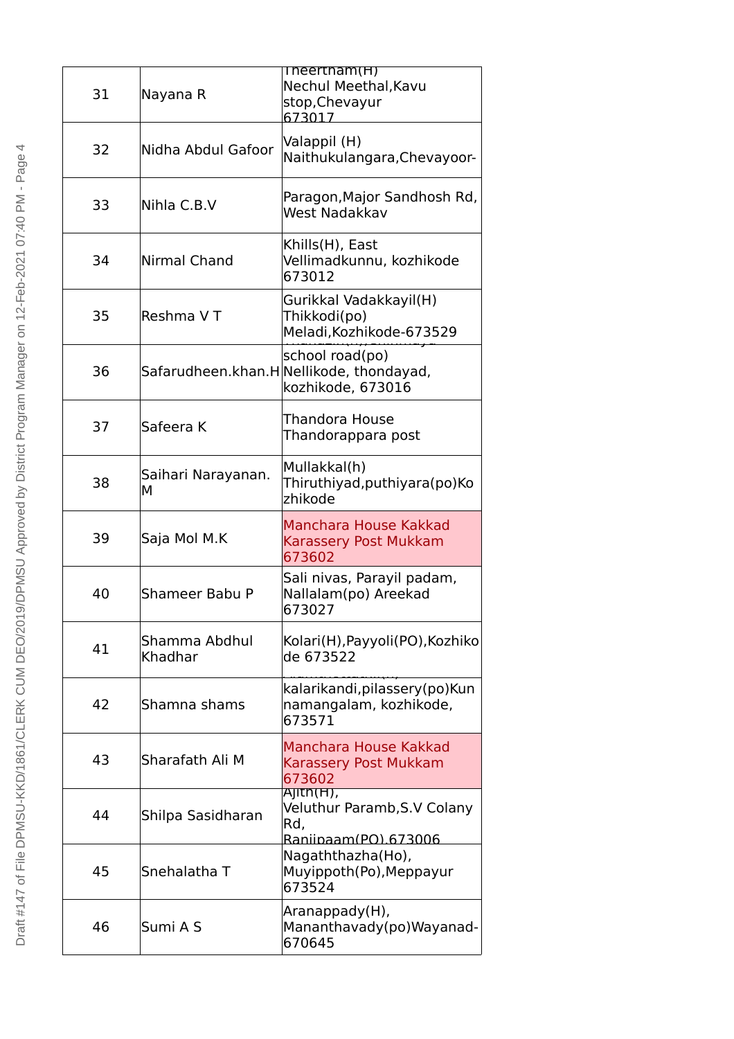| 31 | Nayana R | Theertham(H) Nechul Meethal,Kavu stop,Chevayur 673017 |
|---|---|---|
| 32 | Nidha Abdul Gafoor | Valappil (H) Naithukulangara,Chevayoor- |
| 33 | Nihla C.B.V | Paragon,Major Sandhosh Rd, West Nadakkav |
| 34 | Nirmal Chand | Khills(H), East Vellimadkunnu, kozhikode 673012 |
| 35 | Reshma V T | Gurikkal Vadakkayil(H) Thikkodi(po) Meladi,Kozhikode-673529 |
| 36 | Safarudheen.khan.H | school road(po) Nellikode, thondayad, kozhikode, 673016 |
| 37 | Safeera K | Thandora House Thandorappara post |
| 38 | Saihari Narayanan. M | Mullakkal(h) Thiruthiyad,puthiyara(po)Kozhikode |
| 39 | Saja Mol M.K | Manchara House Kakkad Karassery Post Mukkam 673602 |
| 40 | Shameer Babu P | Sali nivas, Parayil padam, Nallalam(po) Areekad 673027 |
| 41 | Shamma Abdhul Khadhar | Kolari(H),Payyoli(PO),Kozhikode 673522 |
| 42 | Shamna shams | kalarikandi,pilassery(po)Kunnamangalam, kozhikode, 673571 |
| 43 | Sharafath Ali M | Manchara House Kakkad Karassery Post Mukkam 673602 |
| 44 | Shilpa Sasidharan | Ajith(H), Veluthur Paramb,S.V Colany Rd, Ranjipaam(PO),673006 |
| 45 | Snehalatha T | Nagaththazha(Ho), Muyippoth(Po),Meppayur 673524 |
| 46 | Sumi A S | Aranappady(H), Mananthavady(po)Wayanad-670645 |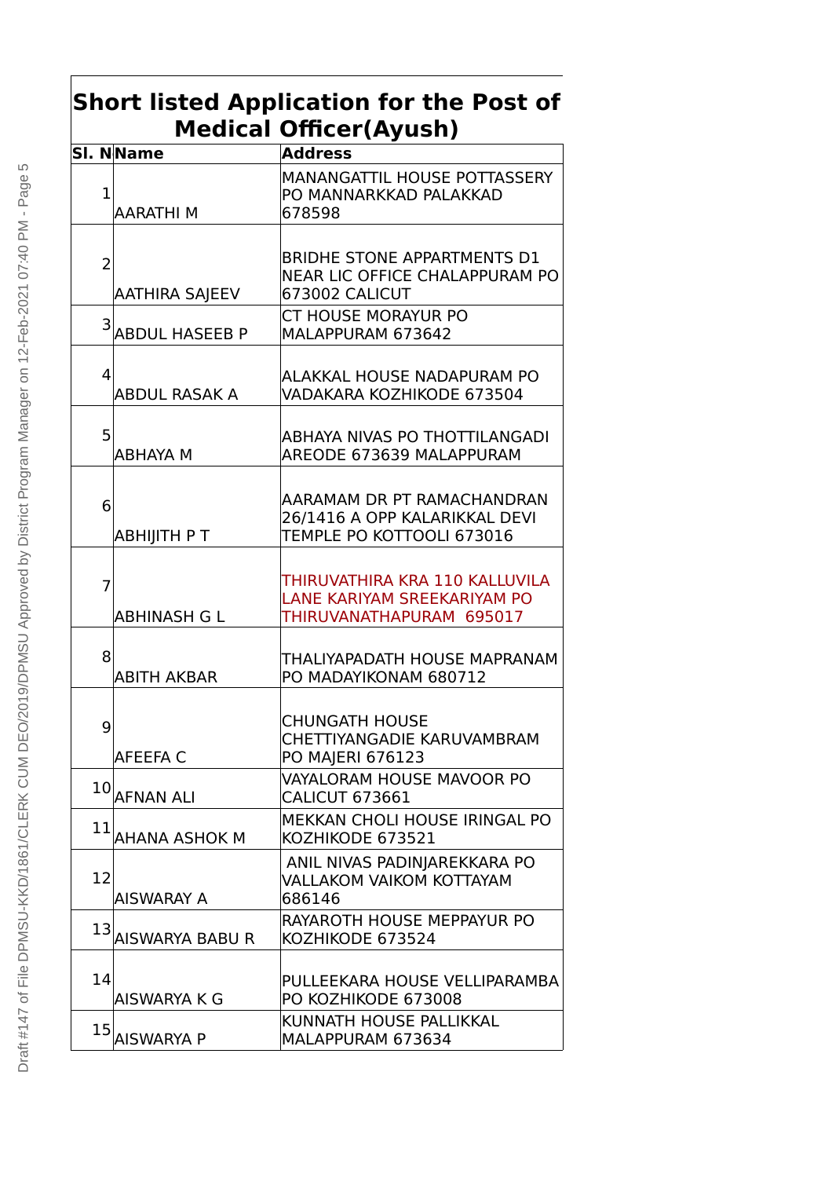# Short listed Application for the Post of Medical Officer(Ayush)

| Sl. N | Name | Address |
|---|---|---|
| 1 | AARATHI M | MANANGATTIL HOUSE POTTASSERY PO MANNARKKAD PALAKKAD 678598 |
| 2 | AATHIRA SAJEEV | BRIDHE STONE APPARTMENTS D1 NEAR LIC OFFICE CHALAPPURAM PO 673002 CALICUT |
| 3 | ABDUL HASEEB P | CT HOUSE MORAYUR PO MALAPPURAM 673642 |
| 4 | ABDUL RASAK A | ALAKKAL HOUSE NADAPURAM PO VADAKARA KOZHIKODE 673504 |
| 5 | ABHAYA M | ABHAYA NIVAS PO THOTTILANGADI AREODE 673639 MALAPPURAM |
| 6 | ABHIJITH P T | AARAMAM DR PT RAMACHANDRAN 26/1416 A OPP KALARIKKAL DEVI TEMPLE PO KOTTOOLI 673016 |
| 7 | ABHINASH G L | THIRUVATHIRA KRA 110 KALLUVILA LANE KARIYAM SREEKARIYAM PO THIRUVANATHAPURAM 695017 |
| 8 | ABITH AKBAR | THALIYAPADATH HOUSE MAPRANAM PO MADAYIKONAM 680712 |
| 9 | AFEEFA C | CHUNGATH HOUSE CHETTIYANGADIE KARUVAMBRAM PO MAJERI 676123 |
| 10 | AFNAN ALI | VAYALORAM HOUSE MAVOOR PO CALICUT 673661 |
| 11 | AHANA ASHOK M | MEKKAN CHOLI HOUSE IRINGAL PO KOZHIKODE 673521 |
| 12 | AISWARAY A | ANIL NIVAS PADINJAREKKARA PO VALLAKOM VAIKOM KOTTAYAM 686146 |
| 13 | AISWARYA BABU R | RAYAROTH HOUSE MEPPAYUR PO KOZHIKODE 673524 |
| 14 | AISWARYA K G | PULLEEKARA HOUSE VELLIPARAMBA PO KOZHIKODE 673008 |
| 15 | AISWARYA P | KUNNATH HOUSE PALLIKKAL MALAPPURAM 673634 |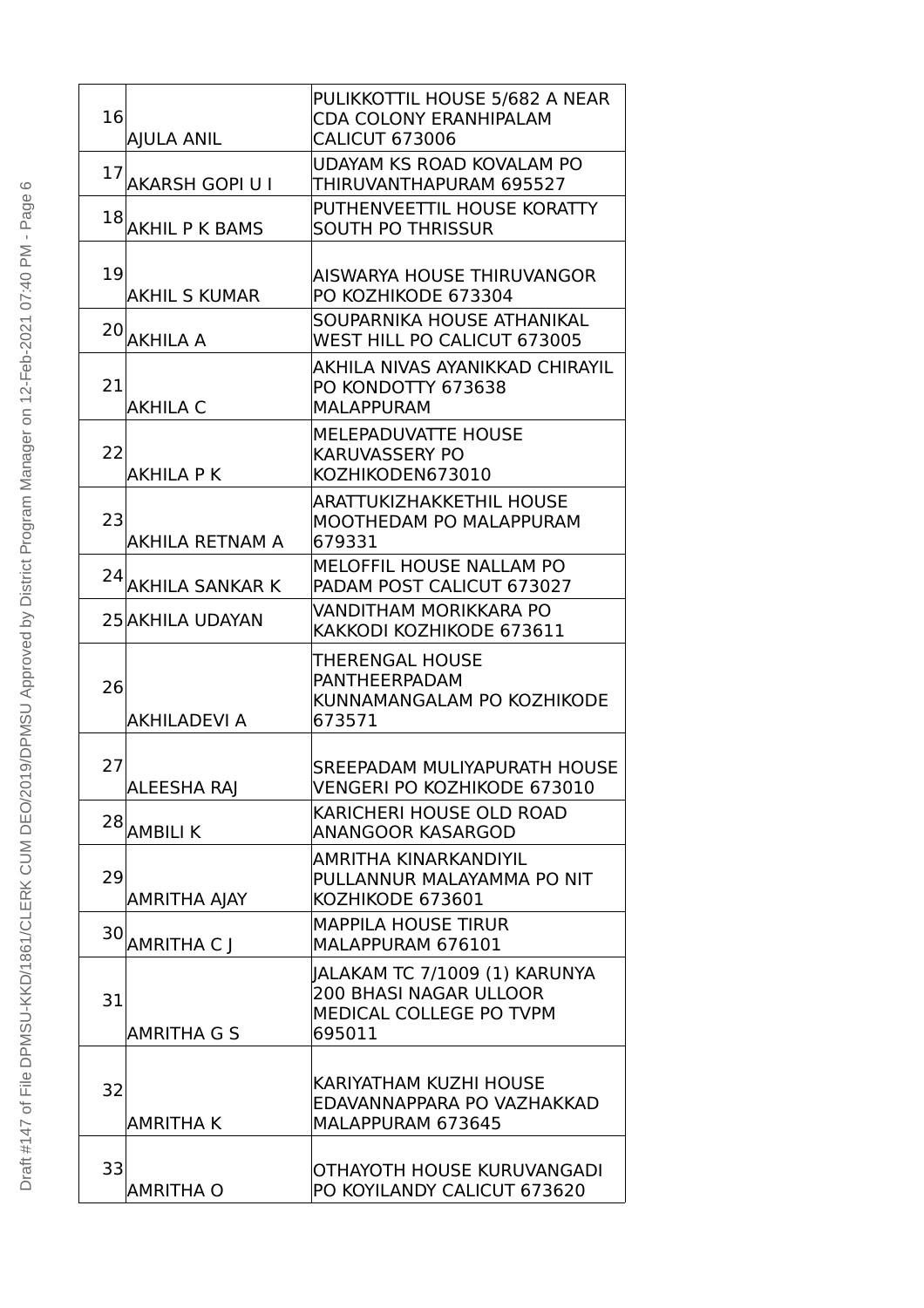| | | |
|---|---|---|
| 16 | AJULA ANIL | PULIKKOTTIL HOUSE 5/682 A NEAR CDA COLONY ERANHIPALAM CALICUT 673006 |
| 17 | AKARSH GOPI U I | UDAYAM KS ROAD KOVALAM PO THIRUVANTHAPURAM 695527 |
| 18 | AKHIL P K BAMS | PUTHENVEETTIL HOUSE KORATTY SOUTH PO THRISSUR |
| 19 | AKHIL S KUMAR | AISWARYA HOUSE THIRUVANGOR PO KOZHIKODE 673304 |
| 20 | AKHILA A | SOUPARNIKA HOUSE ATHANIKAL WEST HILL PO CALICUT 673005 |
| 21 | AKHILA C | AKHILA NIVAS AYANIKKAD CHIRAYIL PO KONDOTTY 673638 MALAPPURAM |
| 22 | AKHILA P K | MELEPADUVATTE HOUSE KARUVASSERY PO KOZHIKODEN673010 |
| 23 | AKHILA RETNAM A | ARATTUKIZHAKKETHIL HOUSE MOOTHEDAM PO MALAPPURAM 679331 |
| 24 | AKHILA SANKAR K | MELOFFIL HOUSE NALLAM PO PADAM POST CALICUT 673027 |
| 25 | AKHILA UDAYAN | VANDITHAM MORIKKARA PO KAKKODI KOZHIKODE 673611 |
| 26 | AKHILADEVI A | THERENGAL HOUSE PANTHEERPADAM KUNNAMANGALAM PO KOZHIKODE 673571 |
| 27 | ALEESHA RAJ | SREEPADAM MULIYAPURATH HOUSE VENGERI PO KOZHIKODE 673010 |
| 28 | AMBILI K | KARICHERI HOUSE OLD ROAD ANANGOOR KASARGOD |
| 29 | AMRITHA AJAY | AMRITHA KINARKANDIYIL PULLANNUR MALAYAMMA PO NIT KOZHIKODE 673601 |
| 30 | AMRITHA C J | MAPPILA HOUSE TIRUR MALAPPURAM 676101 |
| 31 | AMRITHA G S | JALAKAM TC 7/1009 (1) KARUNYA 200 BHASI NAGAR ULLOOR MEDICAL COLLEGE PO TVPM 695011 |
| 32 | AMRITHA K | KARIYATHAM KUZHI HOUSE EDAVANNAPPARA PO VAZHAKKAD MALAPPURAM 673645 |
| 33 | AMRITHA O | OTHAYOTH HOUSE KURUVANGADI PO KOYILANDY CALICUT 673620 |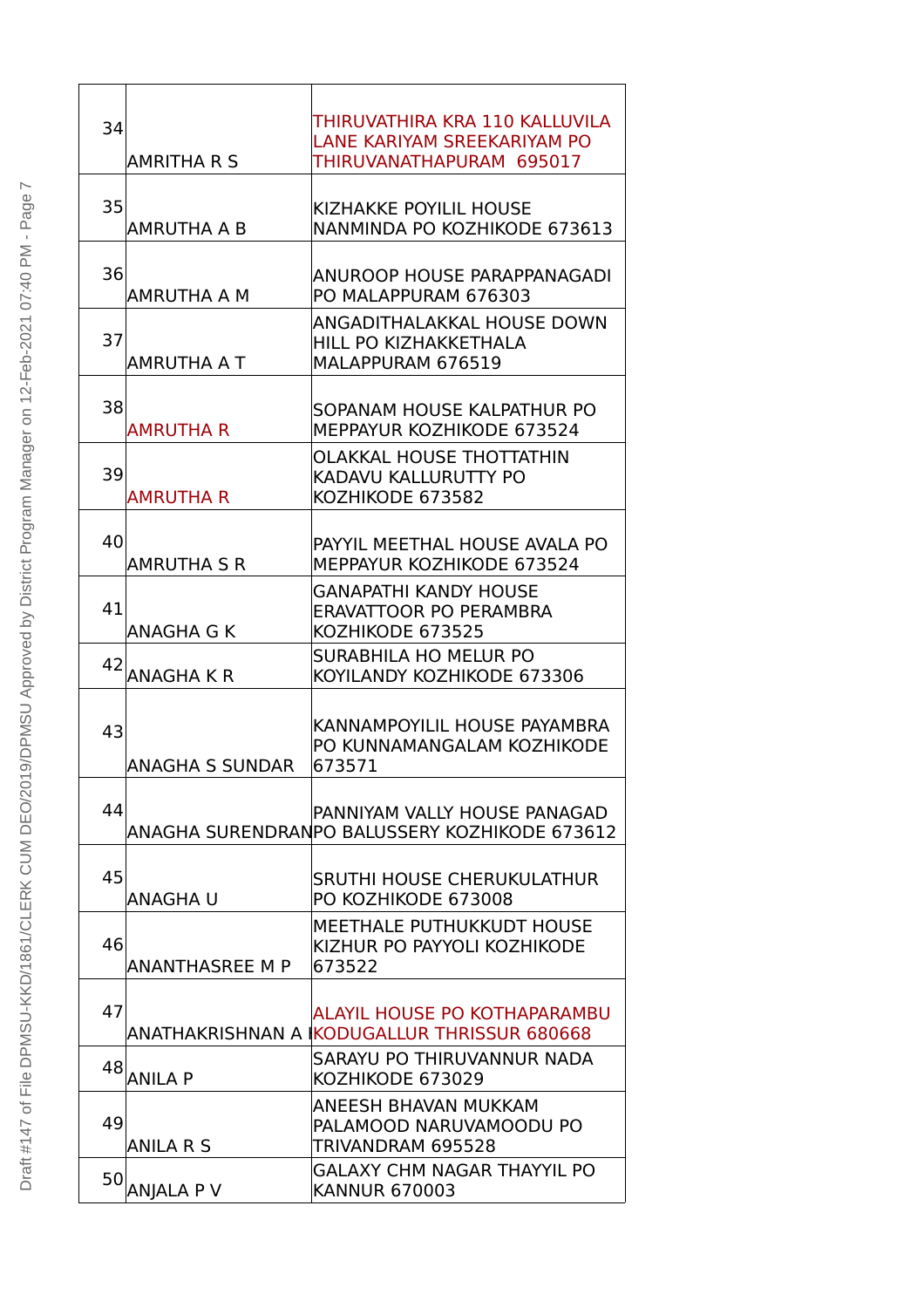| 34 | AMRITHA R S | THIRUVATHIRA KRA 110 KALLUVILA LANE KARIYAM SREEKARIYAM PO THIRUVANATHAPURAM 695017 |
|---|---|---|
| 35 | AMRUTHA A B | KIZHAKKE POYILIL HOUSE NANMINDA PO KOZHIKODE 673613 |
| 36 | AMRUTHA A M | ANUROOP HOUSE PARAPPANAGADI PO MALAPPURAM 676303 |
| 37 | AMRUTHA A T | ANGADITHALAKKAL HOUSE DOWN HILL PO KIZHAKKETHALA MALAPPURAM 676519 |
| 38 | AMRUTHA R | SOPANAM HOUSE KALPATHUR PO MEPPAYUR KOZHIKODE 673524 |
| 39 | AMRUTHA R | OLAKKAL HOUSE THOTTATHIN KADAVU KALLURUTTY PO KOZHIKODE 673582 |
| 40 | AMRUTHA S R | PAYYIL MEETHAL HOUSE AVALA PO MEPPAYUR KOZHIKODE 673524 |
| 41 | ANAGHA G K | GANAPATHI KANDY HOUSE ERAVATTOOR PO PERAMBRA KOZHIKODE 673525 |
| 42 | ANAGHA K R | SURABHILA HO MELUR PO KOYILANDY KOZHIKODE 673306 |
| 43 | ANAGHA S SUNDAR | KANNAMPOYILIL HOUSE PAYAMBRA PO KUNNAMANGALAM KOZHIKODE 673571 |
| 44 | ANAGHA SURENDRAN | PANNIYAM VALLY HOUSE PANAGAD PO BALUSSERY KOZHIKODE 673612 |
| 45 | ANAGHA U | SRUTHI HOUSE CHERUKULATHUR PO KOZHIKODE 673008 |
| 46 | ANANTHASREE M P | MEETHALE PUTHUKKUDT HOUSE KIZHUR PO PAYYOLI KOZHIKODE 673522 |
| 47 | ANATHAKRISHNAN A I | ALAYIL HOUSE PO KOTHAPARAMBU KODUGALLUR THRISSUR 680668 |
| 48 | ANILA P | SARAYU PO THIRUVANNUR NADA KOZHIKODE 673029 |
| 49 | ANILA R S | ANEESH BHAVAN MUKKAM PALAMOOD NARUVAMOODU PO TRIVANDRAM 695528 |
| 50 | ANJALA P V | GALAXY CHM NAGAR THAYYIL PO KANNUR 670003 |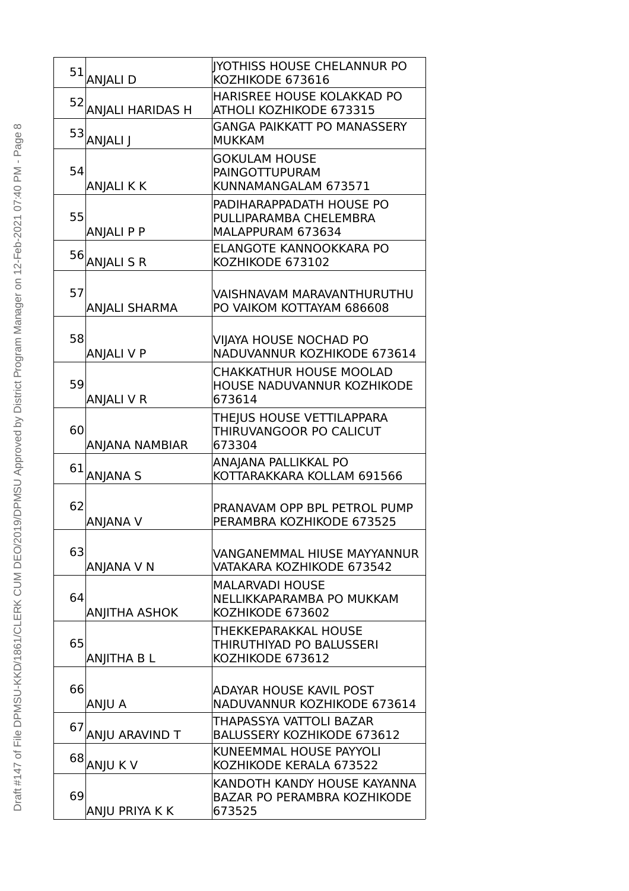| | | |
|---|---|---|
| 51 | ANJALI D | JYOTHISS HOUSE CHELANNUR PO KOZHIKODE 673616 |
| 52 | ANJALI HARIDAS H | HARISREE HOUSE KOLAKKAD PO ATHOLI KOZHIKODE 673315 |
| 53 | ANJALI J | GANGA PAIKKATT PO MANASSERY MUKKAM |
| 54 | ANJALI K K | GOKULAM HOUSE PAINGOTTUPURAM KUNNAMANGALAM 673571 |
| 55 | ANJALI P P | PADIHARAPPADATH HOUSE PO PULLIPARAMBA CHELEMBRA MALAPPURAM 673634 |
| 56 | ANJALI S R | ELANGOTE KANNOOKKARA PO KOZHIKODE 673102 |
| 57 | ANJALI SHARMA | VAISHNAVAM MARAVANTHURUTHU PO VAIKOM KOTTAYAM 686608 |
| 58 | ANJALI V P | VIJAYA HOUSE NOCHAD PO NADUVANNUR KOZHIKODE 673614 |
| 59 | ANJALI V R | CHAKKATHUR HOUSE MOOLAD HOUSE NADUVANNUR KOZHIKODE 673614 |
| 60 | ANJANA NAMBIAR | THEJUS HOUSE VETTILAPPARA THIRUVANGOOR PO CALICUT 673304 |
| 61 | ANJANA S | ANAJANA PALLIKKAL PO KOTTARAKKARA KOLLAM 691566 |
| 62 | ANJANA V | PRANAVAM OPP BPL PETROL PUMP PERAMBRA KOZHIKODE 673525 |
| 63 | ANJANA V N | VANGANEMMAL HIUSE MAYYANNUR VATAKARA KOZHIKODE 673542 |
| 64 | ANJITHA ASHOK | MALARVADI HOUSE NELLIKKAPARAMBA PO MUKKAM KOZHIKODE 673602 |
| 65 | ANJITHA B L | THEKKEPARAKKAL HOUSE THIRUTHIYAD PO BALUSSERI KOZHIKODE 673612 |
| 66 | ANJU A | ADAYAR HOUSE KAVIL POST NADUVANNUR KOZHIKODE 673614 |
| 67 | ANJU ARAVIND T | THAPASSYA VATTOLI BAZAR BALUSSERY KOZHIKODE 673612 |
| 68 | ANJU K V | KUNEEMMAL HOUSE PAYYOLI KOZHIKODE KERALA 673522 |
| 69 | ANJU PRIYA K K | KANDOTH KANDY HOUSE KAYANNA BAZAR PO PERAMBRA KOZHIKODE 673525 |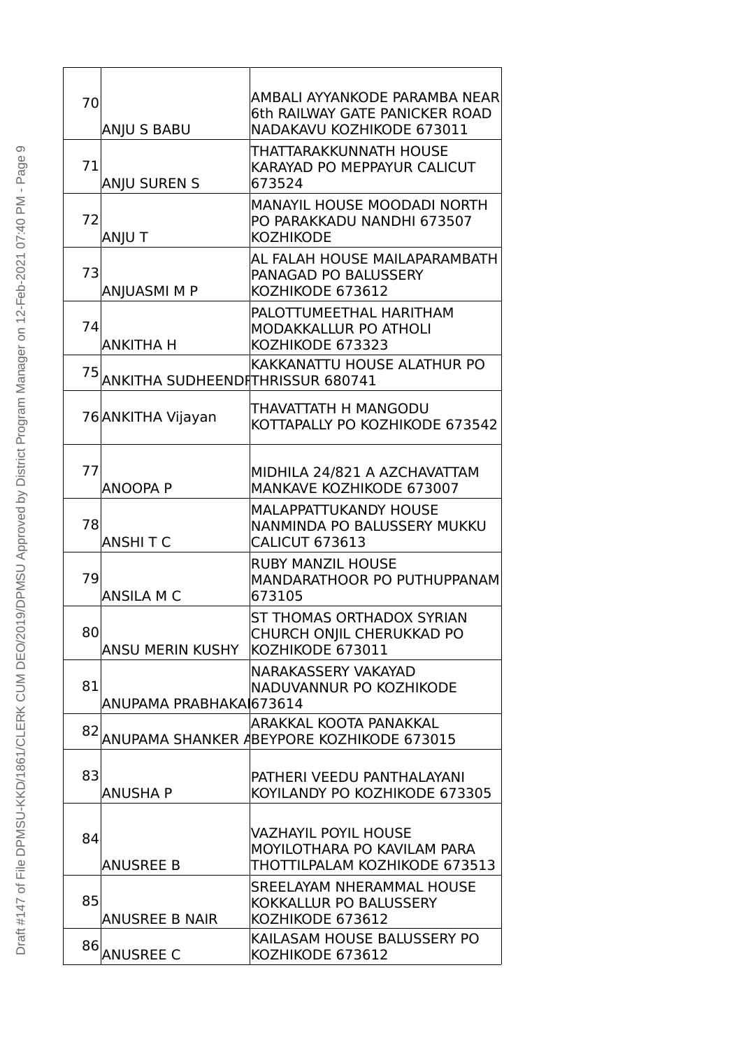| 70 | ANJU S BABU | AMBALI AYYANKODE PARAMBA NEAR 6th RAILWAY GATE PANICKER ROAD NADAKAVU KOZHIKODE 673011 |
|---|---|---|
| 71 | ANJU SUREN S | THATTARAKKUNNATH HOUSE KARAYAD PO MEPPAYUR CALICUT 673524 |
| 72 | ANJU T | MANAYIL HOUSE MOODADI NORTH PO PARAKKADU NANDHI 673507 KOZHIKODE |
| 73 | ANJUASMI M P | AL FALAH HOUSE MAILAPARAMBATH PANAGAD PO BALUSSERY KOZHIKODE 673612 |
| 74 | ANKITHA H | PALOTTUMEETHAL HARITHAM MODAKKALLUR PO ATHOLI KOZHIKODE 673323 |
| 75 | ANKITHA SUDHEEND | KAKKANATTU HOUSE ALATHUR PO THRISSUR 680741 |
| 76 | ANKITHA Vijayan | THAVATTATH H MANGODU KOTTAPALLY PO KOZHIKODE 673542 |
| 77 | ANOOPA P | MIDHILA 24/821 A AZCHAVATTAM MANKAVE KOZHIKODE 673007 |
| 78 | ANSHI T C | MALAPPATTUKANDY HOUSE NANMINDA PO BALUSSERY MUKKU CALICUT 673613 |
| 79 | ANSILA M C | RUBY MANZIL HOUSE MANDARATHOOR PO PUTHUPPANAM 673105 |
| 80 | ANSU MERIN KUSHY | ST THOMAS ORTHADOX SYRIAN CHURCH ONJIL CHERUKKAD PO KOZHIKODE 673011 |
| 81 | ANUPAMA PRABHAKA | NARAKASSERY VAKAYAD NADUVANNUR PO KOZHIKODE 673614 |
| 82 | ANUPAMA SHANKER A | ARAKKAL KOOTA PANAKKAL BEYPORE KOZHIKODE 673015 |
| 83 | ANUSHA P | PATHERI VEEDU PANTHALAYANI KOYILANDY PO KOZHIKODE 673305 |
| 84 | ANUSREE B | VAZHAYIL POYIL HOUSE MOYILOTHARA PO KAVILAM PARA THOTTILPALAM KOZHIKODE 673513 |
| 85 | ANUSREE B NAIR | SREELAYAM NHERAMMAL HOUSE KOKKALLUR PO BALUSSERY KOZHIKODE 673612 |
| 86 | ANUSREE C | KAILASAM HOUSE BALUSSERY PO KOZHIKODE 673612 |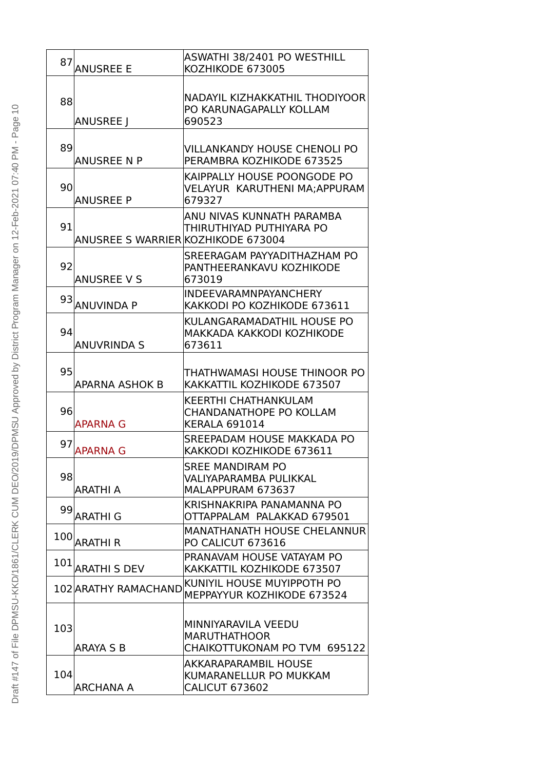| | | |
|---|---|---|
| 87 | ANUSREE E | ASWATHI 38/2401 PO WESTHILL KOZHIKODE 673005 |
| 88 | ANUSREE J | NADAYIL KIZHAKKATHIL THODIYOOR PO KARUNAGAPALLY KOLLAM 690523 |
| 89 | ANUSREE N P | VILLANKANDY HOUSE CHENOLI PO PERAMBRA KOZHIKODE 673525 |
| 90 | ANUSREE P | KAIPPALLY HOUSE POONGODE PO VELAYUR KARUTHENI MA;APPURAM 679327 |
| 91 | ANUSREE S WARRIER | ANU NIVAS KUNNATH PARAMBA THIRUTHIYAD PUTHIYARA PO KOZHIKODE 673004 |
| 92 | ANUSREE V S | SREERAGAM PAYYADITHAZHAM PO PANTHEERANKAVU KOZHIKODE 673019 |
| 93 | ANUVINDA P | INDEEVARAMNPAYANCHERY KAKKODI PO KOZHIKODE 673611 |
| 94 | ANUVRINDA S | KULANGARAMADATHIL HOUSE PO MAKKADA KAKKODI KOZHIKODE 673611 |
| 95 | APARNA ASHOK B | THATHWAMASI HOUSE THINOOR PO KAKKATTIL KOZHIKODE 673507 |
| 96 | APARNA G | KEERTHI CHATHANKULAM CHANDANATHOPE PO KOLLAM KERALA 691014 |
| 97 | APARNA G | SREEPADAM HOUSE MAKKADA PO KAKKODI KOZHIKODE 673611 |
| 98 | ARATHI A | SREE MANDIRAM PO VALIYAPARAMBA PULIKKAL MALAPPURAM 673637 |
| 99 | ARATHI G | KRISHNAKRIPA PANAMANNA PO OTTAPPALAM PALAKKAD 679501 |
| 100 | ARATHI R | MANATHANATH HOUSE CHELANNUR PO CALICUT 673616 |
| 101 | ARATHI S DEV | PRANAVAM HOUSE VATAYAM PO KAKKATTIL KOZHIKODE 673507 |
| 102 | ARATHY RAMACHAND | KUNIYIL HOUSE MUYIPPOTH PO MEPPAYYUR KOZHIKODE 673524 |
| 103 | ARAYA S B | MINNIYARAVILA VEEDU MARUTHATHOOR CHAIKOTTUKONAM PO TVM 695122 |
| 104 | ARCHANA A | AKKARAPARAMBIL HOUSE KUMARANELLUR PO MUKKAM CALICUT 673602 |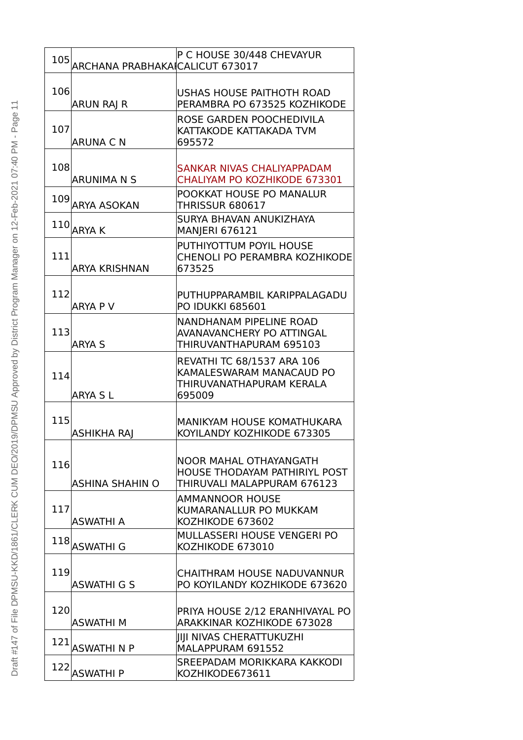| 105 | ARCHANA PRABHAKA | P C HOUSE 30/448 CHEVAYUR CALICUT 673017 |
|---|---|---|
| 106 | ARUN RAJ R | USHAS HOUSE PAITHOTH ROAD PERAMBRA PO 673525 KOZHIKODE |
| 107 | ARUNA C N | ROSE GARDEN POOCHEDIVILA KATTAKODE KATTAKADA TVM 695572 |
| 108 | ARUNIMA N S | SANKAR NIVAS CHALIYAPPADAM CHALIYAM PO KOZHIKODE 673301 |
| 109 | ARYA ASOKAN | POOKKAT HOUSE PO MANALUR THRISSUR 680617 |
| 110 | ARYA K | SURYA BHAVAN ANUKIZHAYA MANJERI 676121 |
| 111 | ARYA KRISHNAN | PUTHIYOTTUM POYIL HOUSE CHENOLI PO PERAMBRA KOZHIKODE 673525 |
| 112 | ARYA P V | PUTHUPPARAMBIL KARIPPALAGADU PO IDUKKI 685601 |
| 113 | ARYA S | NANDHANAM PIPELINE ROAD AVANAVANCHERY PO ATTINGAL THIRUVANTHAPURAM 695103 |
| 114 | ARYA S L | REVATHI TC 68/1537 ARA 106 KAMALESWARAM MANACAUD PO THIRUVANATHAPURAM KERALA 695009 |
| 115 | ASHIKHA RAJ | MANIKYAM HOUSE KOMATHUKARA KOYILANDY KOZHIKODE 673305 |
| 116 | ASHINA SHAHIN O | NOOR MAHAL OTHAYANGATH HOUSE THODAYAM PATHIRIYL POST THIRUVALI MALAPPURAM 676123 |
| 117 | ASWATHI A | AMMANNOOR HOUSE KUMARANALLUR PO MUKKAM KOZHIKODE 673602 |
| 118 | ASWATHI G | MULLASSERI HOUSE VENGERI PO KOZHIKODE 673010 |
| 119 | ASWATHI G S | CHAITHRAM HOUSE NADUVANNUR PO KOYILANDY KOZHIKODE 673620 |
| 120 | ASWATHI M | PRIYA HOUSE 2/12 ERANHIVAYAL PO ARAKKINAR KOZHIKODE 673028 |
| 121 | ASWATHI N P | JIJI NIVAS CHERATTUKUZHI MALAPPURAM 691552 |
| 122 | ASWATHI P | SREEPADAM MORIKKARA KAKKODI KOZHIKODE673611 |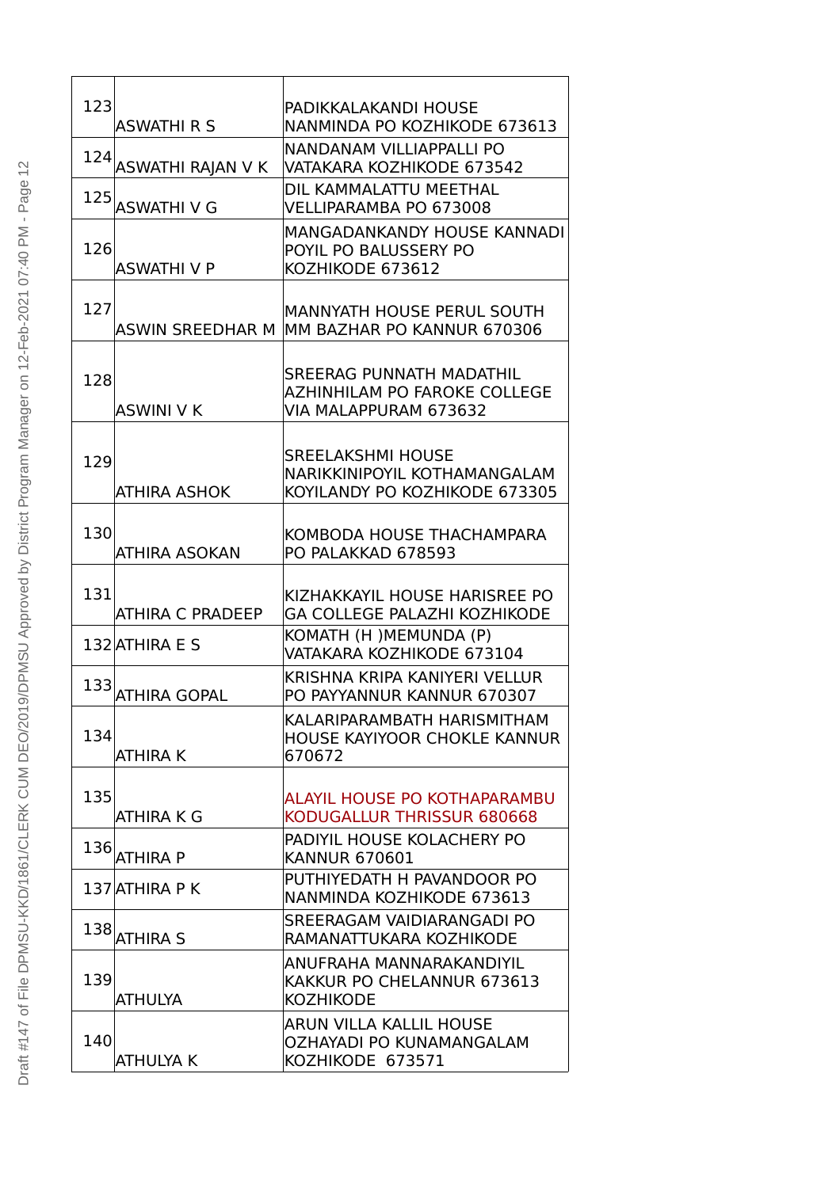| | | |
|---|---|---|
| 123 | ASWATHI R S | PADIKKALAKANDI HOUSE NANMINDA PO KOZHIKODE 673613 |
| 124 | ASWATHI RAJAN V K | NANDANAM VILLIAPPALLI PO VATAKARA KOZHIKODE 673542 |
| 125 | ASWATHI V G | DIL KAMMALATTU MEETHAL VELLIPARAMBA PO 673008 |
| 126 | ASWATHI V P | MANGADANKANDY HOUSE KANNADI POYIL PO BALUSSERY PO KOZHIKODE 673612 |
| 127 | ASWIN SREEDHAR M | MANNYATH HOUSE PERUL SOUTH MM BAZHAR PO KANNUR 670306 |
| 128 | ASWINI V K | SREERAG PUNNATH MADATHIL AZHINHILAM PO FAROKE COLLEGE VIA MALAPPURAM 673632 |
| 129 | ATHIRA ASHOK | SREELAKSHMI HOUSE NARIKKINIPOYIL KOTHAMANGALAM KOYILANDY PO KOZHIKODE 673305 |
| 130 | ATHIRA ASOKAN | KOMBODA HOUSE THACHAMPARA PO PALAKKAD 678593 |
| 131 | ATHIRA C PRADEEP | KIZHAKKAYIL HOUSE HARISREE PO GA COLLEGE PALAZHI KOZHIKODE |
| 132 | ATHIRA E S | KOMATH (H )MEMUNDA (P) VATAKARA KOZHIKODE 673104 |
| 133 | ATHIRA GOPAL | KRISHNA KRIPA KANIYERI VELLUR PO PAYYANNUR KANNUR 670307 |
| 134 | ATHIRA K | KALARIPARAMBATH HARISMITHAM HOUSE KAYIYOOR CHOKLE KANNUR 670672 |
| 135 | ATHIRA K G | ALAYIL HOUSE PO KOTHAPARAMBU KODUGALLUR THRISSUR 680668 |
| 136 | ATHIRA P | PADIYIL HOUSE KOLACHERY PO KANNUR 670601 |
| 137 | ATHIRA P K | PUTHIYEDATH H PAVANDOOR PO NANMINDA KOZHIKODE 673613 |
| 138 | ATHIRA S | SREERAGAM VAIDIARANGADI PO RAMANATTUKARA KOZHIKODE |
| 139 | ATHULYA | ANUFRAHA MANNARAKANDIYIL KAKKUR PO CHELANNUR 673613 KOZHIKODE |
| 140 | ATHULYA K | ARUN VILLA KALLIL HOUSE OZHAYADI PO KUNAMANGALAM KOZHIKODE 673571 |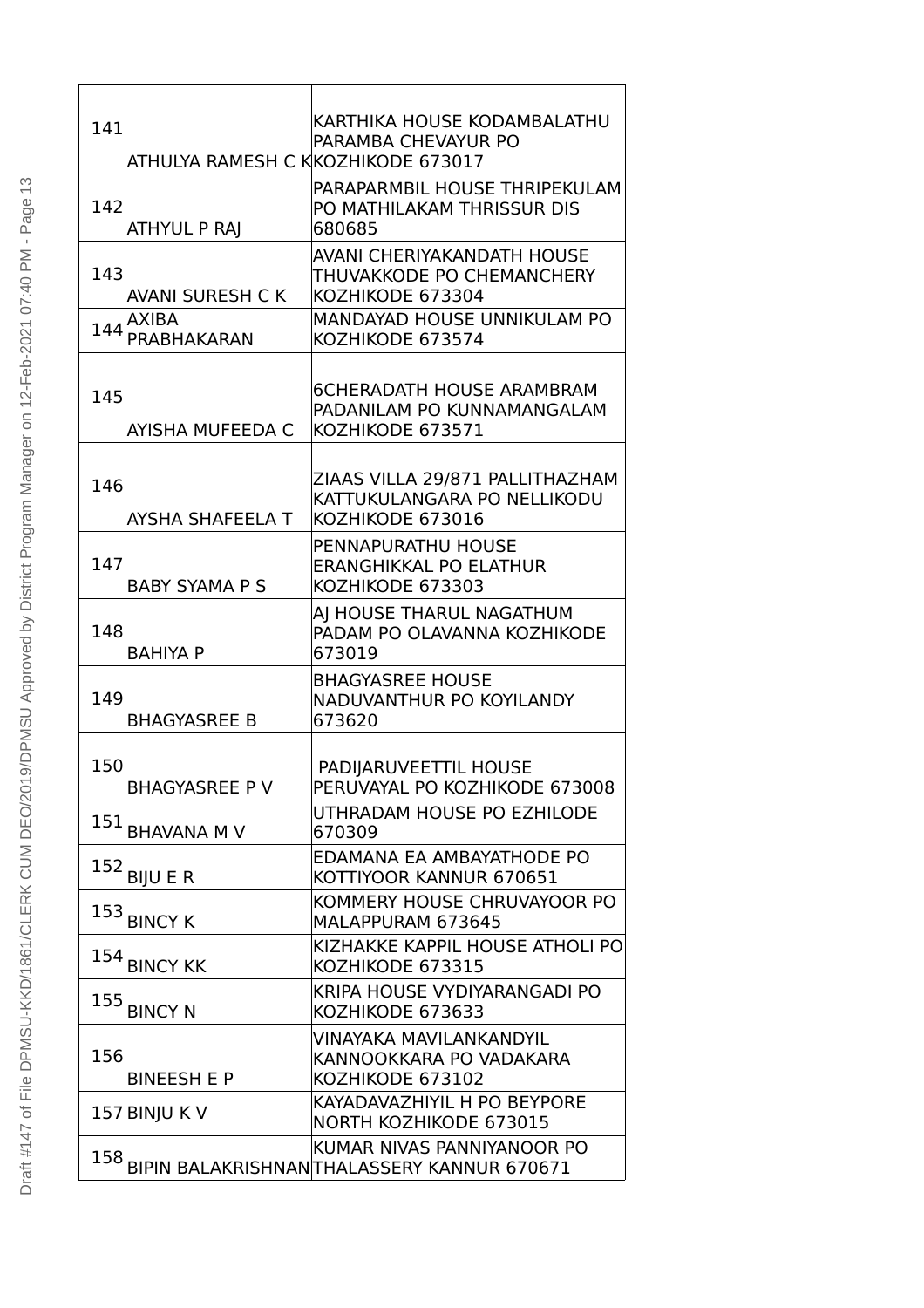| 141 | ATHULYA RAMESH C K | KARTHIKA HOUSE KODAMBALATHU PARAMBA CHEVAYUR PO KOZHIKODE 673017 |
|---|---|---|
| 142 | ATHYUL P RAJ | PARAPARMBIL HOUSE THRIPEKULAM PO MATHILAKAM THRISSUR DIS 680685 |
| 143 | AVANI SURESH C K | AVANI CHERIYAKANDATH HOUSE THUVAKKODE PO CHEMANCHERY KOZHIKODE 673304 |
| 144 | AXIBA PRABHAKARAN | MANDAYAD HOUSE UNNIKULAM PO KOZHIKODE 673574 |
| 145 | AYISHA MUFEEDA C | 6CHERADATH HOUSE ARAMBRAM PADANILAM PO KUNNAMANGALAM KOZHIKODE 673571 |
| 146 | AYSHA SHAFEELA T | ZIAAS VILLA 29/871 PALLITHAZHAM KATTUKULANGARA PO NELLIKODU KOZHIKODE 673016 |
| 147 | BABY SYAMA P S | PENNAPURATHU HOUSE ERANGHIKKAL PO ELATHUR KOZHIKODE 673303 |
| 148 | BAHIYA P | AJ HOUSE THARUL NAGATHUM PADAM PO OLAVANNA KOZHIKODE 673019 |
| 149 | BHAGYASREE B | BHAGYASREE HOUSE NADUVANTHUR PO KOYILANDY 673620 |
| 150 | BHAGYASREE P V | PADIJARUVEETTIL HOUSE PERUVAYAL PO KOZHIKODE 673008 |
| 151 | BHAVANA M V | UTHRADAM HOUSE PO EZHILODE 670309 |
| 152 | BIJU E R | EDAMANA EA AMBAYATHODE PO KOTTIYOOR KANNUR 670651 |
| 153 | BINCY K | KOMMERY HOUSE CHRUVAYOOR PO MALAPPURAM 673645 |
| 154 | BINCY KK | KIZHAKKE KAPPIL HOUSE ATHOLI PO KOZHIKODE 673315 |
| 155 | BINCY N | KRIPA HOUSE VYDIYARANGADI PO KOZHIKODE 673633 |
| 156 | BINEESH E P | VINAYAKA MAVILANKANDYIL KANNOOKKARA PO VADAKARA KOZHIKODE 673102 |
| 157 | BINJU K V | KAYADAVAZHIYIL H PO BEYPORE NORTH KOZHIKODE 673015 |
| 158 | BIPIN BALAKRISHNAN | KUMAR NIVAS PANNIYANOOR PO THALASSERY KANNUR 670671 |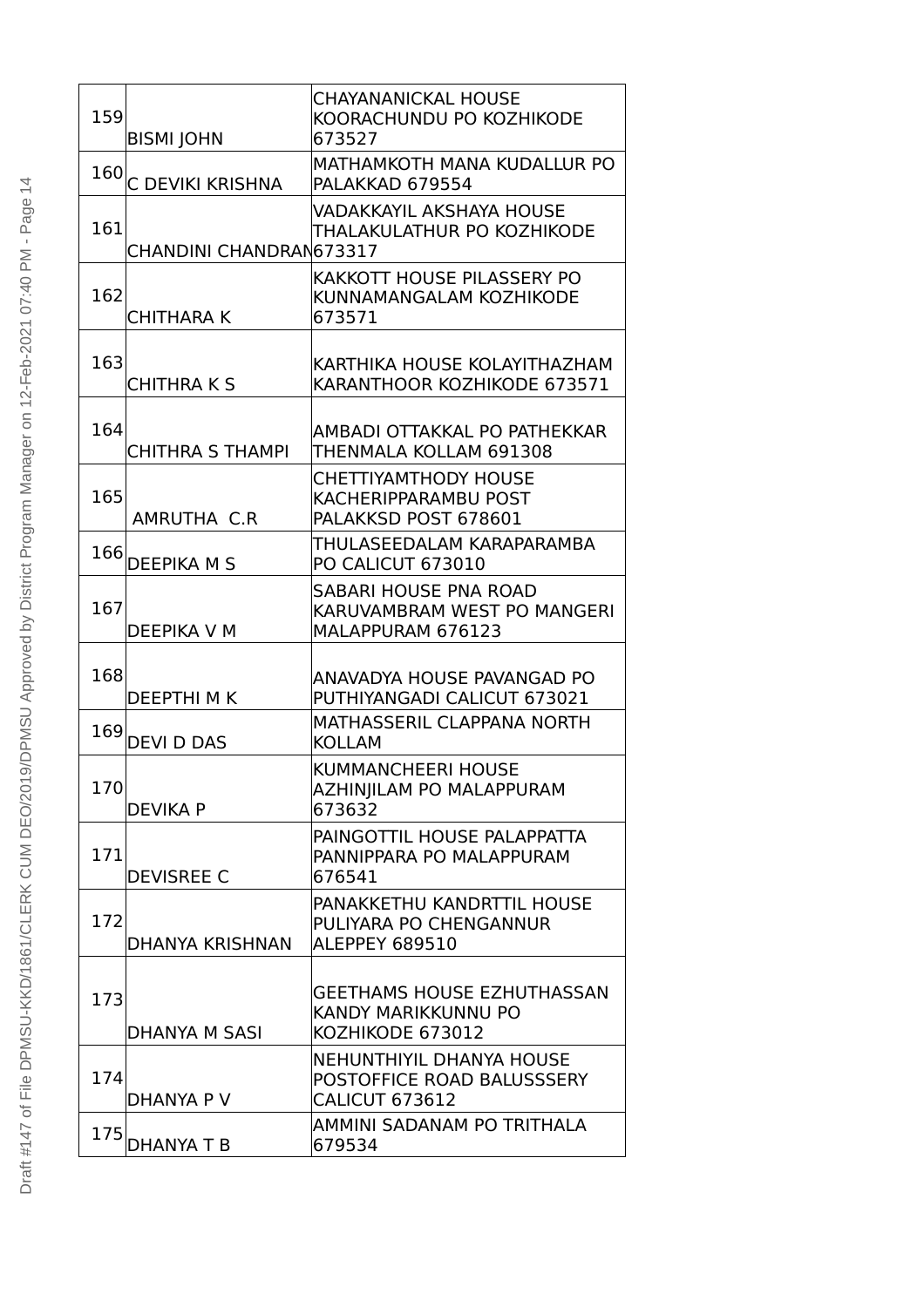| 159 | BISMI JOHN | CHAYANANICKAL HOUSE KOORACHUNDU PO KOZHIKODE 673527 |
|---|---|---|
| 160 | C DEVIKI KRISHNA | MATHAMKOTH MANA KUDALLUR PO PALAKKAD 679554 |
| 161 | CHANDINI CHANDRAN | VADAKKAYIL AKSHAYA HOUSE THALAKULATHUR PO KOZHIKODE 673317 |
| 162 | CHITHARA K | KAKKOTT HOUSE PILASSERY PO KUNNAMANGALAM KOZHIKODE 673571 |
| 163 | CHITHRA K S | KARTHIKA HOUSE KOLAYITHAZHAM KARANTHOOR KOZHIKODE 673571 |
| 164 | CHITHRA S THAMPI | AMBADI OTTAKKAL PO PATHEKKAR THENMALA KOLLAM 691308 |
| 165 | AMRUTHA C.R | CHETTIYAMTHODY HOUSE KACHERIPPARAMBU POST PALAKKSD POST 678601 |
| 166 | DEEPIKA M S | THULASEEDALAM KARAPARAMBA PO CALICUT 673010 |
| 167 | DEEPIKA V M | SABARI HOUSE PNA ROAD KARUVAMBRAM WEST PO MANGERI MALAPPURAM 676123 |
| 168 | DEEPTHI M K | ANAVADYA HOUSE PAVANGAD PO PUTHIYANGADI CALICUT 673021 |
| 169 | DEVI D DAS | MATHASSERIL CLAPPANA NORTH KOLLAM |
| 170 | DEVIKA P | KUMMANCHEERI HOUSE AZHINJILAM PO MALAPPURAM 673632 |
| 171 | DEVISREE C | PAINGOTTIL HOUSE PALAPPATTA PANNIPPARA PO MALAPPURAM 676541 |
| 172 | DHANYA KRISHNAN | PANAKKETHU KANDRTTIL HOUSE PULIYARA PO CHENGANNUR ALEPPEY 689510 |
| 173 | DHANYA M SASI | GEETHAMS HOUSE EZHUTHASSAN KANDY MARIKKUNNU PO KOZHIKODE 673012 |
| 174 | DHANYA P V | NEHUNTHIYIL DHANYA HOUSE POSTOFFICE ROAD BALUSSSERY CALICUT 673612 |
| 175 | DHANYA T B | AMMINI SADANAM PO TRITHALA 679534 |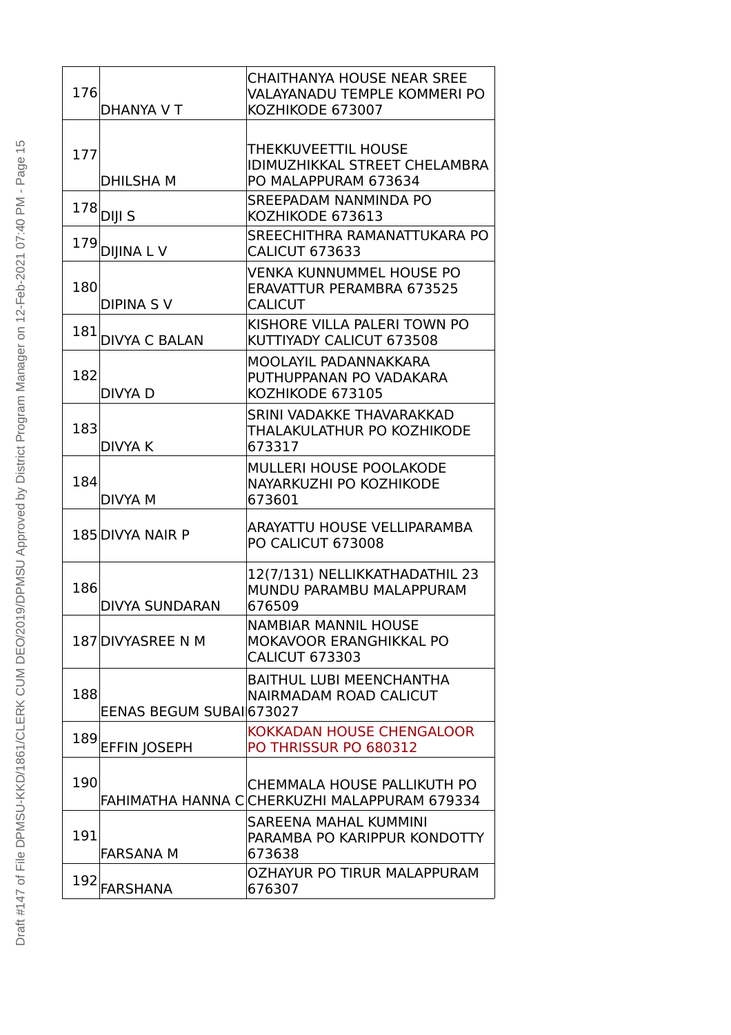| | | |
|---|---|---|
| 176 | DHANYA V T | CHAITHANYA HOUSE NEAR SREE VALAYANADU TEMPLE KOMMERI PO KOZHIKODE 673007 |
| 177 | DHILSHA M | THEKKUVEETTIL HOUSE IDIMUZHIKKAL STREET CHELAMBRA PO MALAPPURAM 673634 |
| 178 | DIJI S | SREEPADAM NANMINDA PO KOZHIKODE 673613 |
| 179 | DIJINA L V | SREECHITHRA RAMANATTUKARA PO CALICUT 673633 |
| 180 | DIPINA S V | VENKA KUNNUMMEL HOUSE PO ERAVATTUR PERAMBRA 673525 CALICUT |
| 181 | DIVYA C BALAN | KISHORE VILLA PALERI TOWN PO KUTTIYADY CALICUT 673508 |
| 182 | DIVYA D | MOOLAYIL PADANNAKKARA PUTHUPPANAN PO VADAKARA KOZHIKODE 673105 |
| 183 | DIVYA K | SRINI VADAKKE THAVARAKKAD THALAKULATHUR PO KOZHIKODE 673317 |
| 184 | DIVYA M | MULLERI HOUSE POOLAKODE NAYARKUZHI PO KOZHIKODE 673601 |
| 185 | DIVYA NAIR P | ARAYATTU HOUSE VELLIPARAMBA PO CALICUT 673008 |
| 186 | DIVYA SUNDARAN | 12(7/131) NELLIKKATHADATHIL 23 MUNDU PARAMBU MALAPPURAM 676509 |
| 187 | DIVYASREE N M | NAMBIAR MANNIL HOUSE MOKAVOOR ERANGHIKKAL PO CALICUT 673303 |
| 188 | EENAS BEGUM SUBAI | BAITHUL LUBI MEENCHANTHA NAIRMADAM ROAD CALICUT 673027 |
| 189 | EFFIN JOSEPH | KOKKADAN HOUSE CHENGALOOR PO THRISSUR PO 680312 |
| 190 | FAHIMATHA HANNA C | CHEMMALA HOUSE PALLIKUTH PO CHERKUZHI MALAPPURAM 679334 |
| 191 | FARSANA M | SAREENA MAHAL KUMMINI PARAMBA PO KARIPPUR KONDOTTY 673638 |
| 192 | FARSHANA | OZHAYUR PO TIRUR MALAPPURAM 676307 |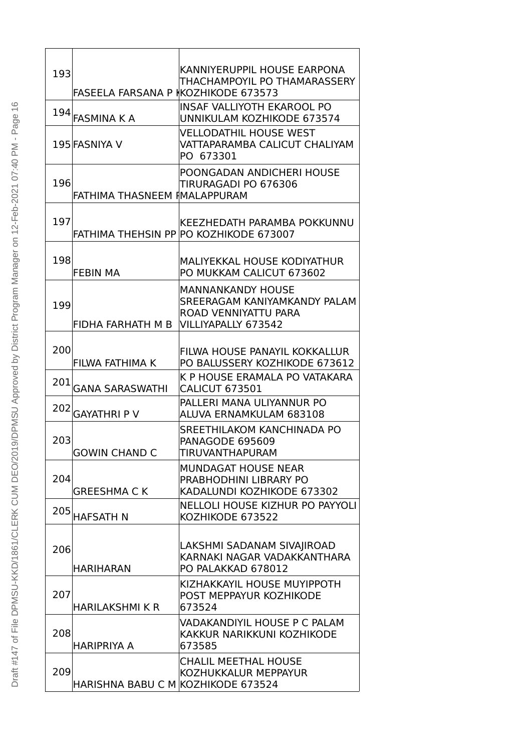| | | |
|---|---|---|
| 193 | FASEELA FARSANA P K | KANNIYERUPPIL HOUSE EARPONA THACHAMPOYIL PO THAMARASSERY KOZHIKODE 673573 |
| 194 | FASMINA K A | INSAF VALLIYOTH EKAROOL PO UNNIKULAM KOZHIKODE 673574 |
| 195 | FASNIYA V | VELLODATHIL HOUSE WEST VATTAPARAMBA CALICUT CHALIYAM PO 673301 |
| 196 | FATHIMA THASNEEM P | POONGADAN ANDICHERI HOUSE TIRURAGADI PO 676306 MALAPPURAM |
| 197 | FATHIMA THEHSIN PP | KEEZHEDATH PARAMBA POKKUNNU PO KOZHIKODE 673007 |
| 198 | FEBIN MA | MALIYEKKAL HOUSE KODIYATHUR PO MUKKAM CALICUT 673602 |
| 199 | FIDHA FARHATH M B | MANNANKANDY HOUSE SREERAGAM KANIYAMKANDY PALAM ROAD VENNIYATTU PARA VILLIYAPALLY 673542 |
| 200 | FILWA FATHIMA K | FILWA HOUSE PANAYIL KOKKALLUR PO BALUSSERY KOZHIKODE 673612 |
| 201 | GANA SARASWATHI | K P HOUSE ERAMALA PO VATAKARA CALICUT 673501 |
| 202 | GAYATHRI P V | PALLERI MANA ULIYANNUR PO ALUVA ERNAMKULAM 683108 |
| 203 | GOWIN CHAND C | SREETHILAKOM KANCHINADA PO PANAGODE 695609 TIRUVANTHAPURAM |
| 204 | GREESHMA C K | MUNDAGAT HOUSE NEAR PRABHODHINI LIBRARY PO KADALUNDI KOZHIKODE 673302 |
| 205 | HAFSATH N | NELLOLI HOUSE KIZHUR PO PAYYOLI KOZHIKODE 673522 |
| 206 | HARIHARAN | LAKSHMI SADANAM SIVAJIROAD KARNAKI NAGAR VADAKKANTHARA PO PALAKKAD 678012 |
| 207 | HARILAKSHMI K R | KIZHAKKAYIL HOUSE MUYIPPOTH POST MEPPAYUR KOZHIKODE 673524 |
| 208 | HARIPRIYA A | VADAKANDIYIL HOUSE P C PALAM KAKKUR NARIKKUNI KOZHIKODE 673585 |
| 209 | HARISHNA BABU C M | CHALIL MEETHAL HOUSE KOZHUKKALUR MEPPAYUR KOZHIKODE 673524 |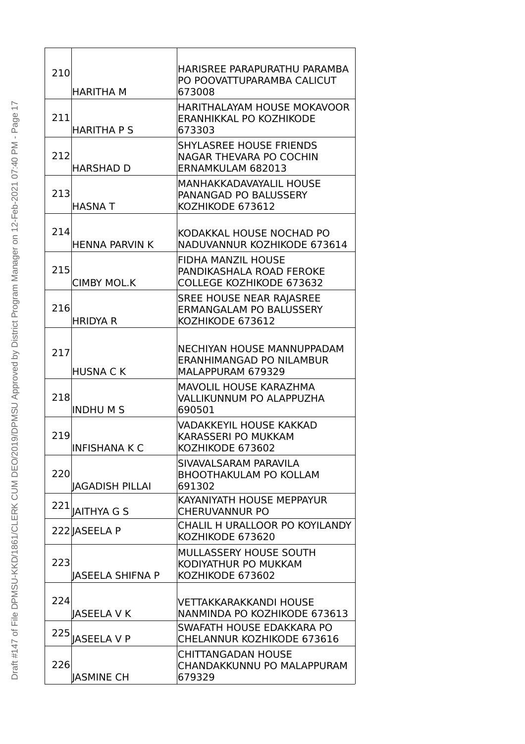| | | |
|---|---|---|
| 210 | HARITHA M | HARISREE PARAPURATHU PARAMBA PO POOVATTUPARAMBA CALICUT 673008 |
| 211 | HARITHA P S | HARITHALAYAM HOUSE MOKAVOOR ERANHIKKAL PO KOZHIKODE 673303 |
| 212 | HARSHAD D | SHYLASREE HOUSE FRIENDS NAGAR THEVARA PO COCHIN ERNAMKULAM 682013 |
| 213 | HASNA T | MANHAKKADAVAYALIL HOUSE PANANGAD PO BALUSSERY KOZHIKODE 673612 |
| 214 | HENNA PARVIN K | KODAKKAL HOUSE NOCHAD PO NADUVANNUR KOZHIKODE 673614 |
| 215 | CIMBY MOL.K | FIDHA MANZIL HOUSE PANDIKASHALA ROAD FEROKE COLLEGE KOZHIKODE 673632 |
| 216 | HRIDYA R | SREE HOUSE NEAR RAJASREE ERMANGALAM PO BALUSSERY KOZHIKODE 673612 |
| 217 | HUSNA C K | NECHIYAN HOUSE MANNUPPADAM ERANHIMANGAD PO NILAMBUR MALAPPURAM 679329 |
| 218 | INDHU M S | MAVOLIL HOUSE KARAZHMA VALLIKUNNUM PO ALAPPUZHA 690501 |
| 219 | INFISHANA K C | VADAKKEYIL HOUSE KAKKAD KARASSERI PO MUKKAM KOZHIKODE 673602 |
| 220 | JAGADISH PILLAI | SIVAVALSARAM PARAVILA BHOOTHAKULAM PO KOLLAM 691302 |
| 221 | JAITHYA G S | KAYANIYATH HOUSE MEPPAYUR CHERUVANNUR PO |
| 222 | JASEELA P | CHALIL H URALLOOR PO KOYILANDY KOZHIKODE 673620 |
| 223 | JASEELA SHIFNA P | MULLASSERY HOUSE SOUTH KODIYATHUR PO MUKKAM KOZHIKODE 673602 |
| 224 | JASEELA V K | VETTAKKARAKKANDI HOUSE NANMINDA PO KOZHIKODE 673613 |
| 225 | JASEELA V P | SWAFATH HOUSE EDAKKARA PO CHELANNUR KOZHIKODE 673616 |
| 226 | JASMINE CH | CHITTANGADAN HOUSE CHANDAKKUNNU PO MALAPPURAM 679329 |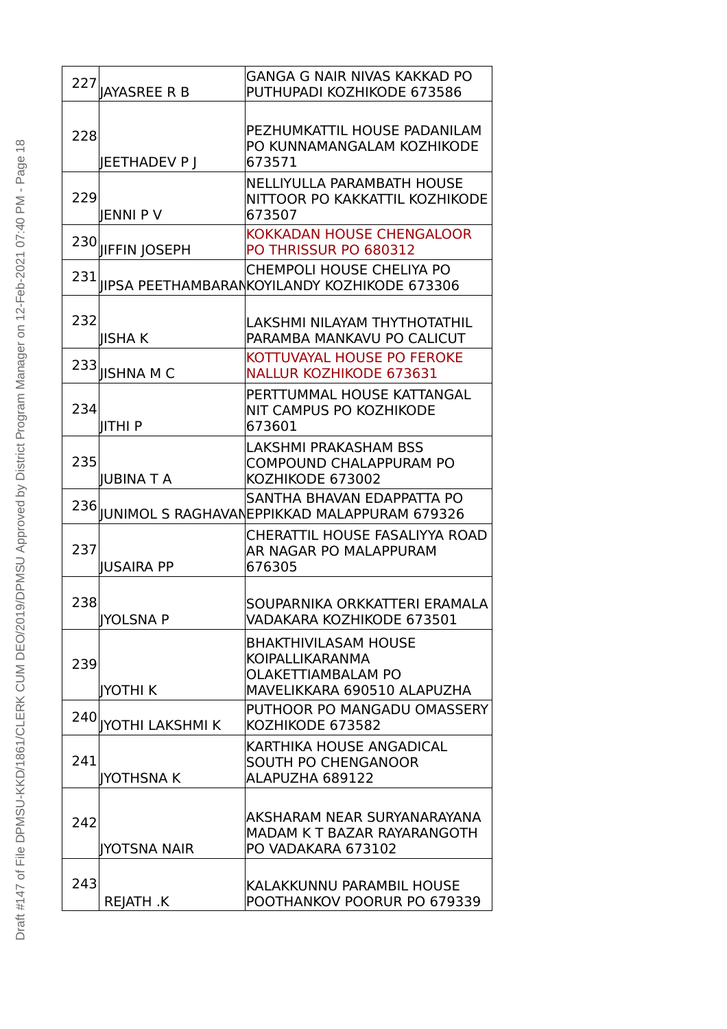| 227 | JAYASREE R B | GANGA G NAIR NIVAS KAKKAD PO PUTHUPADI KOZHIKODE 673586 |
|---|---|---|
| 228 | JEETHADEV P J | PEZHUMKATTIL HOUSE PADANILAM PO KUNNAMANGALAM KOZHIKODE 673571 |
| 229 | JENNI P V | NELLIYULLA PARAMBATH HOUSE NITTOOR PO KAKKATTIL KOZHIKODE 673507 |
| 230 | JIFFIN JOSEPH | KOKKADAN HOUSE CHENGALOOR PO THRISSUR PO 680312 |
| 231 | JIPSA PEETHAMBARAN | CHEMPOLI HOUSE CHELIYA PO KOYILANDY KOZHIKODE 673306 |
| 232 | JISHA K | LAKSHMI NILAYAM THYTHOTATHIL PARAMBA MANKAVU PO CALICUT |
| 233 | JISHNA M C | KOTTUVAYAL HOUSE PO FEROKE NALLUR KOZHIKODE 673631 |
| 234 | JITHI P | PERTTUMMAL HOUSE KATTANGAL NIT CAMPUS PO KOZHIKODE 673601 |
| 235 | JUBINA T A | LAKSHMI PRAKASHAM BSS COMPOUND CHALAPPURAM PO KOZHIKODE 673002 |
| 236 | JUNIMOL S RAGHAVAN | SANTHA BHAVAN EDAPPATTA PO EPPIKKAD MALAPPURAM 679326 |
| 237 | JUSAIRA PP | CHERATTIL HOUSE FASALIYYA ROAD AR NAGAR PO MALAPPURAM 676305 |
| 238 | JYOLSNA P | SOUPARNIKA ORKKATTERI ERAMALA VADAKARA KOZHIKODE 673501 |
| 239 | JYOTHI K | BHAKTHIVILASAM HOUSE KOIPALLIKARANMA OLAKETTIAMBALAM PO MAVELIKKARA 690510 ALAPUZHA |
| 240 | JYOTHI LAKSHMI K | PUTHOOR PO MANGADU OMASSERY KOZHIKODE 673582 |
| 241 | JYOTHSNA K | KARTHIKA HOUSE ANGADICAL SOUTH PO CHENGANOOR ALAPUZHA 689122 |
| 242 | JYOTSNA NAIR | AKSHARAM NEAR SURYANARAYANA MADAM K T BAZAR RAYARANGOTH PO VADAKARA 673102 |
| 243 | REJATH .K | KALAKKUNNU PARAMBIL HOUSE POOTHANKOV POORUR PO 679339 |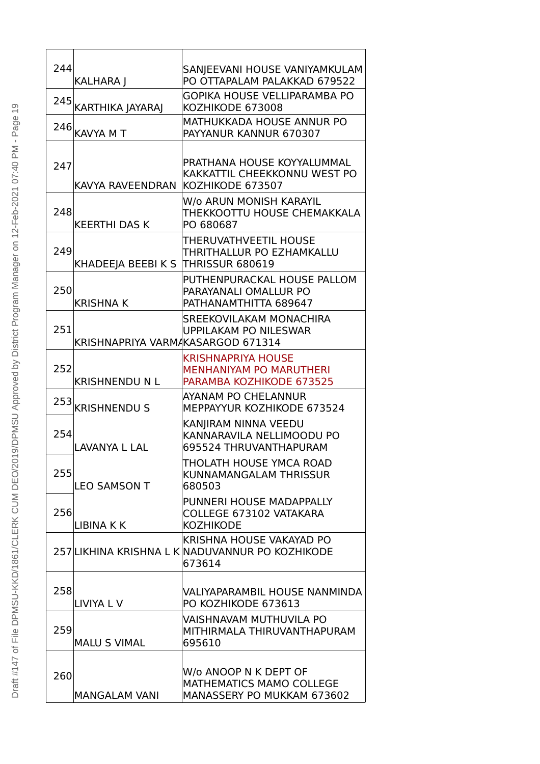| 244 | KALHARA J | SANJEEVANI HOUSE VANIYAMKULAM PO OTTAPALAM PALAKKAD 679522 |
|---|---|---|
| 245 | KARTHIKA JAYARAJ | GOPIKA HOUSE VELLIPARAMBA PO KOZHIKODE 673008 |
| 246 | KAVYA M T | MATHUKKADA HOUSE ANNUR PO PAYYANUR KANNUR 670307 |
| 247 | KAVYA RAVEENDRAN | PRATHANA HOUSE KOYYALUMMAL KAKKATTIL CHEEKKONNU WEST PO KOZHIKODE 673507 |
| 248 | KEERTHI DAS K | W/o ARUN MONISH KARAYIL THEKKOOTTU HOUSE CHEMAKKALA PO 680687 |
| 249 | KHADEEJA BEEBI K S | THERUVATHVEETIL HOUSE THRITHALLUR PO EZHAMKALLU THRISSUR 680619 |
| 250 | KRISHNA K | PUTHENPURACKAL HOUSE PALLOM PARAYANALI OMALLUR PO PATHANAMTHITTA 689647 |
| 251 | KRISHNAPRIYA VARMA | SREEKOVILAKAM MONACHIRA UPPILAKAM PO NILESWAR KASARGOD 671314 |
| 252 | KRISHNENDU N L | KRISHNAPRIYA HOUSE MENHANIYAM PO MARUTHERI PARAMBA KOZHIKODE 673525 |
| 253 | KRISHNENDU S | AYANAM PO CHELANNUR MEPPAYYUR KOZHIKODE 673524 |
| 254 | LAVANYA L LAL | KANJIRAM NINNA VEEDU KANNARAVILA NELLIMOODU PO 695524 THRUVANTHAPURAM |
| 255 | LEO SAMSON T | THOLATH HOUSE YMCA ROAD KUNNAMANGALAM THRISSUR 680503 |
| 256 | LIBINA K K | PUNNERI HOUSE MADAPPALLY COLLEGE 673102 VATAKARA KOZHIKODE |
| 257 | LIKHINA KRISHNA L K | KRISHNA HOUSE VAKAYAD PO NADUVANNUR PO KOZHIKODE 673614 |
| 258 | LIVIYA L V | VALIYAPARAMBIL HOUSE NANMINDA PO KOZHIKODE 673613 |
| 259 | MALU S VIMAL | VAISHNAVAM MUTHUVILA PO MITHIRMALA THIRUVANTHAPURAM 695610 |
| 260 | MANGALAM VANI | W/o ANOOP N K DEPT OF MATHEMATICS MAMO COLLEGE MANASSERY PO MUKKAM 673602 |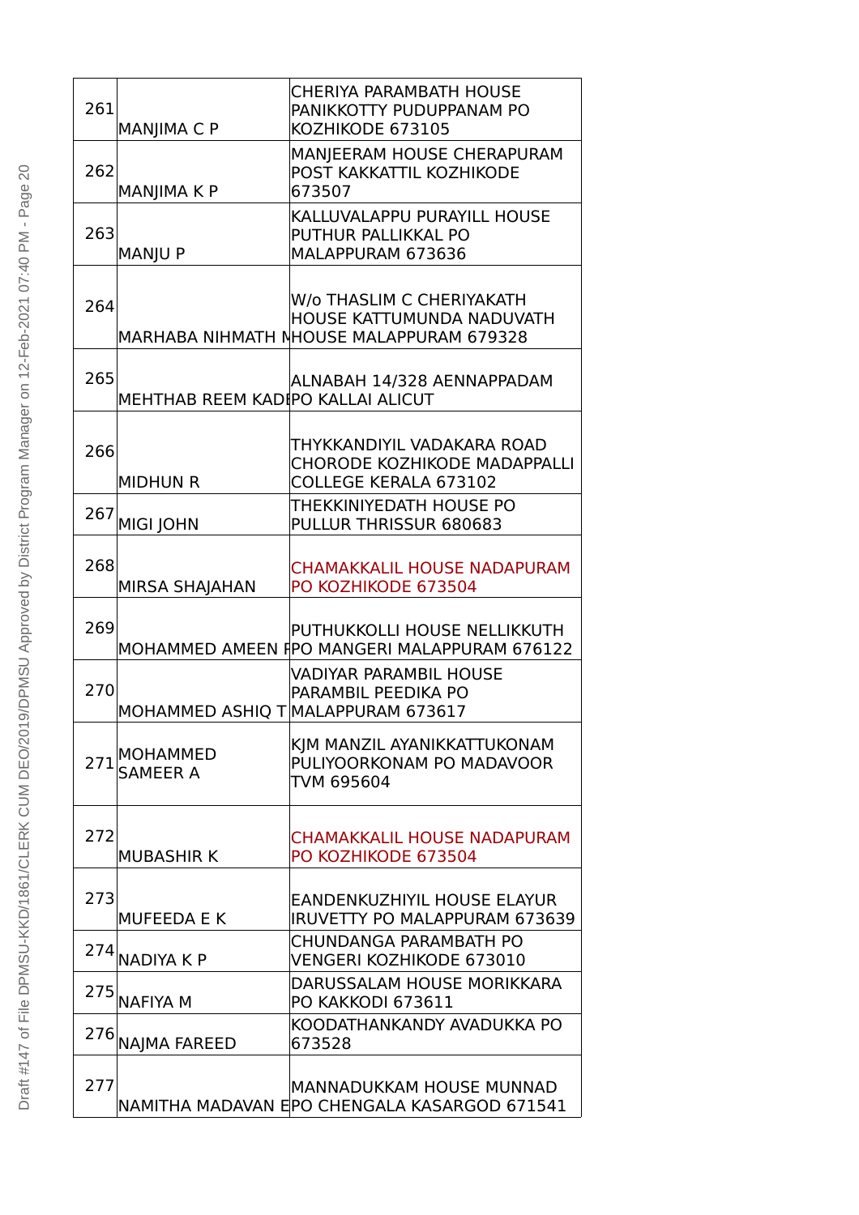| | | |
|---|---|---|
| 261 | MANJIMA C P | CHERIYA PARAMBATH HOUSE PANIKKOTTY PUDUPPANAM PO KOZHIKODE 673105 |
| 262 | MANJIMA K P | MANJEERAM HOUSE CHERAPURAM POST KAKKATTIL KOZHIKODE 673507 |
| 263 | MANJU P | KALLUVALAPPU PURAYILL HOUSE PUTHUR PALLIKKAL PO MALAPPURAM 673636 |
| 264 | MARHABA NIHMATH N | W/o THASLIM C CHERIYAKATH HOUSE KATTUMUNDA NADUVATH HOUSE MALAPPURAM 679328 |
| 265 | MEHTHAB REEM KADI | ALNABAH 14/328 AENNAPPADAM PO KALLAI ALICUT |
| 266 | MIDHUN R | THYKKANDIYIL VADAKARA ROAD CHORODE KOZHIKODE MADAPPALLI COLLEGE KERALA 673102 |
| 267 | MIGI JOHN | THEKKINIYEDATH HOUSE PO PULLUR THRISSUR 680683 |
| 268 | MIRSA SHAJAHAN | CHAMAKKALIL HOUSE NADAPURAM PO KOZHIKODE 673504 |
| 269 | MOHAMMED AMEEN F | PUTHUKKOLLI HOUSE NELLIKKUTH PO MANGERI MALAPPURAM 676122 |
| 270 | MOHAMMED ASHIQ T | VADIYAR PARAMBIL HOUSE PARAMBIL PEEDIKA PO MALAPPURAM 673617 |
| 271 | MOHAMMED SAMEER A | KJM MANZIL AYANIKKATTUKONAM PULIYOORKONAM PO MADAVOOR TVM 695604 |
| 272 | MUBASHIR K | CHAMAKKALIL HOUSE NADAPURAM PO KOZHIKODE 673504 |
| 273 | MUFEEDA E K | EANDENKUZHIYIL HOUSE ELAYUR IRUVETTY PO MALAPPURAM 673639 |
| 274 | NADIYA K P | CHUNDANGA PARAMBATH PO VENGERI KOZHIKODE 673010 |
| 275 | NAFIYA M | DARUSSALAM HOUSE MORIKKARA PO KAKKODI 673611 |
| 276 | NAJMA FAREED | KOODATHANKANDY AVADUKKA PO 673528 |
| 277 | NAMITHA MADAVAN E | MANNADUKKAM HOUSE MUNNAD PO CHENGALA KASARGOD 671541 |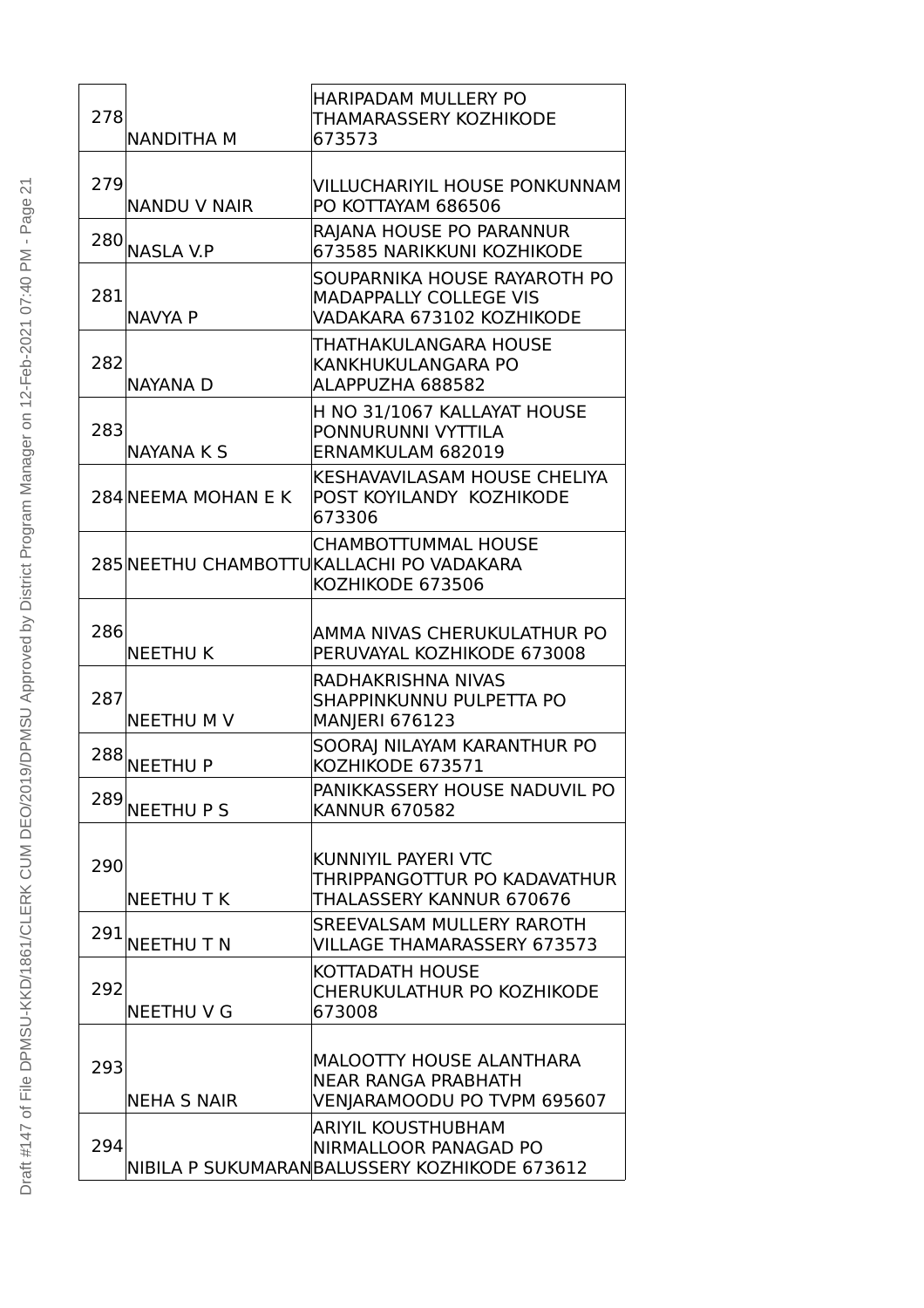| | | |
|---|---|---|
| 278 | NANDITHA M | HARIPADAM MULLERY PO THAMARASSERY KOZHIKODE 673573 |
| 279 | NANDU V NAIR | VILLUCHARIYIL HOUSE PONKUNNAM PO KOTTAYAM 686506 |
| 280 | NASLA V.P | RAJANA HOUSE PO PARANNUR 673585 NARIKKUNI KOZHIKODE |
| 281 | NAVYA P | SOUPARNIKA HOUSE RAYAROTH PO MADAPPALLY COLLEGE VIS VADAKARA 673102 KOZHIKODE |
| 282 | NAYANA D | THATHAKULANGARA HOUSE KANKHUKULANGARA PO ALAPPUZHA 688582 |
| 283 | NAYANA K S | H NO 31/1067 KALLAYAT HOUSE PONNURUNNI VYTTILA ERNAMKULAM 682019 |
| 284 | NEEMA MOHAN E K | KESHAVAVILASAM HOUSE CHELIYA POST KOYILANDY KOZHIKODE 673306 |
| 285 | NEETHU CHAMBOTTU | CHAMBOTTUMMAL HOUSE KALLACHI PO VADAKARA KOZHIKODE 673506 |
| 286 | NEETHU K | AMMA NIVAS CHERUKULATHUR PO PERUVAYAL KOZHIKODE 673008 |
| 287 | NEETHU M V | RADHAKRISHNA NIVAS SHAPPINKUNNU PULPETTA PO MANJERI 676123 |
| 288 | NEETHU P | SOORAJ NILAYAM KARANTHUR PO KOZHIKODE 673571 |
| 289 | NEETHU P S | PANIKKASSERY HOUSE NADUVIL PO KANNUR 670582 |
| 290 | NEETHU T K | KUNNIYIL PAYERI VTC THRIPPANGOTTUR PO KADAVATHUR THALASSERY KANNUR 670676 |
| 291 | NEETHU T N | SREEVALSAM MULLERY RAROTH VILLAGE THAMARASSERY 673573 |
| 292 | NEETHU V G | KOTTADATH HOUSE CHERUKULATHUR PO KOZHIKODE 673008 |
| 293 | NEHA S NAIR | MALOOTTY HOUSE ALANTHARA NEAR RANGA PRABHATH VENJARAMOODU PO TVPM 695607 |
| 294 | NIBILA P SUKUMARAN | ARIYIL KOUSTHUBHAM NIRMALLOOR PANAGAD PO BALUSSERY KOZHIKODE 673612 |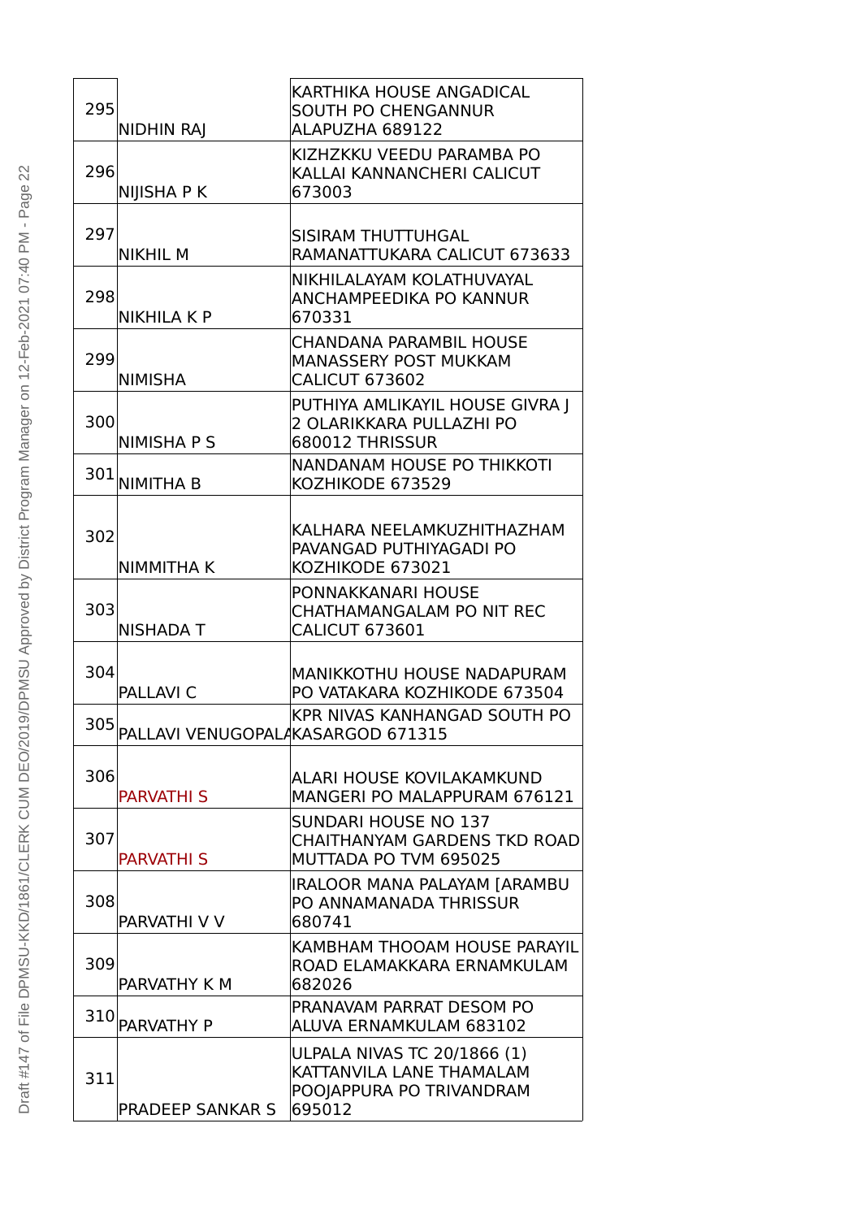| 295 | NIDHIN RAJ | KARTHIKA HOUSE ANGADICAL SOUTH PO CHENGANNUR ALAPUZHA 689122 |
|---|---|---|
| 296 | NIJISHA P K | KIZHZKKU VEEDU PARAMBA PO KALLAI KANNANCHERI CALICUT 673003 |
| 297 | NIKHIL M | SISIRAM THUTTUHGAL RAMANATTUKARA CALICUT 673633 |
| 298 | NIKHILA K P | NIKHILALAYAM KOLATHUVAYAL ANCHAMPEEDIKA PO KANNUR 670331 |
| 299 | NIMISHA | CHANDANA PARAMBIL HOUSE MANASSERY POST MUKKAM CALICUT 673602 |
| 300 | NIMISHA P S | PUTHIYA AMLIKAYIL HOUSE GIVRA J 2 OLARIKKARA PULLAZHI PO 680012 THRISSUR |
| 301 | NIMITHA B | NANDANAM HOUSE PO THIKKOTI KOZHIKODE 673529 |
| 302 | NIMMITHA K | KALHARA NEELAMKUZHITHAZHAM PAVANGAD PUTHIYAGADI PO KOZHIKODE 673021 |
| 303 | NISHADA T | PONNAKKANARI HOUSE CHATHAMANGALAM PO NIT REC CALICUT 673601 |
| 304 | PALLAVI C | MANIKKOTHU HOUSE NADAPURAM PO VATAKARA KOZHIKODE 673504 |
| 305 | PALLAVI VENUGOPAL | KPR NIVAS KANHANGAD SOUTH PO KASARGOD 671315 |
| 306 | PARVATHI S | ALARI HOUSE KOVILAKAMKUND MANGERI PO MALAPPURAM 676121 |
| 307 | PARVATHI S | SUNDARI HOUSE NO 137 CHAITHANYAM GARDENS TKD ROAD MUTTADA PO TVM 695025 |
| 308 | PARVATHI V V | IRALOOR MANA PALAYAM [ARAMBU PO ANNAMANADA THRISSUR 680741 |
| 309 | PARVATHY K M | KAMBHAM THOOAM HOUSE PARAYIL ROAD ELAMAKKARA ERNAMKULAM 682026 |
| 310 | PARVATHY P | PRANAVAM PARRAT DESOM PO ALUVA ERNAMKULAM 683102 |
| 311 | PRADEEP SANKAR S | ULPALA NIVAS TC 20/1866 (1) KATTANVILA LANE THAMALAM POOJAPPURA PO TRIVANDRAM 695012 |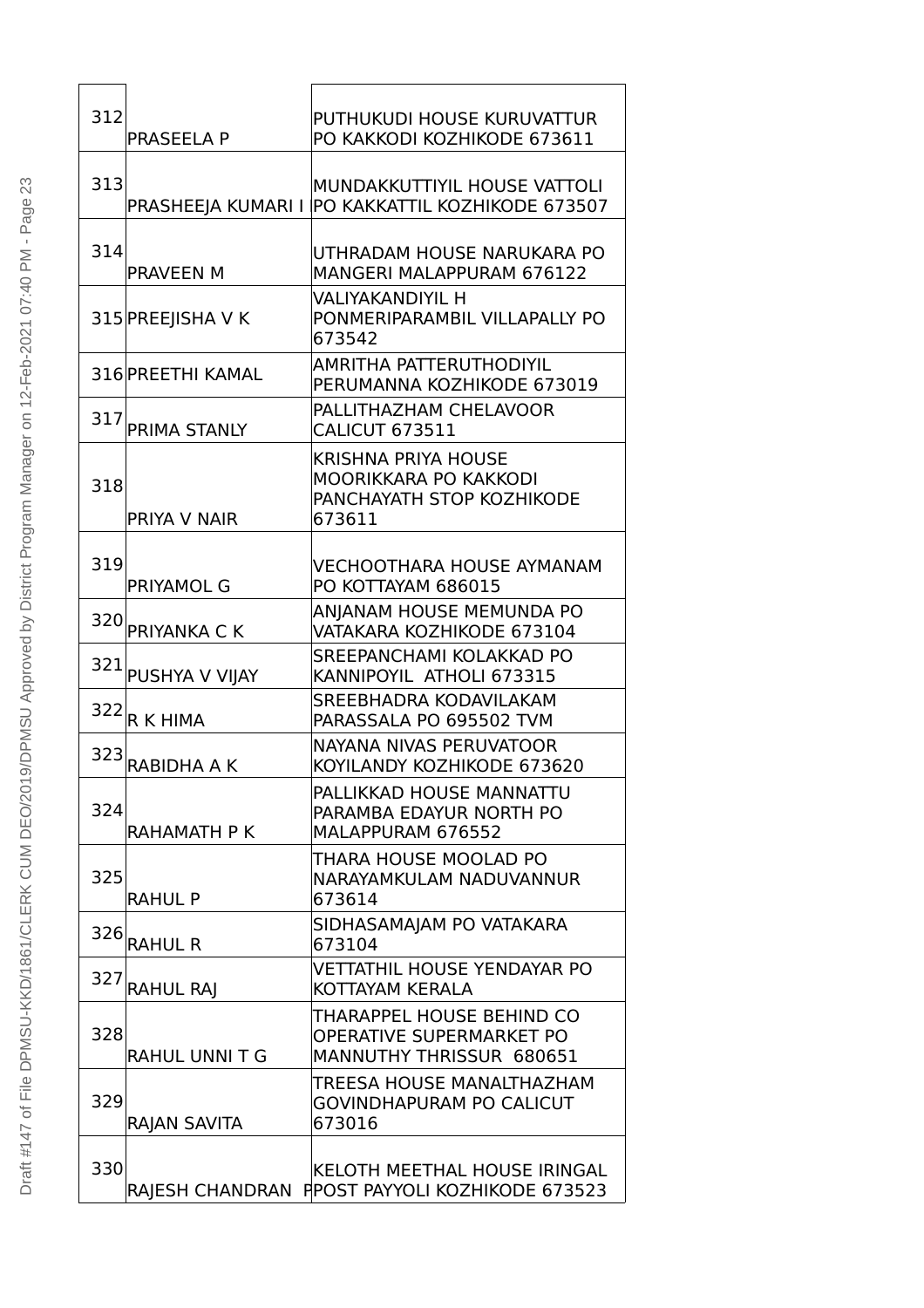| | | |
|---|---|---|
| 312 | PRASEELA P | PUTHUKUDI HOUSE KURUVATTUR PO KAKKODI KOZHIKODE 673611 |
| 313 | PRASHEEJA KUMARI I | MUNDAKKUTTIYIL HOUSE VATTOLI PO KAKKATTIL KOZHIKODE 673507 |
| 314 | PRAVEEN M | UTHRADAM HOUSE NARUKARA PO MANGERI MALAPPURAM 676122 |
| 315 | PREEJISHA V K | VALIYAKANDIYIL H PONMERIPARAMBIL VILLAPALLY PO 673542 |
| 316 | PREETHI KAMAL | AMRITHA PATTERUTHODIYIL PERUMANNA KOZHIKODE 673019 |
| 317 | PRIMA STANLY | PALLITHAZHAM CHELAVOOR CALICUT 673511 |
| 318 | PRIYA V NAIR | KRISHNA PRIYA HOUSE MOORIKKARA PO KAKKODI PANCHAYATH STOP KOZHIKODE 673611 |
| 319 | PRIYAMOL G | VECHOOTHARA HOUSE AYMANAM PO KOTTAYAM 686015 |
| 320 | PRIYANKA C K | ANJANAM HOUSE MEMUNDA PO VATAKARA KOZHIKODE 673104 |
| 321 | PUSHYA V VIJAY | SREEPANCHAMI KOLAKKAD PO KANNIPOYIL ATHOLI 673315 |
| 322 | R K HIMA | SREEBHADRA KODAVILAKAM PARASSALA PO 695502 TVM |
| 323 | RABIDHA A K | NAYANA NIVAS PERUVATOOR KOYILANDY KOZHIKODE 673620 |
| 324 | RAHAMATH P K | PALLIKKAD HOUSE MANNATTU PARAMBA EDAYUR NORTH PO MALAPPURAM 676552 |
| 325 | RAHUL P | THARA HOUSE MOOLAD PO NARAYAMKULAM NADUVANNUR 673614 |
| 326 | RAHUL R | SIDHASAMAJAM PO VATAKARA 673104 |
| 327 | RAHUL RAJ | VETTATHIL HOUSE YENDAYAR PO KOTTAYAM KERALA |
| 328 | RAHUL UNNI T G | THARAPPEL HOUSE BEHIND CO OPERATIVE SUPERMARKET PO MANNUTHY THRISSUR 680651 |
| 329 | RAJAN SAVITA | TREESA HOUSE MANALTHAZHAM GOVINDHAPURAM PO CALICUT 673016 |
| 330 | RAJESH CHANDRAN P | KELOTH MEETHAL HOUSE IRINGAL POST PAYYOLI KOZHIKODE 673523 |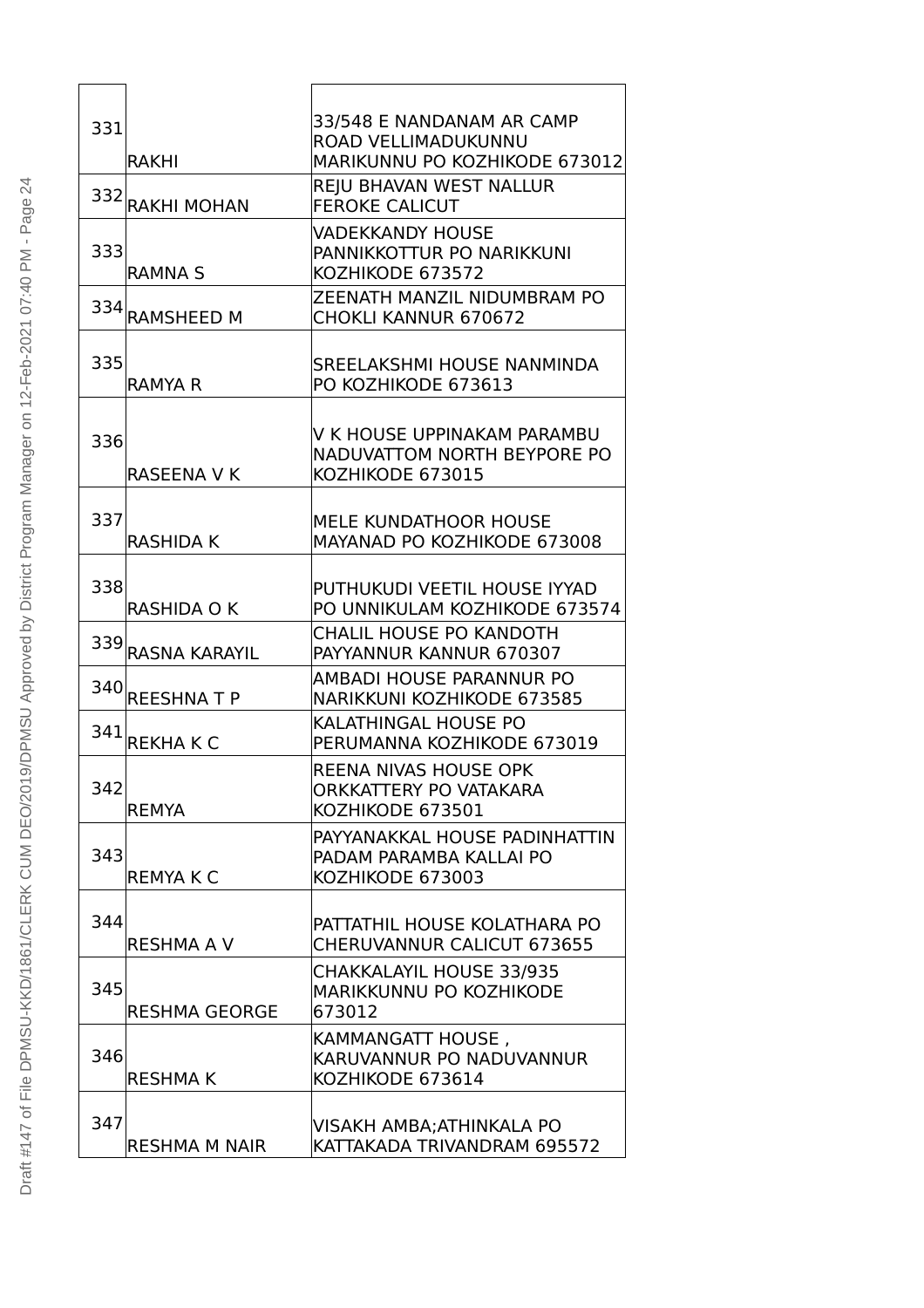| | | |
|---|---|---|
| 331 | RAKHI | 33/548 E NANDANAM AR CAMP ROAD VELLIMADUKUNNU MARIKUNNU PO KOZHIKODE 673012 |
| 332 | RAKHI MOHAN | REJU BHAVAN WEST NALLUR FEROKE CALICUT |
| 333 | RAMNA S | VADEKKANDY HOUSE PANNIKKOTTUR PO NARIKKUNI KOZHIKODE 673572 |
| 334 | RAMSHEED M | ZEENATH MANZIL NIDUMBRAM PO CHOKLI KANNUR 670672 |
| 335 | RAMYA R | SREELAKSHMI HOUSE NANMINDA PO KOZHIKODE 673613 |
| 336 | RASEENA V K | V K HOUSE UPPINAKAM PARAMBU NADUVATTOM NORTH BEYPORE PO KOZHIKODE 673015 |
| 337 | RASHIDA K | MELE KUNDATHOOR HOUSE MAYANAD PO KOZHIKODE 673008 |
| 338 | RASHIDA O K | PUTHUKUDI VEETIL HOUSE IYYAD PO UNNIKULAM KOZHIKODE 673574 |
| 339 | RASNA KARAYIL | CHALIL HOUSE PO KANDOTH PAYYANNUR KANNUR 670307 |
| 340 | REESHNA T P | AMBADI HOUSE PARANNUR PO NARIKKUNI KOZHIKODE 673585 |
| 341 | REKHA K C | KALATHINGAL HOUSE PO PERUMANNA KOZHIKODE 673019 |
| 342 | REMYA | REENA NIVAS HOUSE OPK ORKKATTERY PO VATAKARA KOZHIKODE 673501 |
| 343 | REMYA K C | PAYYANAKKAL HOUSE PADINHATTIN PADAM PARAMBA KALLAI PO KOZHIKODE 673003 |
| 344 | RESHMA A V | PATTATHIL HOUSE KOLATHARA PO CHERUVANNUR CALICUT 673655 |
| 345 | RESHMA GEORGE | CHAKKALAYIL HOUSE 33/935 MARIKKUNNU PO KOZHIKODE 673012 |
| 346 | RESHMA K | KAMMANGATT HOUSE , KARUVANNUR PO NADUVANNUR KOZHIKODE 673614 |
| 347 | RESHMA M NAIR | VISAKH AMBA;ATHINKALA PO KATTAKADA TRIVANDRAM 695572 |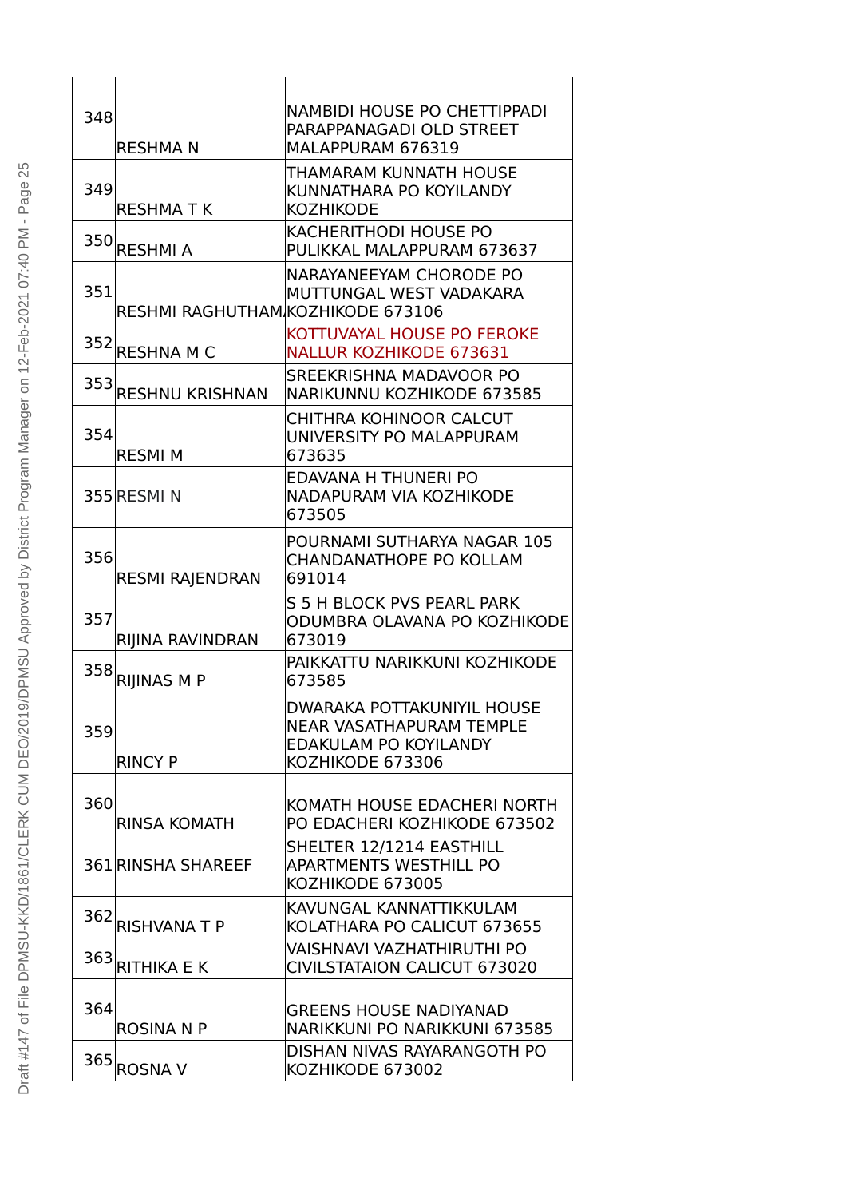| | | |
|---|---|---|
| 348 | RESHMA N | NAMBIDI HOUSE PO CHETTIPPADI PARAPPANAGADI OLD STREET MALAPPURAM 676319 |
| 349 | RESHMA T K | THAMARAM KUNNATH HOUSE KUNNATHARA PO KOYILANDY KOZHIKODE |
| 350 | RESHMI A | KACHERITHODI HOUSE PO PULIKKAL MALAPPURAM 673637 |
| 351 | RESHMI RAGHUTHAM | NARAYANEEYAM CHORODE PO MUTTUNGAL WEST VADAKARA KOZHIKODE 673106 |
| 352 | RESHNA M C | KOTTUVAYAL HOUSE PO FEROKE NALLUR KOZHIKODE 673631 |
| 353 | RESHNU KRISHNAN | SREEKRISHNA MADAVOOR PO NARIKUNNU KOZHIKODE 673585 |
| 354 | RESMI M | CHITHRA KOHINOOR CALCUT UNIVERSITY PO MALAPPURAM 673635 |
| 355 | RESMI N | EDAVANA H THUNERI PO NADAPURAM VIA KOZHIKODE 673505 |
| 356 | RESMI RAJENDRAN | POURNAMI SUTHARYA NAGAR 105 CHANDANATHOPE PO KOLLAM 691014 |
| 357 | RIJINA RAVINDRAN | S 5 H BLOCK PVS PEARL PARK ODUMBRA OLAVANA PO KOZHIKODE 673019 |
| 358 | RIJINAS M P | PAIKKATTU NARIKKUNI KOZHIKODE 673585 |
| 359 | RINCY P | DWARAKA POTTAKUNIYIL HOUSE NEAR VASATHAPURAM TEMPLE EDAKULAM PO KOYILANDY KOZHIKODE 673306 |
| 360 | RINSA KOMATH | KOMATH HOUSE EDACHERI NORTH PO EDACHERI KOZHIKODE 673502 |
| 361 | RINSHA SHAREEF | SHELTER 12/1214 EASTHILL APARTMENTS WESTHILL PO KOZHIKODE 673005 |
| 362 | RISHVANA T P | KAVUNGAL KANNATTIKKULAM KOLATHARA PO CALICUT 673655 |
| 363 | RITHIKA E K | VAISHNAVI VAZHATHIRUTHI PO CIVILSTATAION CALICUT 673020 |
| 364 | ROSINA N P | GREENS HOUSE NADIYANAD NARIKKUNI PO NARIKKUNI 673585 |
| 365 | ROSNA V | DISHAN NIVAS RAYARANGOTH PO KOZHIKODE 673002 |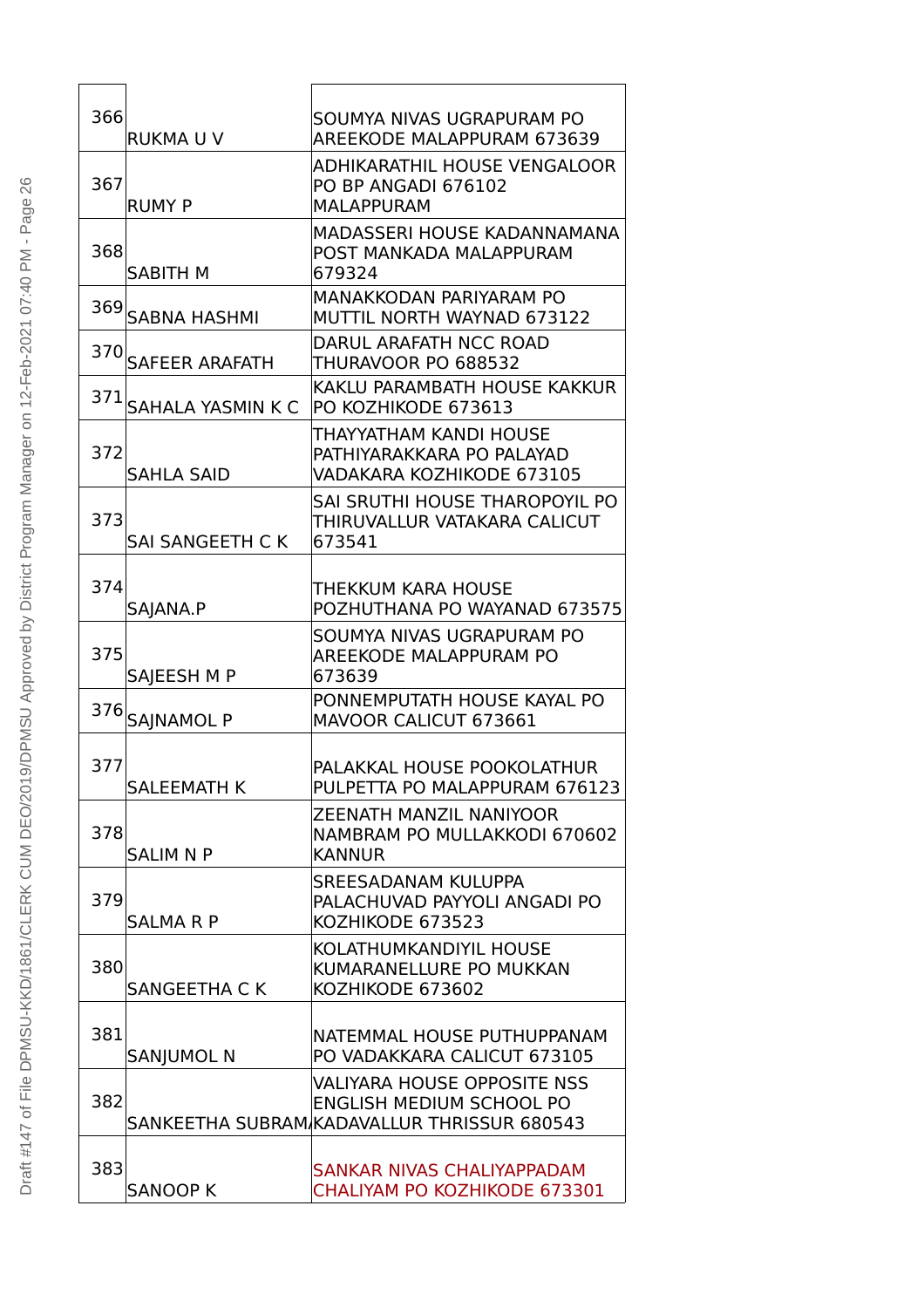| | | |
|---|---|---|
| 366 | RUKMA U V | SOUMYA NIVAS UGRAPURAM PO AREEKODE MALAPPURAM 673639 |
| 367 | RUMY P | ADHIKARATHIL HOUSE VENGALOOR PO BP ANGADI 676102 MALAPPURAM |
| 368 | SABITH M | MADASSERI HOUSE KADANNAMANA POST MANKADA MALAPPURAM 679324 |
| 369 | SABNA HASHMI | MANAKKODAN PARIYARAM PO MUTTIL NORTH WAYNAD 673122 |
| 370 | SAFEER ARAFATH | DARUL ARAFATH NCC ROAD THURAVOOR PO 688532 |
| 371 | SAHALA YASMIN K C | KAKLU PARAMBATH HOUSE KAKKUR PO KOZHIKODE 673613 |
| 372 | SAHLA SAID | THAYYATHAM KANDI HOUSE PATHIYARAKKARA PO PALAYAD VADAKARA KOZHIKODE 673105 |
| 373 | SAI SANGEETH C K | SAI SRUTHI HOUSE THAROPOYIL PO THIRUVALLUR VATAKARA CALICUT 673541 |
| 374 | SAJANA.P | THEKKUM KARA HOUSE POZHUTHANA PO WAYANAD 673575 |
| 375 | SAJEESH M P | SOUMYA NIVAS UGRAPURAM PO AREEKODE MALAPPURAM PO 673639 |
| 376 | SAJNAMOL P | PONNEMPUTATH HOUSE KAYAL PO MAVOOR CALICUT 673661 |
| 377 | SALEEMATH K | PALAKKAL HOUSE POOKOLATHUR PULPETTA PO MALAPPURAM 676123 |
| 378 | SALIM N P | ZEENATH MANZIL NANIYOOR NAMBRAM PO MULLAKKODI 670602 KANNUR |
| 379 | SALMA R P | SREESADANAM KULUPPA PALACHUVAD PAYYOLI ANGADI PO KOZHIKODE 673523 |
| 380 | SANGEETHA C K | KOLATHUMKANDIYIL HOUSE KUMARANELLURE PO MUKKAN KOZHIKODE 673602 |
| 381 | SANJUMOL N | NATEMMAL HOUSE PUTHUPPANAM PO VADAKKARA CALICUT 673105 |
| 382 | SANKEETHA SUBRAM | VALIYARA HOUSE OPPOSITE NSS ENGLISH MEDIUM SCHOOL PO KADAVALLUR THRISSUR 680543 |
| 383 | SANOOP K | SANKAR NIVAS CHALIYAPPADAM CHALIYAM PO KOZHIKODE 673301 |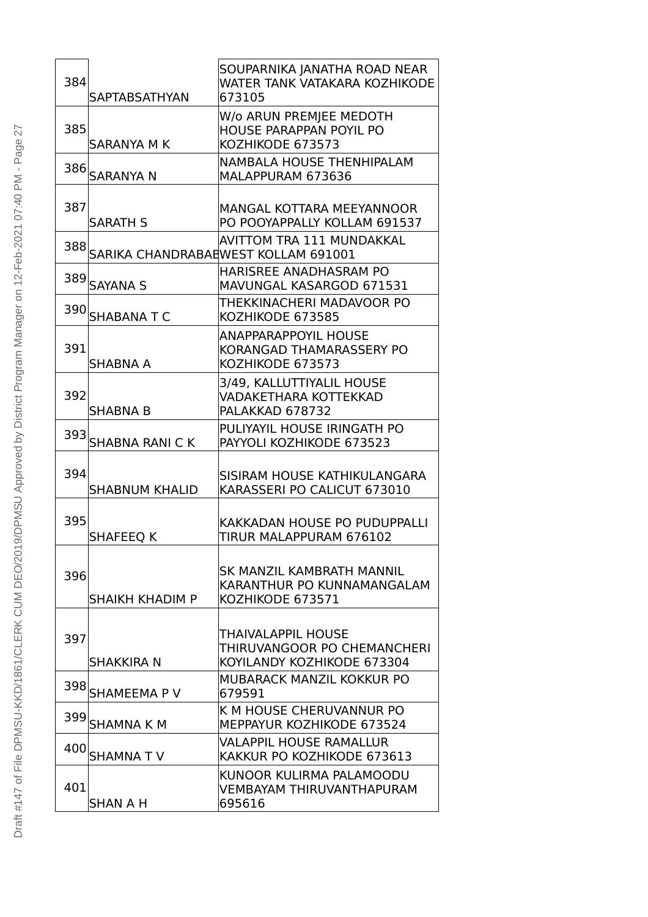| 384 | SAPTABSATHYAN | SOUPARNIKA JANATHA ROAD NEAR WATER TANK VATAKARA KOZHIKODE 673105 |
|---|---|---|
| 385 | SARANYA M K | W/o ARUN PREMJEE MEDOTH HOUSE PARAPPAN POYIL PO KOZHIKODE 673573 |
| 386 | SARANYA N | NAMBALA HOUSE THENHIPALAM MALAPPURAM 673636 |
| 387 | SARATH S | MANGAL KOTTARA MEEYANNOOR PO POOYAPPALLY KOLLAM 691537 |
| 388 | SARIKA CHANDRABAB | AVITTOM TRA 111 MUNDAKKAL WEST KOLLAM 691001 |
| 389 | SAYANA S | HARISREE ANADHASRAM PO MAVUNGAL KASARGOD 671531 |
| 390 | SHABANA T C | THEKKINACHERI MADAVOOR PO KOZHIKODE 673585 |
| 391 | SHABNA A | ANAPPARAPPOYIL HOUSE KORANGAD THAMARASSERY PO KOZHIKODE 673573 |
| 392 | SHABNA B | 3/49, KALLUTTIYALIL HOUSE VADAKETHARA KOTTEKKAD PALAKKAD 678732 |
| 393 | SHABNA RANI C K | PULIYAYIL HOUSE IRINGATH PO PAYYOLI KOZHIKODE 673523 |
| 394 | SHABNUM KHALID | SISIRAM HOUSE KATHIKULANGARA KARASSERI PO CALICUT 673010 |
| 395 | SHAFEEQ K | KAKKADAN HOUSE PO PUDUPPALLI TIRUR MALAPPURAM 676102 |
| 396 | SHAIKH KHADIM P | SK MANZIL KAMBRATH MANNIL KARANTHUR PO KUNNAMANGALAM KOZHIKODE 673571 |
| 397 | SHAKKIRA N | THAIVALAPPIL HOUSE THIRUVANGOOR PO CHEMANCHERI KOYILANDY KOZHIKODE 673304 |
| 398 | SHAMEEMA P V | MUBARACK MANZIL KOKKUR PO 679591 |
| 399 | SHAMNA K M | K M HOUSE CHERUVANNUR PO MEPPAYUR KOZHIKODE 673524 |
| 400 | SHAMNA T V | VALAPPIL HOUSE RAMALLUR KAKKUR PO KOZHIKODE 673613 |
| 401 | SHAN A H | KUNOOR KULIRMA PALAMOODU VEMBAYAM THIRUVANTHAPURAM 695616 |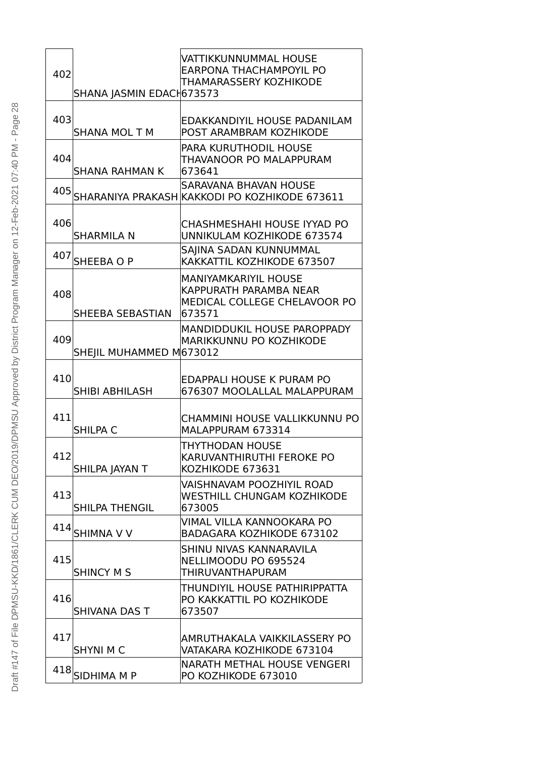| | | |
|---|---|---|
| 402 | SHANA JASMIN EDACH | VATTIKKUNNUMMAL HOUSE EARPONA THACHAMPOYIL PO THAMARASSERY KOZHIKODE 673573 |
| 403 | SHANA MOL T M | EDAKKANDIYIL HOUSE PADANILAM POST ARAMBRAM KOZHIKODE |
| 404 | SHANA RAHMAN K | PARA KURUTHODIL HOUSE THAVANOOR PO MALAPPURAM 673641 |
| 405 | SHARANIYA PRAKASH | SARAVANA BHAVAN HOUSE KAKKODI PO KOZHIKODE 673611 |
| 406 | SHARMILA N | CHASHMESHAHI HOUSE IYYAD PO UNNIKULAM KOZHIKODE 673574 |
| 407 | SHEEBA O P | SAJINA SADAN KUNNUMMAL KAKKATTIL KOZHIKODE 673507 |
| 408 | SHEEBA SEBASTIAN | MANIYAMKARIYIL HOUSE KAPPURATH PARAMBA NEAR MEDICAL COLLEGE CHELAVOOR PO 673571 |
| 409 | SHEJIL MUHAMMED M | MANDIDDUKIL HOUSE PAROPPADY MARIKKUNNU PO KOZHIKODE 673012 |
| 410 | SHIBI ABHILASH | EDAPPALI HOUSE K PURAM PO 676307 MOOLALLAL MALAPPURAM |
| 411 | SHILPA C | CHAMMINI HOUSE VALLIKKUNNU PO MALAPPURAM 673314 |
| 412 | SHILPA JAYAN T | THYTHODAN HOUSE KARUVANTHIRUTHI FEROKE PO KOZHIKODE 673631 |
| 413 | SHILPA THENGIL | VAISHNAVAM POOZHIYIL ROAD WESTHILL CHUNGAM KOZHIKODE 673005 |
| 414 | SHIMNA V V | VIMAL VILLA KANNOOKARA PO BADAGARA KOZHIKODE 673102 |
| 415 | SHINCY M S | SHINU NIVAS KANNARAVILA NELLIMOODU PO 695524 THIRUVANTHAPURAM |
| 416 | SHIVANA DAS T | THUNDIYIL HOUSE PATHIRIPPATTA PO KAKKATTIL PO KOZHIKODE 673507 |
| 417 | SHYNI M C | AMRUTHAKALA VAIKKILASSERY PO VATAKARA KOZHIKODE 673104 |
| 418 | SIDHIMA M P | NARATH METHAL HOUSE VENGERI PO KOZHIKODE 673010 |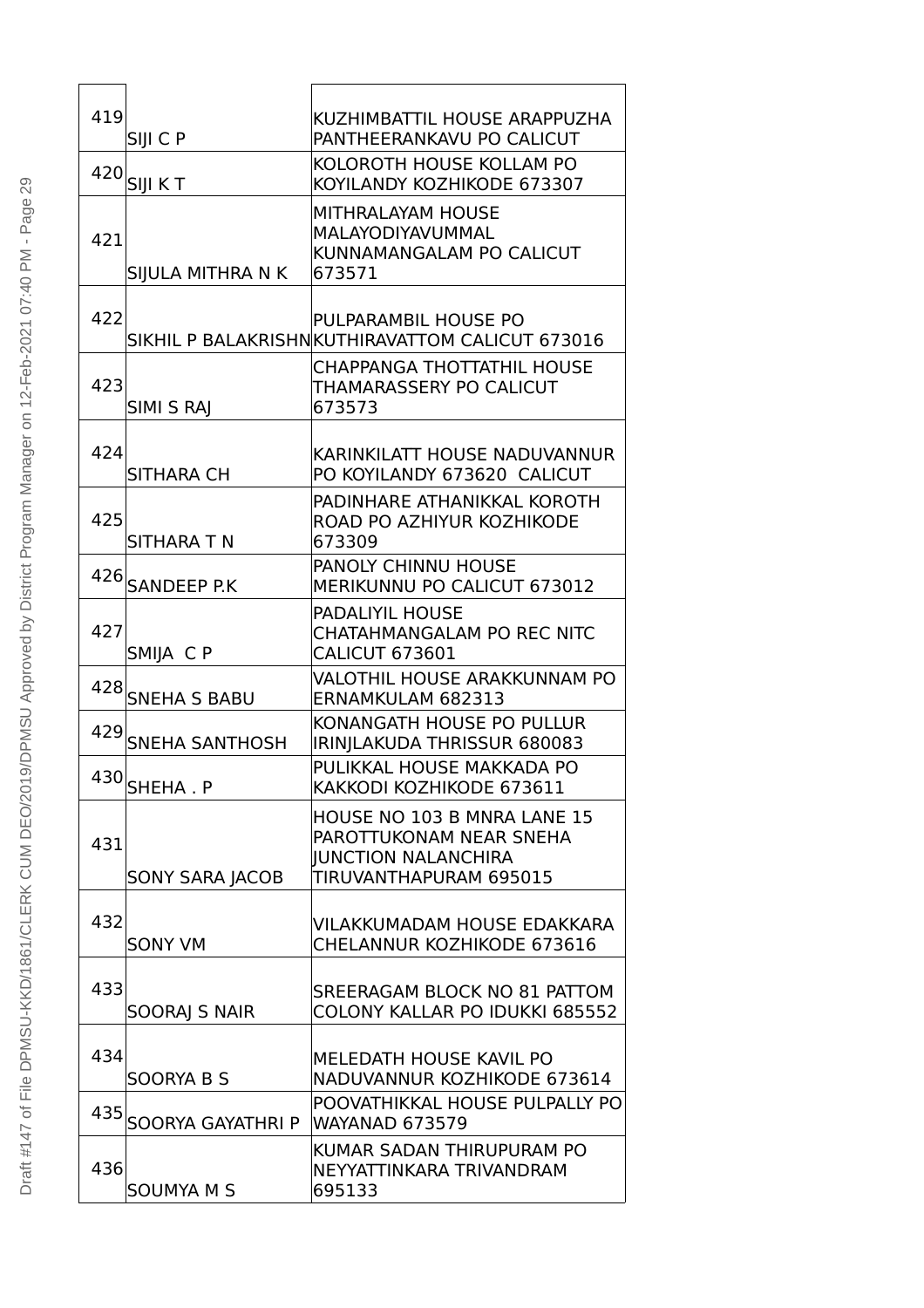| 419 | SIJI C P | KUZHIMBATTIL HOUSE ARAPPUZHA PANTHEERANKAVU PO CALICUT |
|---|---|---|
| 420 | SIJI K T | KOLOROTH HOUSE KOLLAM PO KOYILANDY KOZHIKODE 673307 |
| 421 | SIJULA MITHRA N K | MITHRALAYAM HOUSE MALAYODIYAVUMMAL KUNNAMANGALAM PO CALICUT 673571 |
| 422 | SIKHIL P BALAKRISHN | PULPARAMBIL HOUSE PO KUTHIRAVATTOM CALICUT 673016 |
| 423 | SIMI S RAJ | CHAPPANGA THOTTATHIL HOUSE THAMARASSERY PO CALICUT 673573 |
| 424 | SITHARA CH | KARINKILATT HOUSE NADUVANNUR PO KOYILANDY 673620 CALICUT |
| 425 | SITHARA T N | PADINHARE ATHANIKKAL KOROTH ROAD PO AZHIYUR KOZHIKODE 673309 |
| 426 | SANDEEP P.K | PANOLY CHINNU HOUSE MERIKUNNU PO CALICUT 673012 |
| 427 | SMIJA C P | PADALIYIL HOUSE CHATAHMANGALAM PO REC NITC CALICUT 673601 |
| 428 | SNEHA S BABU | VALOTHIL HOUSE ARAKKUNNAM PO ERNAMKULAM 682313 |
| 429 | SNEHA SANTHOSH | KONANGATH HOUSE PO PULLUR IRINJLAKUDA THRISSUR 680083 |
| 430 | SHEHA . P | PULIKKAL HOUSE MAKKADA PO KAKKODI KOZHIKODE 673611 |
| 431 | SONY SARA JACOB | HOUSE NO 103 B MNRA LANE 15 PAROTTUKONAM NEAR SNEHA JUNCTION NALANCHIRA TIRUVANTHAPURAM 695015 |
| 432 | SONY VM | VILAKKUMADAM HOUSE EDAKKARA CHELANNUR KOZHIKODE 673616 |
| 433 | SOORAJ S NAIR | SREERAGAM BLOCK NO 81 PATTOM COLONY KALLAR PO IDUKKI 685552 |
| 434 | SOORYA B S | MELEDATH HOUSE KAVIL PO NADUVANNUR KOZHIKODE 673614 |
| 435 | SOORYA GAYATHRI P | POOVATHIKKAL HOUSE PULPALLY PO WAYANAD 673579 |
| 436 | SOUMYA M S | KUMAR SADAN THIRUPURAM PO NEYYATTINKARA TRIVANDRAM 695133 |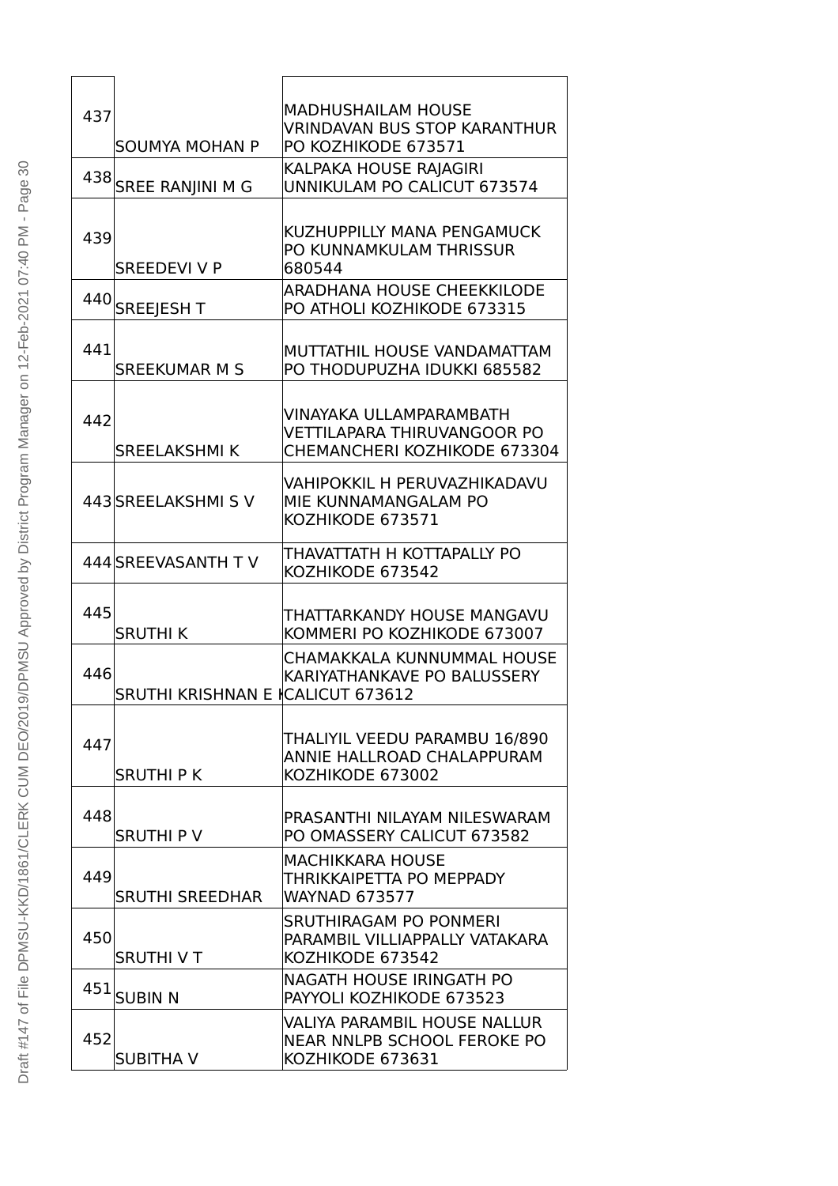| | | |
|---|---|---|
| 437 | SOUMYA MOHAN P | MADHUSHAILAM HOUSE VRINDAVAN BUS STOP KARANTHUR PO KOZHIKODE 673571 |
| 438 | SREE RANJINI M G | KALPAKA HOUSE RAJAGIRI UNNIKULAM PO CALICUT 673574 |
| 439 | SREEDEVI V P | KUZHUPPILLY MANA PENGAMUCK PO KUNNAMKULAM THRISSUR 680544 |
| 440 | SREEJESH T | ARADHANA HOUSE CHEEKKILODE PO ATHOLI KOZHIKODE 673315 |
| 441 | SREEKUMAR M S | MUTTATHIL HOUSE VANDAMATTAM PO THODUPUZHA IDUKKI 685582 |
| 442 | SREELAKSHMI K | VINAYAKA ULLAMPARAMBATH VETTILAPARA THIRUVANGOOR PO CHEMANCHERI KOZHIKODE 673304 |
| 443 | SREELAKSHMI S V | VAHIPOKKIL H PERUVAZHIKADAVU MIE KUNNAMANGALAM PO KOZHIKODE 673571 |
| 444 | SREEVASANTH T V | THAVATTATH H KOTTAPALLY PO KOZHIKODE 673542 |
| 445 | SRUTHI K | THATTARKANDY HOUSE MANGAVU KOMMERI PO KOZHIKODE 673007 |
| 446 | SRUTHI KRISHNAN E K | CHAMAKKALA KUNNUMMAL HOUSE KARIYATHANKAVE PO BALUSSERY CALICUT 673612 |
| 447 | SRUTHI P K | THALIYIL VEEDU PARAMBU 16/890 ANNIE HALLROAD CHALAPPURAM KOZHIKODE 673002 |
| 448 | SRUTHI P V | PRASANTHI NILAYAM NILESWARAM PO OMASSERY CALICUT 673582 |
| 449 | SRUTHI SREEDHAR | MACHIKKARA HOUSE THRIKKAIPETTA PO MEPPADY WAYNAD 673577 |
| 450 | SRUTHI V T | SRUTHIRAGAM PO PONMERI PARAMBIL VILLIAPPALLY VATAKARA KOZHIKODE 673542 |
| 451 | SUBIN N | NAGATH HOUSE IRINGATH PO PAYYOLI KOZHIKODE 673523 |
| 452 | SUBITHA V | VALIYA PARAMBIL HOUSE NALLUR NEAR NNLPB SCHOOL FEROKE PO KOZHIKODE 673631 |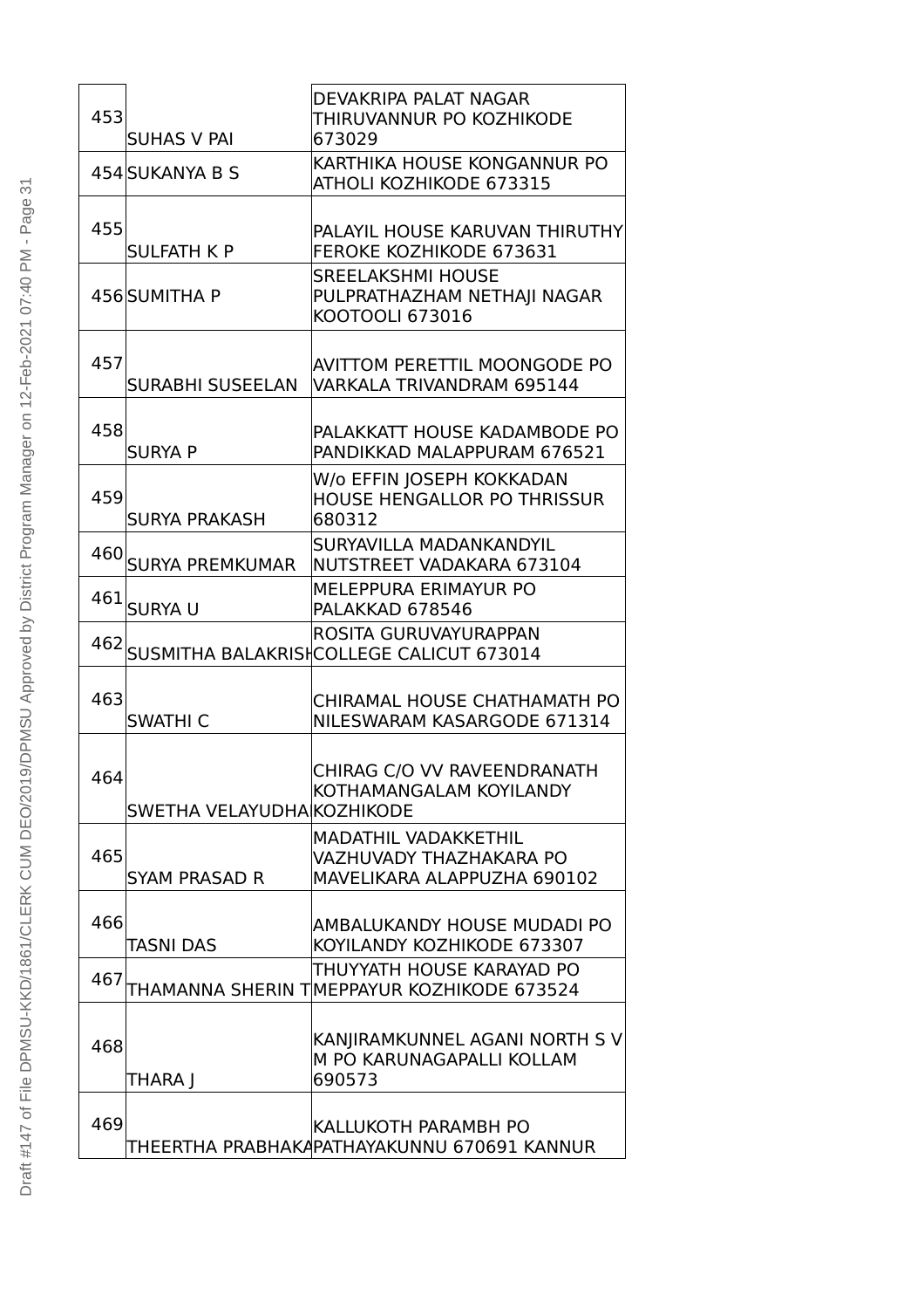| | | |
|---|---|---|
| 453 | SUHAS V PAI | DEVAKRIPA PALAT NAGAR THIRUVANNUR PO KOZHIKODE 673029 |
| 454 | SUKANYA B S | KARTHIKA HOUSE KONGANNUR PO ATHOLI KOZHIKODE 673315 |
| 455 | SULFATH K P | PALAYIL HOUSE KARUVAN THIRUTHY FEROKE KOZHIKODE 673631 |
| 456 | SUMITHA P | SREELAKSHMI HOUSE PULPRATHAZHAM NETHAJI NAGAR KOOTOOLI 673016 |
| 457 | SURABHI SUSEELAN | AVITTOM PERETTIL MOONGODE PO VARKALA TRIVANDRAM 695144 |
| 458 | SURYA P | PALAKKATT HOUSE KADAMBODE PO PANDIKKAD MALAPPURAM 676521 |
| 459 | SURYA PRAKASH | W/o EFFIN JOSEPH KOKKADAN HOUSE HENGALLOR PO THRISSUR 680312 |
| 460 | SURYA PREMKUMAR | SURYAVILLA MADANKANDYIL NUTSTREET VADAKARA 673104 |
| 461 | SURYA U | MELEPPURA ERIMAYUR PO PALAKKAD 678546 |
| 462 | SUSMITHA BALAKRISH | ROSITA GURUVAYURAPPAN COLLEGE CALICUT 673014 |
| 463 | SWATHI C | CHIRAMAL HOUSE CHATHAMATH PO NILESWARAM KASARGODE 671314 |
| 464 | SWETHA VELAYUDHA | CHIRAG C/O VV RAVEENDRANATH KOTHAMANGALAM KOYILANDY KOZHIKODE |
| 465 | SYAM PRASAD R | MADATHIL VADAKKETHIL VAZHUVADY THAZHAKARA PO MAVELIKARA ALAPPUZHA 690102 |
| 466 | TASNI DAS | AMBALUKANDY HOUSE MUDADI PO KOYILANDY KOZHIKODE 673307 |
| 467 | THAMANNA SHERIN T | THUYYATH HOUSE KARAYAD PO MEPPAYUR KOZHIKODE 673524 |
| 468 | THARA J | KANJIRAMKUNNEL AGANI NORTH S V M PO KARUNAGAPALLI KOLLAM 690573 |
| 469 | THEERTHA PRABHAKA | KALLUKOTH PARAMBH PO PATHAYAKUNNU 670691 KANNUR |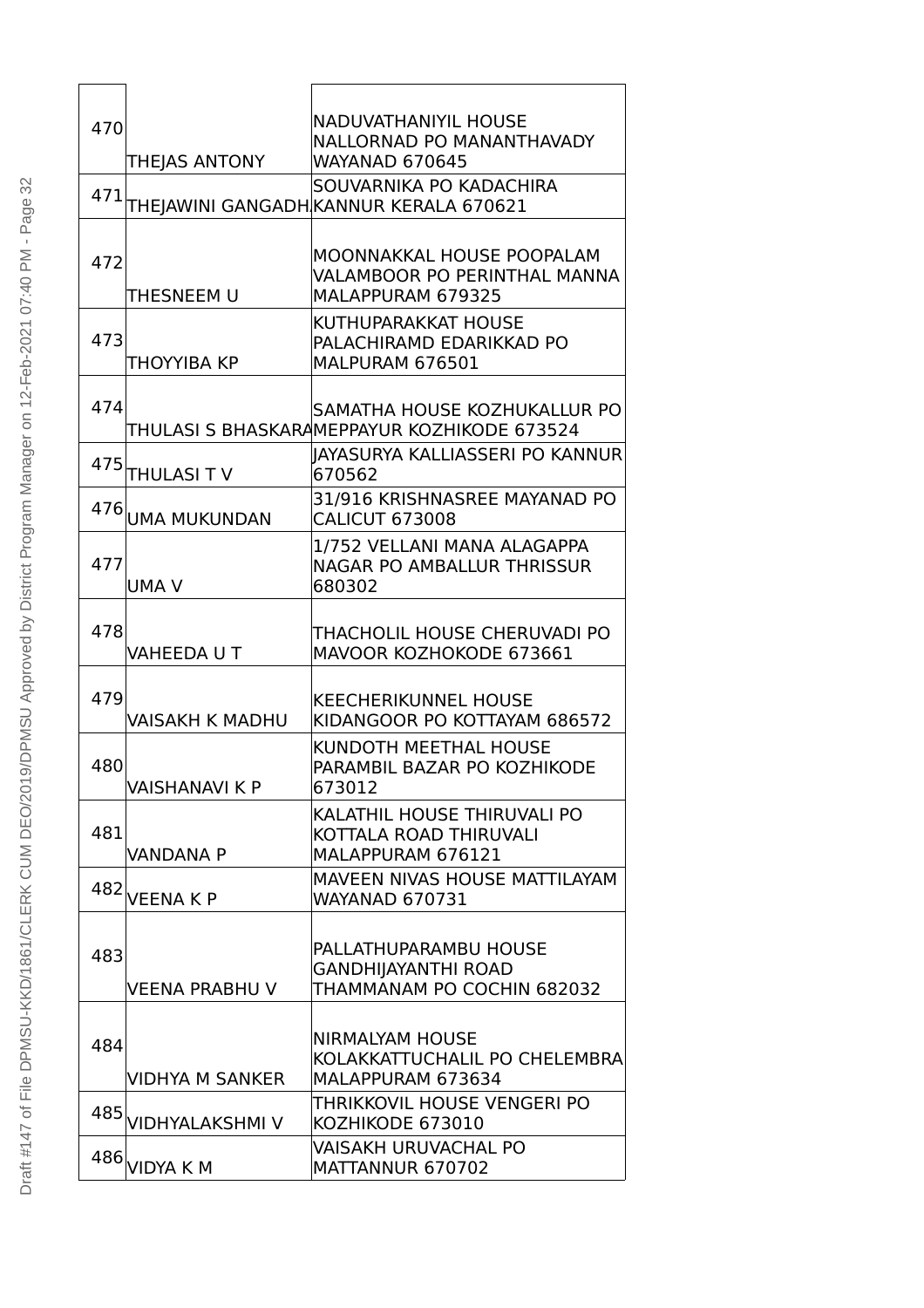| | | |
|---|---|---|
| 470 | THEJAS ANTONY | NADUVATHANIYIL HOUSE NALLORNAD PO MANANTHAVADY WAYANAD 670645 |
| 471 | THEJAWINI GANGADH | SOUVARNIKA PO KADACHIRA KANNUR KERALA 670621 |
| 472 | THESNEEM U | MOONNAKKAL HOUSE POOPALAM VALAMBOOR PO PERINTHAL MANNA MALAPPURAM 679325 |
| 473 | THOYYIBA KP | KUTHUPARAKKAT HOUSE PALACHIRAMD EDARIKKAD PO MALPURAM 676501 |
| 474 | THULASI S BHASKARA | SAMATHA HOUSE KOZHUKALLUR PO MEPPAYUR KOZHIKODE 673524 |
| 475 | THULASI T V | JAYASURYA KALLIASSERI PO KANNUR 670562 |
| 476 | UMA MUKUNDAN | 31/916 KRISHNASREE MAYANAD PO CALICUT 673008 |
| 477 | UMA V | 1/752 VELLANI MANA ALAGAPPA NAGAR PO AMBALLUR THRISSUR 680302 |
| 478 | VAHEEDA U T | THACHOLIL HOUSE CHERUVADI PO MAVOOR KOZHOKODE 673661 |
| 479 | VAISAKH K MADHU | KEECHERIKUNNEL HOUSE KIDANGOOR PO KOTTAYAM 686572 |
| 480 | VAISHANAVI K P | KUNDOTH MEETHAL HOUSE PARAMBIL BAZAR PO KOZHIKODE 673012 |
| 481 | VANDANA P | KALATHIL HOUSE THIRUVALI PO KOTTALA ROAD THIRUVALI MALAPPURAM 676121 |
| 482 | VEENA K P | MAVEEN NIVAS HOUSE MATTILAYAM WAYANAD 670731 |
| 483 | VEENA PRABHU V | PALLATHUPARAMBU HOUSE GANDHIJAYANTHI ROAD THAMMANAM PO COCHIN 682032 |
| 484 | VIDHYA M SANKER | NIRMALYAM HOUSE KOLAKKATTUCHALIL PO CHELEMBRA MALAPPURAM 673634 |
| 485 | VIDHYALAKSHMI V | THRIKKOVIL HOUSE VENGERI PO KOZHIKODE 673010 |
| 486 | VIDYA K M | VAISAKH URUVACHAL PO MATTANNUR 670702 |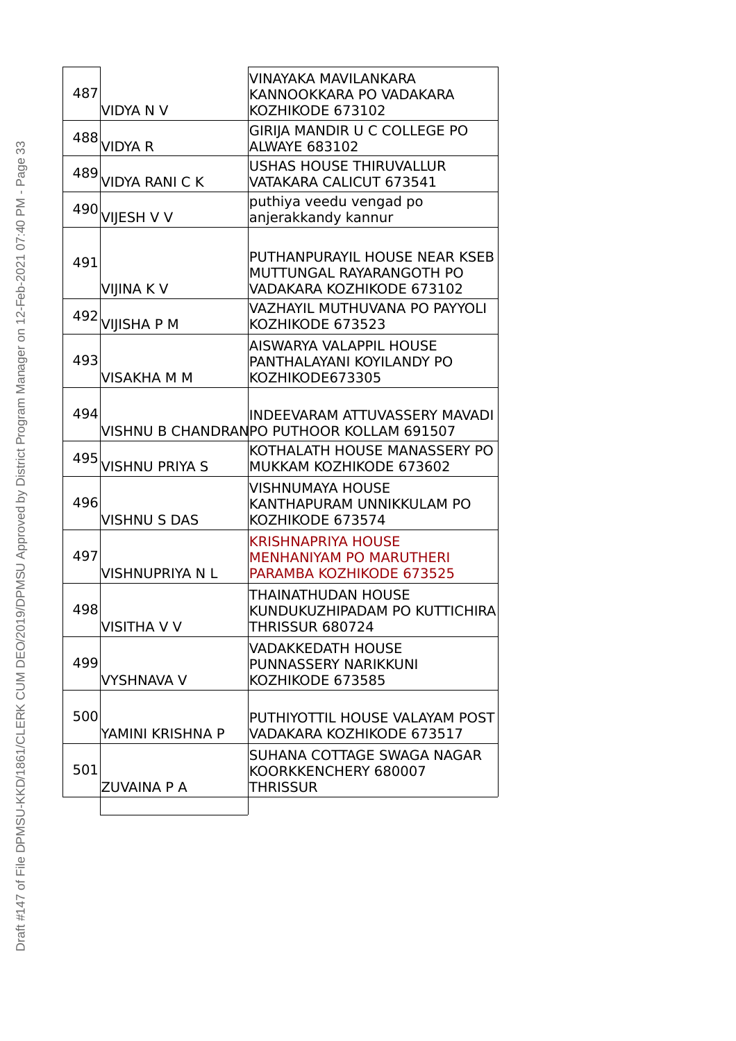| | | |
|---|---|---|
| 487 | VIDYA N V | VINAYAKA MAVILANKARA KANNOOKKARA PO VADAKARA KOZHIKODE 673102 |
| 488 | VIDYA R | GIRIJA MANDIR U C COLLEGE PO ALWAYE 683102 |
| 489 | VIDYA RANI C K | USHAS HOUSE THIRUVALLUR VATAKARA CALICUT 673541 |
| 490 | VIJESH V V | puthiya veedu vengad po anjerakkandy kannur |
| 491 | VIJINA K V | PUTHANPURAYIL HOUSE NEAR KSEB MUTTUNGAL RAYARANGOTH PO VADAKARA KOZHIKODE 673102 |
| 492 | VIJISHA P M | VAZHAYIL MUTHUVANA PO PAYYOLI KOZHIKODE 673523 |
| 493 | VISAKHA M M | AISWARYA VALAPPIL HOUSE PANTHALAYANI KOYILANDY PO KOZHIKODE673305 |
| 494 | VISHNU B CHANDRAN | INDEEVARAM ATTUVASSERY MAVADI PO PUTHOOR KOLLAM 691507 |
| 495 | VISHNU PRIYA S | KOTHALATH HOUSE MANASSERY PO MUKKAM KOZHIKODE 673602 |
| 496 | VISHNU S DAS | VISHNUMAYA HOUSE KANTHAPURAM UNNIKKULAM PO KOZHIKODE 673574 |
| 497 | VISHNUPRIYA N L | KRISHNAPRIYA HOUSE MENHANIYAM PO MARUTHERI PARAMBA KOZHIKODE 673525 |
| 498 | VISITHA V V | THAINATHUDAN HOUSE KUNDUKUZHIPADAM PO KUTTICHIRA THRISSUR 680724 |
| 499 | VYSHNAVA V | VADAKKEDATH HOUSE PUNNASSERY NARIKKUNI KOZHIKODE 673585 |
| 500 | YAMINI KRISHNA P | PUTHIYOTTIL HOUSE VALAYAM POST VADAKARA KOZHIKODE 673517 |
| 501 | ZUVAINA P A | SUHANA COTTAGE SWAGA NAGAR KOORKKENCHERY 680007 THRISSUR |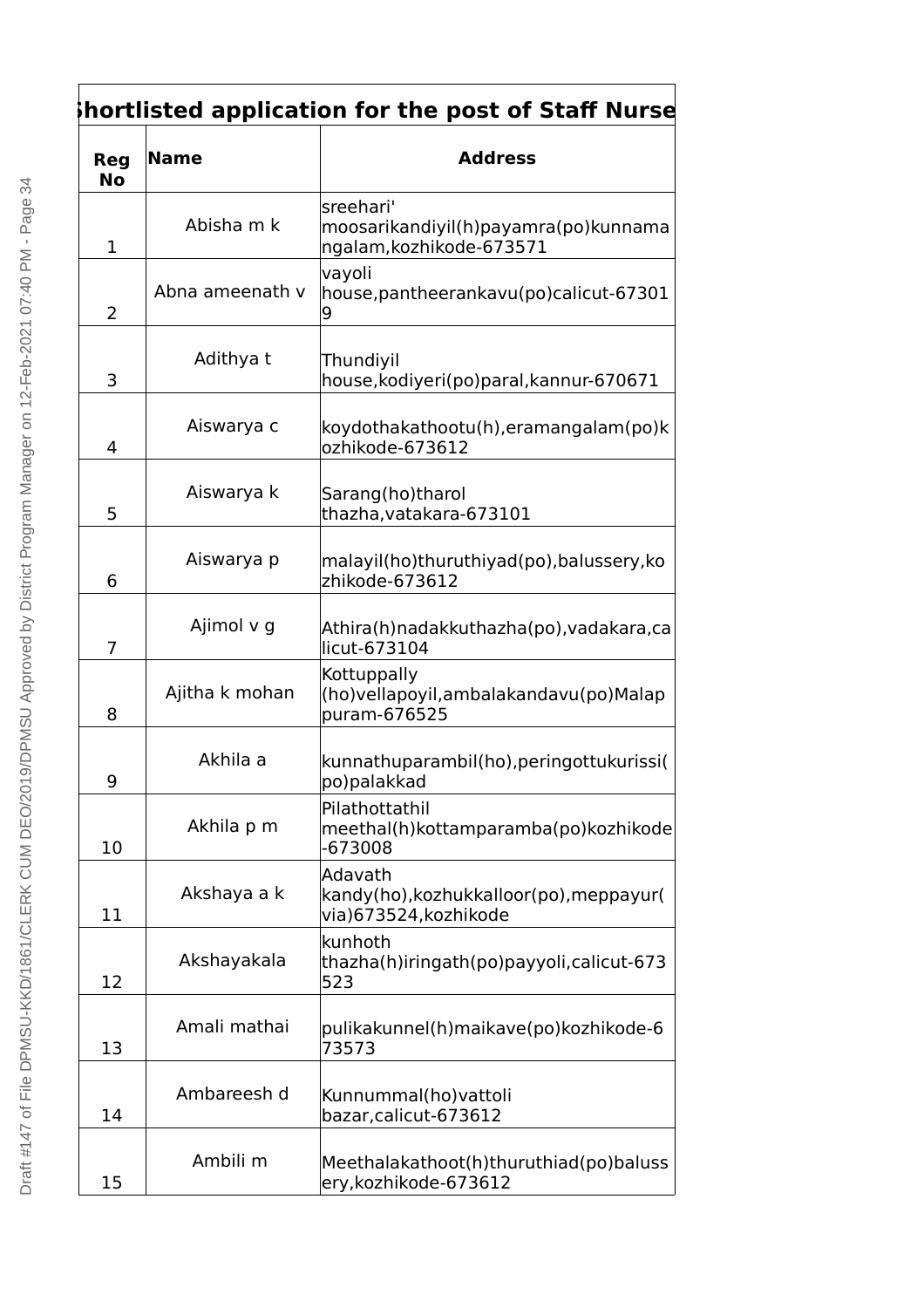| Shortlisted application for the post of Staff Nurse | | |
|---|---|---|
| Reg No | Name | Address |
| 1 | Abisha m k | sreehari' moosarikandiyil(h)payamra(po)kunnamangalam,kozhikode-673571 |
| 2 | Abna ameenath v | vayoli house,pantheerankavu(po)calicut-673019 |
| 3 | Adithya t | Thundiyil house,kodiyeri(po)paral,kannur-670671 |
| 4 | Aiswarya c | koydothakathootu(h),eramangalam(po)kozhikode-673612 |
| 5 | Aiswarya k | Sarang(ho)tharol thazha,vatakara-673101 |
| 6 | Aiswarya p | malayil(ho)thuruthiyad(po),balussery,kozhikode-673612 |
| 7 | Ajimol v g | Athira(h)nadakkuthazha(po),vadakara,calicut-673104 |
| 8 | Ajitha k mohan | Kottuppally (ho)vellapoyil,ambalakandavu(po)Malappuram-676525 |
| 9 | Akhila a | kunnathuparambil(ho),peringottukurissi(po)palakkad |
| 10 | Akhila p m | Pilathottathil meethal(h)kottamparamba(po)kozhikode-673008 |
| 11 | Akshaya a k | Adavath kandy(ho),kozhukkalloor(po),meppayur(via)673524,kozhikode |
| 12 | Akshayakala | kunhoth thazha(h)iringath(po)payyoli,calicut-673523 |
| 13 | Amali mathai | pulikakunnel(h)maikave(po)kozhikode-673573 |
| 14 | Ambareesh d | Kunnummal(ho)vattoli bazar,calicut-673612 |
| 15 | Ambili m | Meethalakathoot(h)thuruthiad(po)balussery,kozhikode-673612 |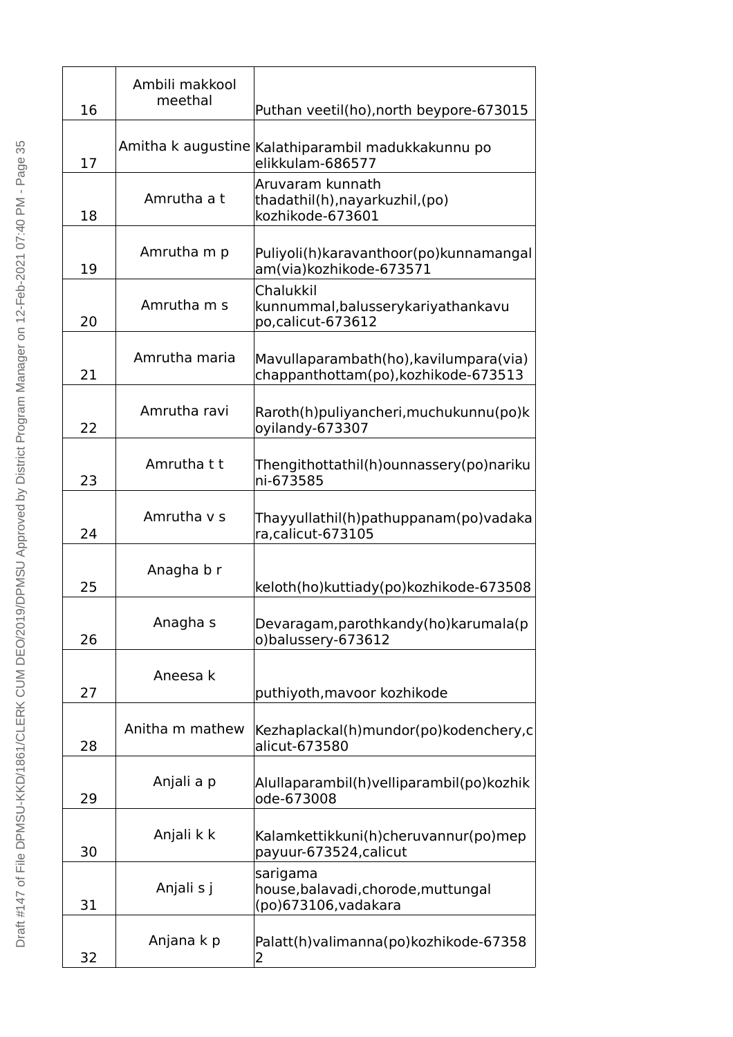| | | |
|---|---|---|
| 16 | Ambili makkool meethal | Puthan veetil(ho),north beypore-673015 |
| 17 | Amitha k augustine | Kalathiparambil madukkakunnu po elikkulam-686577 |
| 18 | Amrutha a t | Aruvaram kunnath thadathil(h),nayarkuzhil,(po) kozhikode-673601 |
| 19 | Amrutha m p | Puliyoli(h)karavanthoor(po)kunnamangalam(via)kozhikode-673571 |
| 20 | Amrutha m s | Chalukkil kunnummal,balusserykariyathankavu po,calicut-673612 |
| 21 | Amrutha maria | Mavullaparambath(ho),kavilumpara(via) chappanthottam(po),kozhikode-673513 |
| 22 | Amrutha ravi | Raroth(h)puliyancheri,muchukunnu(po)koyilandy-673307 |
| 23 | Amrutha t t | Thengithottathil(h)ounnassery(po)narikuni-673585 |
| 24 | Amrutha v s | Thayyullathil(h)pathuppanam(po)vadakara,calicut-673105 |
| 25 | Anagha b r | keloth(ho)kuttiady(po)kozhikode-673508 |
| 26 | Anagha s | Devaragam,parothkandy(ho)karumala(po)balussery-673612 |
| 27 | Aneesa k | puthiyoth,mavoor kozhikode |
| 28 | Anitha m mathew | Kezhaplackal(h)mundor(po)kodenchery,calicut-673580 |
| 29 | Anjali a p | Alullaparambil(h)velliparambil(po)kozhikode-673008 |
| 30 | Anjali k k | Kalamkettikkuni(h)cheruvannur(po)meppayuur-673524,calicut |
| 31 | Anjali s j | sarigama house,balavadi,chorode,muttungal (po)673106,vadakara |
| 32 | Anjana k p | Palatt(h)valimanna(po)kozhikode-673582 |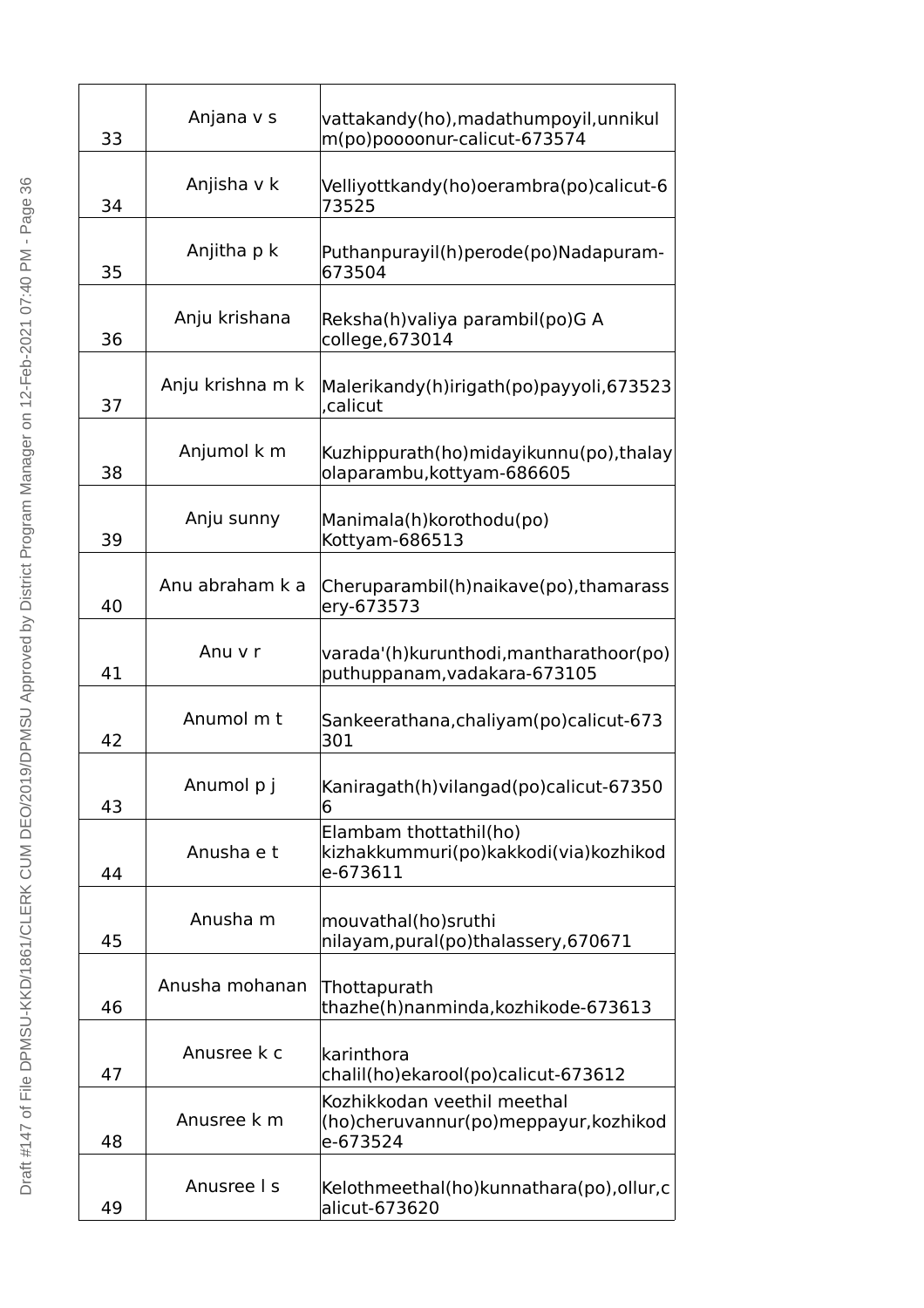| 33 | Anjana v s | vattakandy(ho),madathumpoyil,unnikulm(po)poooonur-calicut-673574 |
|---|---|---|
| 34 | Anjisha v k | Velliyottkandy(ho)oerambra(po)calicut-673525 |
| 35 | Anjitha p k | Puthanpurayil(h)perode(po)Nadapuram-673504 |
| 36 | Anju krishana | Reksha(h)valiya parambil(po)G A college,673014 |
| 37 | Anju krishna m k | Malerikandy(h)irigath(po)payyoli,673523,calicut |
| 38 | Anjumol k m | Kuzhippurath(ho)midayikunnu(po),thalayolaparambu,kottyam-686605 |
| 39 | Anju sunny | Manimala(h)korothodu(po) Kottyam-686513 |
| 40 | Anu abraham k a | Cheruparambil(h)naikave(po),thamarassery-673573 |
| 41 | Anu v r | varada'(h)kurunthodi,mantharathoor(po) puthuppanam,vadakara-673105 |
| 42 | Anumol m t | Sankeerathana,chaliyam(po)calicut-673301 |
| 43 | Anumol p j | Kaniragath(h)vilangad(po)calicut-673506 |
| 44 | Anusha e t | Elambam thottathil(ho) kizhakkummuri(po)kakkodi(via)kozhikode-673611 |
| 45 | Anusha m | mouvathal(ho)sruthi nilayam,pural(po)thalassery,670671 |
| 46 | Anusha mohanan | Thottapurath thazhe(h)nanminda,kozhikode-673613 |
| 47 | Anusree k c | karinthora chalil(ho)ekarool(po)calicut-673612 |
| 48 | Anusree k m | Kozhikkodan veethil meethal (ho)cheruvannur(po)meppayur,kozhikode-673524 |
| 49 | Anusree l s | Kelothmeethal(ho)kunnathara(po),ollur,calicut-673620 |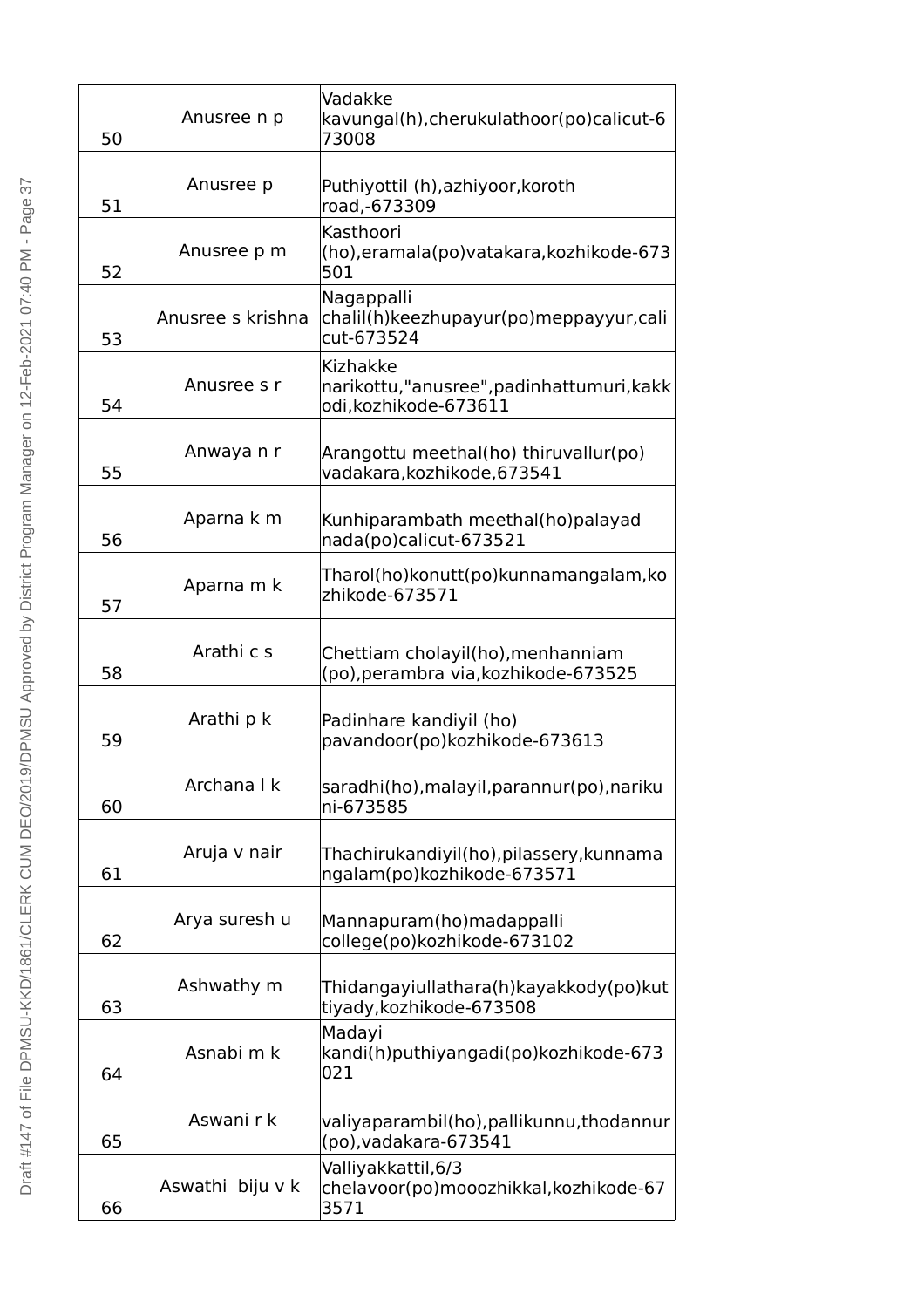| | | |
|---|---|---|
| 50 | Anusree n p | Vadakke kavungal(h),cherukulathoor(po)calicut-673008 |
| 51 | Anusree p | Puthiyottil (h),azhiyoor,koroth road,-673309 |
| 52 | Anusree p m | Kasthoori (ho),eramala(po)vatakara,kozhikode-673501 |
| 53 | Anusree s krishna | Nagappalli chalil(h)keezhupayur(po)meppayyur,calicut-673524 |
| 54 | Anusree s r | Kizhakke narikottu,"anusree",padinhattumuri,kakkodi,kozhikode-673611 |
| 55 | Anwaya n r | Arangottu meethal(ho) thiruvallur(po) vadakara,kozhikode,673541 |
| 56 | Aparna k m | Kunhiparambath meethal(ho)palayad nada(po)calicut-673521 |
| 57 | Aparna m k | Tharol(ho)konutt(po)kunnamangalam,kozhikode-673571 |
| 58 | Arathi c s | Chettiam cholayil(ho),menhanniam (po),perambra via,kozhikode-673525 |
| 59 | Arathi p k | Padinhare kandiyil (ho) pavandoor(po)kozhikode-673613 |
| 60 | Archana l k | saradhi(ho),malayil,parannur(po),narikuni-673585 |
| 61 | Aruja v nair | Thachirukandiyil(ho),pilassery,kunnamangalam(po)kozhikode-673571 |
| 62 | Arya suresh u | Mannapuram(ho)madappalli college(po)kozhikode-673102 |
| 63 | Ashwathy m | Thidangayiullathara(h)kayakkody(po)kuttiyady,kozhikode-673508 |
| 64 | Asnabi m k | Madayi kandi(h)puthiyangadi(po)kozhikode-673021 |
| 65 | Aswani r k | valiyaparambil(ho),pallikunnu,thodannur(po),vadakara-673541 |
| 66 | Aswathi biju v k | Valliyakkattil,6/3 chelavoor(po)mooozhikkal,kozhikode-673571 |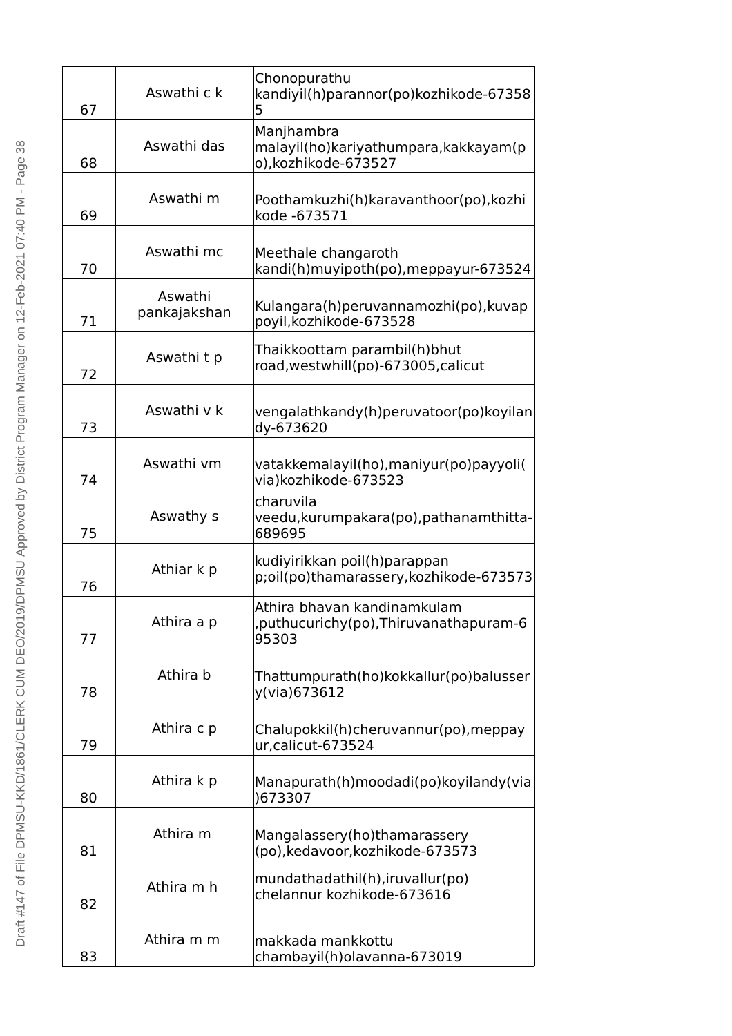| 67 | Aswathi c k | Chonopurathu kandiyil(h)parannor(po)kozhikode-673585 |
|---|---|---|
| 68 | Aswathi das | Manjhambra malayil(ho)kariyathumpara,kakkayam(po),kozhikode-673527 |
| 69 | Aswathi m | Poothamkuzhi(h)karavanthoor(po),kozhikode -673571 |
| 70 | Aswathi mc | Meethale changaroth kandi(h)muyipoth(po),meppayur-673524 |
| 71 | Aswathi pankajakshan | Kulangara(h)peruvannamozhi(po),kuvappoyil,kozhikode-673528 |
| 72 | Aswathi t p | Thaikkoottam parambil(h)bhut road,westwhill(po)-673005,calicut |
| 73 | Aswathi v k | vengalathkandy(h)peruvatoor(po)koyilandy-673620 |
| 74 | Aswathi vm | vatakkemalayil(ho),maniyur(po)payyoli(via)kozhikode-673523 |
| 75 | Aswathy s | charuvila veedu,kurumpakara(po),pathanamthitta-689695 |
| 76 | Athiar k p | kudiyirikkan poil(h)parappan p;oil(po)thamarassery,kozhikode-673573 |
| 77 | Athira a p | Athira bhavan kandinamkulam ,puthucurichy(po),Thiruvanathapuram-695303 |
| 78 | Athira b | Thattumpurath(ho)kokkallur(po)balussery(via)673612 |
| 79 | Athira c p | Chalupokkil(h)cheruvannur(po),meppayur,calicut-673524 |
| 80 | Athira k p | Manapurath(h)moodadi(po)koyilandy(via)673307 |
| 81 | Athira m | Mangalassery(ho)thamarassery (po),kedavoor,kozhikode-673573 |
| 82 | Athira m h | mundathadathil(h),iruvallur(po) chelannur kozhikode-673616 |
| 83 | Athira m m | makkada mankkottu chambayil(h)olavanna-673019 |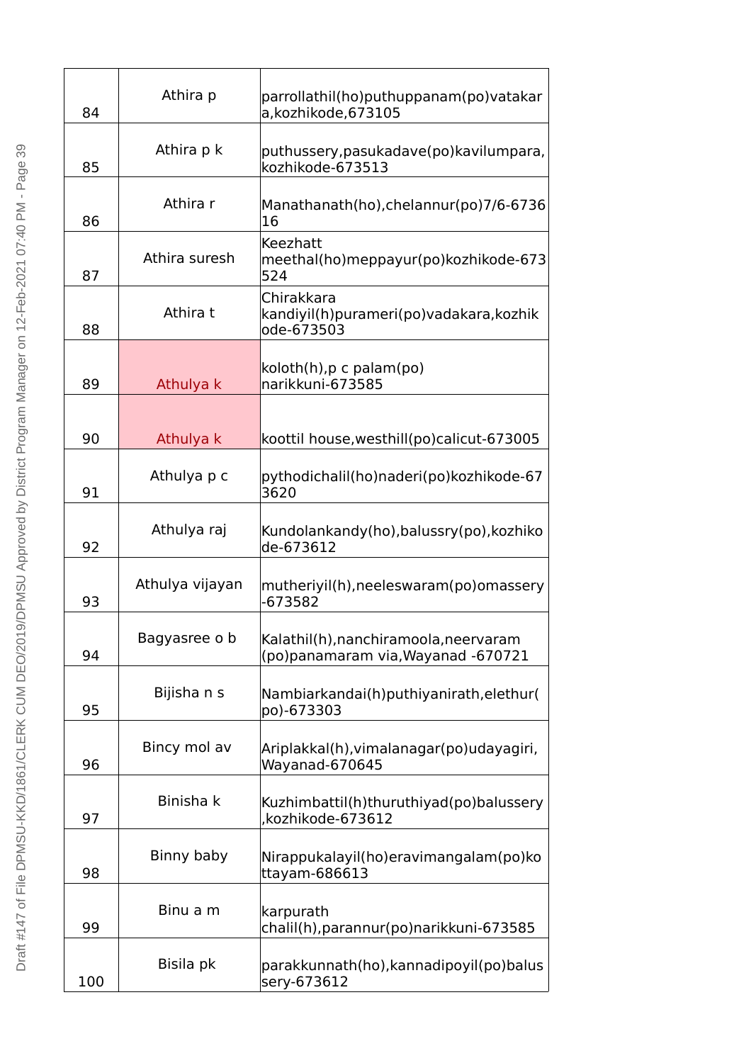| | | |
|---|---|---|
| 84 | Athira p | parrollathil(ho)puthuppanam(po)vatakara,kozhikode,673105 |
| 85 | Athira p k | puthussery,pasukadave(po)kavilumpara,kozhikode-673513 |
| 86 | Athira r | Manathanath(ho),chelannur(po)7/6-673616 |
| 87 | Athira suresh | Keezhatt meethal(ho)meppayur(po)kozhikode-673524 |
| 88 | Athira t | Chirakkara kandiyil(h)purameri(po)vadakara,kozhikode-673503 |
| 89 | Athulya k | koloth(h),p c palam(po) narikkuni-673585 |
| 90 | Athulya k | koottil house,westhill(po)calicut-673005 |
| 91 | Athulya p c | pythodichalil(ho)naderi(po)kozhikode-673620 |
| 92 | Athulya raj | Kundolankandy(ho),balussry(po),kozhikode-673612 |
| 93 | Athulya vijayan | mutheriyil(h),neeleswaram(po)omassery-673582 |
| 94 | Bagyasree o b | Kalathil(h),nanchiramoola,neervaram (po)panamaram via,Wayanad -670721 |
| 95 | Bijisha n s | Nambiarkandai(h)puthiyanirath,elethur(po)-673303 |
| 96 | Bincy mol av | Ariplakkal(h),vimalanagar(po)udayagiri,Wayanad-670645 |
| 97 | Binisha k | Kuzhimbattil(h)thuruthiyad(po)balussery,kozhikode-673612 |
| 98 | Binny baby | Nirappukalayil(ho)eravimangalam(po)kottayam-686613 |
| 99 | Binu a m | karpurath chalil(h),parannur(po)narikkuni-673585 |
| 100 | Bisila pk | parakkunnath(ho),kannadipoyil(po)balussery-673612 |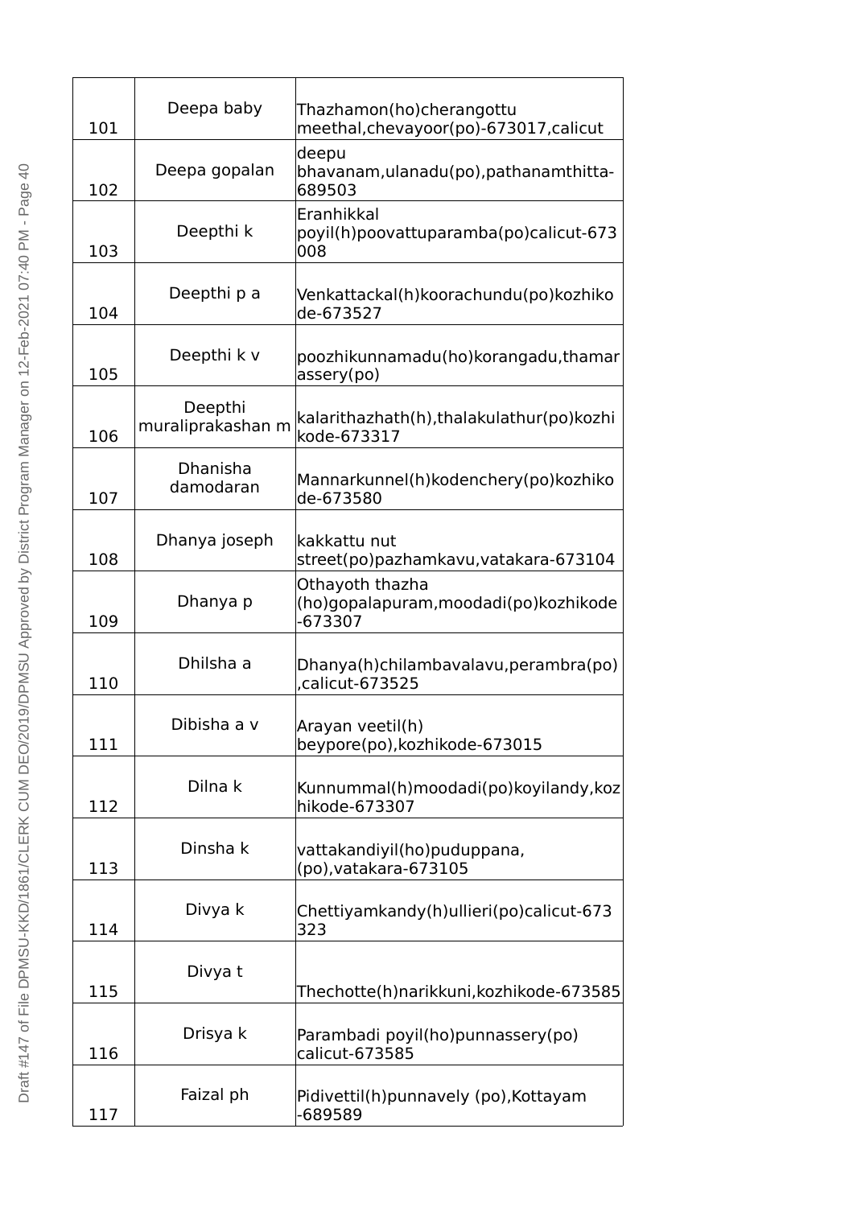| 101 | Deepa baby | Thazhamon(ho)cherangottu meethal,chevayoor(po)-673017,calicut |
|---|---|---|
| 102 | Deepa gopalan | deepu bhavanam,ulanadu(po),pathanamthitta-689503 |
| 103 | Deepthi k | Eranhikkal poyil(h)poovattuparamba(po)calicut-673008 |
| 104 | Deepthi p a | Venkattackal(h)koorachundu(po)kozhikode-673527 |
| 105 | Deepthi k v | poozhikunnamadu(ho)korangadu,thamarassery(po) |
| 106 | Deepthi muraliprakashan m | kalarithazhath(h),thalakulathur(po)kozhikode-673317 |
| 107 | Dhanisha damodaran | Mannarkunnel(h)kodenchery(po)kozhikode-673580 |
| 108 | Dhanya joseph | kakkattu nut street(po)pazhamkavu,vatakara-673104 |
| 109 | Dhanya p | Othayoth thazha (ho)gopalapuram,moodadi(po)kozhikode-673307 |
| 110 | Dhilsha a | Dhanya(h)chilambavalavu,perambra(po),calicut-673525 |
| 111 | Dibisha a v | Arayan veetil(h) beypore(po),kozhikode-673015 |
| 112 | Dilna k | Kunnummal(h)moodadi(po)koyilandy,kozhikode-673307 |
| 113 | Dinsha k | vattakandiyil(ho)puduppana,(po),vatakara-673105 |
| 114 | Divya k | Chettiyamkandy(h)ullieri(po)calicut-673323 |
| 115 | Divya t | Thechotte(h)narikkuni,kozhikode-673585 |
| 116 | Drisya k | Parambadi poyil(ho)punnassery(po) calicut-673585 |
| 117 | Faizal ph | Pidivettil(h)punnavely (po),Kottayam -689589 |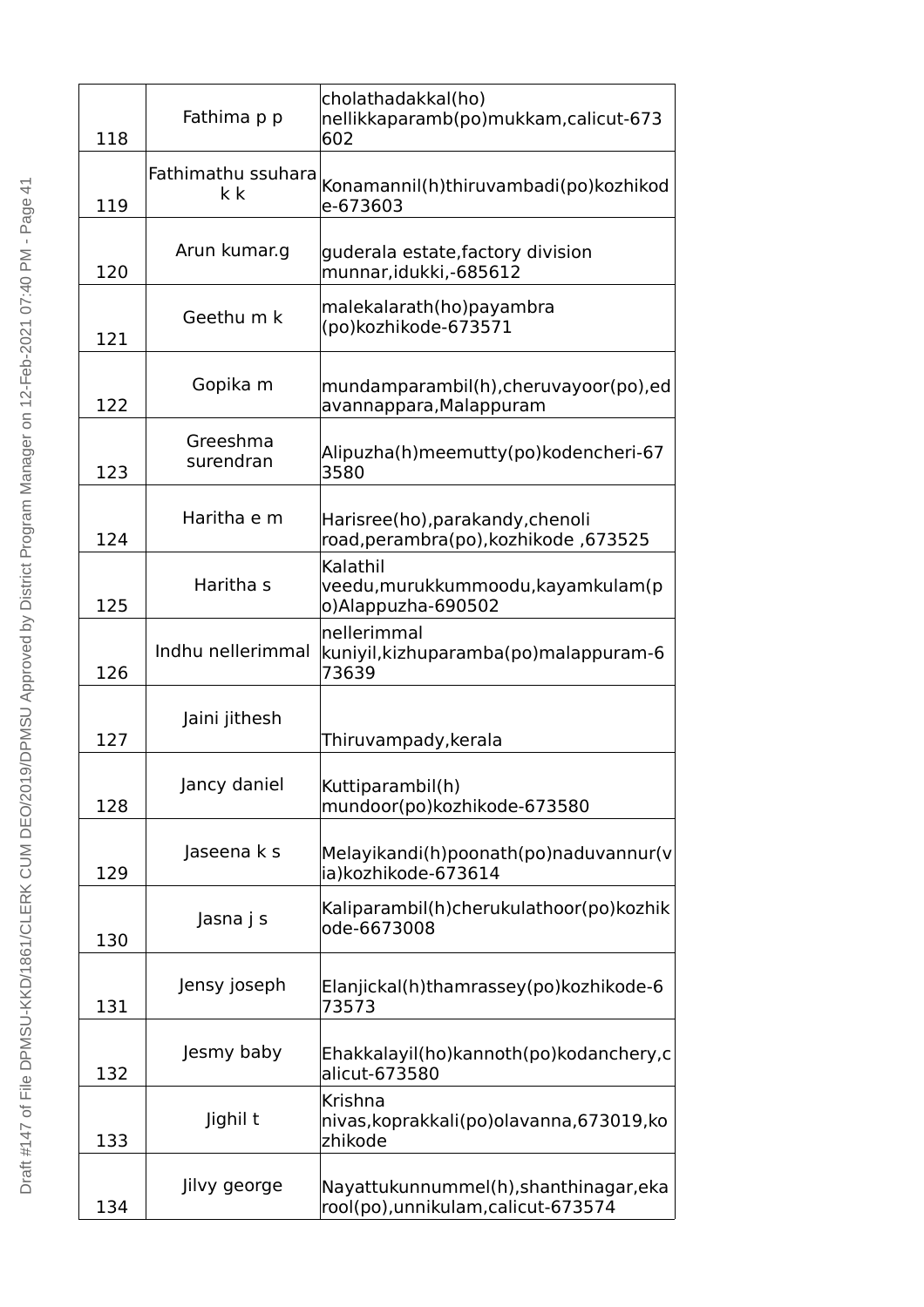| | | |
|---|---|---|
| 118 | Fathima p p | cholathadakkal(ho) nellikkaparamb(po)mukkam,calicut-673602 |
| 119 | Fathimathu ssuhara k k | Konamannil(h)thiruvambadi(po)kozhikode-673603 |
| 120 | Arun kumar.g | guderala estate,factory division munnar,idukki,-685612 |
| 121 | Geethu m k | malekalarath(ho)payambra (po)kozhikode-673571 |
| 122 | Gopika m | mundamparambil(h),cheruvayoor(po),edavannappara,Malappuram |
| 123 | Greeshma surendran | Alipuzha(h)meemutty(po)kodencheri-673580 |
| 124 | Haritha e m | Harisree(ho),parakandy,chenoli road,perambra(po),kozhikode ,673525 |
| 125 | Haritha s | Kalathil veedu,murukkummoodu,kayamkulam(po)Alappuzha-690502 |
| 126 | Indhu nellerimmal | nellerimmal kuniyil,kizhuparamba(po)malappuram-673639 |
| 127 | Jaini jithesh | Thiruvampady,kerala |
| 128 | Jancy daniel | Kuttiparambil(h) mundoor(po)kozhikode-673580 |
| 129 | Jaseena k s | Melayikandi(h)poonath(po)naduvannur(via)kozhikode-673614 |
| 130 | Jasna j s | Kaliparambil(h)cherukulathoor(po)kozhikode-6673008 |
| 131 | Jensy joseph | Elanjickal(h)thamrassey(po)kozhikode-673573 |
| 132 | Jesmy baby | Ehakkalayil(ho)kannoth(po)kodanchery,calicut-673580 |
| 133 | Jighil t | Krishna nivas,koprakkali(po)olavanna,673019,kozhikode |
| 134 | Jilvy george | Nayattukunnummel(h),shanthinagar,ekarool(po),unnikulam,calicut-673574 |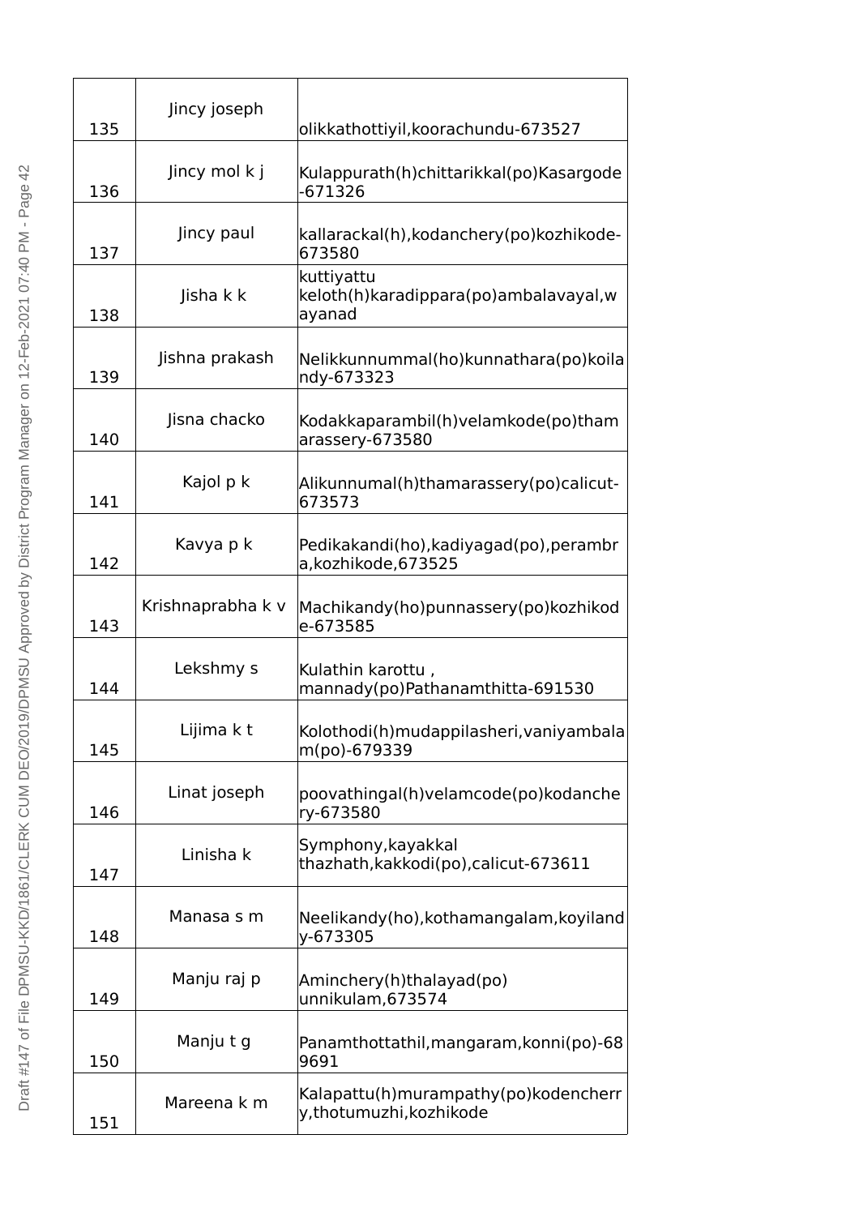| 135 | Jincy joseph | olikkathottiyil,koorachundu-673527 |
|---|---|---|
| 136 | Jincy mol k j | Kulappurath(h)chittarikkal(po)Kasargode-671326 |
| 137 | Jincy paul | kallarackal(h),kodanchery(po)kozhikode-673580 |
| 138 | Jisha k k | kuttiyattu keloth(h)karadippara(po)ambalavayal,wayanad |
| 139 | Jishna prakash | Nelikkunnummal(ho)kunnathara(po)koilandy-673323 |
| 140 | Jisna chacko | Kodakkaparambil(h)velamkode(po)thamarassery-673580 |
| 141 | Kajol p k | Alikunnumal(h)thamarassery(po)calicut-673573 |
| 142 | Kavya p k | Pedikakandi(ho),kadiyagad(po),perambra,kozhikode,673525 |
| 143 | Krishnaprabha k v | Machikandy(ho)punnassery(po)kozhikode-673585 |
| 144 | Lekshmy s | Kulathin karottu , mannady(po)Pathanamthitta-691530 |
| 145 | Lijima k t | Kolothodi(h)mudappilasheri,vaniyambalam(po)-679339 |
| 146 | Linat joseph | poovathingal(h)velamcode(po)kodanchery-673580 |
| 147 | Linisha k | Symphony,kayakkal thazhath,kakkodi(po),calicut-673611 |
| 148 | Manasa s m | Neelikandy(ho),kothamangalam,koyilandy-673305 |
| 149 | Manju raj p | Aminchery(h)thalayad(po) unnikulam,673574 |
| 150 | Manju t g | Panamthottathil,mangaram,konni(po)-689691 |
| 151 | Mareena k m | Kalapattu(h)murampathy(po)kodencherry,thotumuzhi,kozhikode |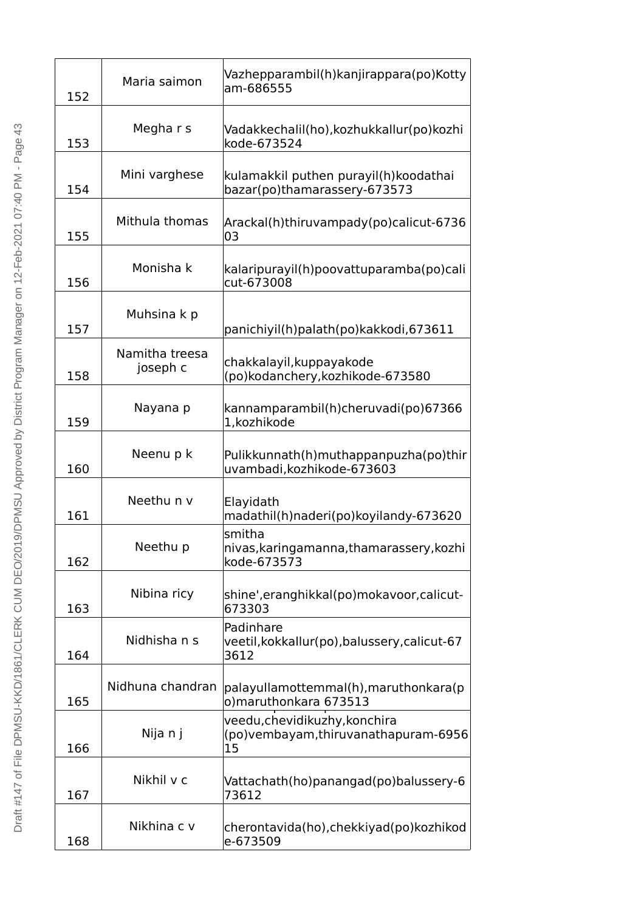| | | |
|---|---|---|
| 152 | Maria saimon | Vazhepparambil(h)kanjirappara(po)Kottyam-686555 |
| 153 | Megha r s | Vadakkechalil(ho),kozhukkallur(po)kozhikode-673524 |
| 154 | Mini varghese | kulamakkil puthen purayil(h)koodathai bazar(po)thamarassery-673573 |
| 155 | Mithula thomas | Arackal(h)thiruvampady(po)calicut-673603 |
| 156 | Monisha k | kalaripurayil(h)poovattuparamba(po)calicut-673008 |
| 157 | Muhsina k p | panichiyil(h)palath(po)kakkodi,673611 |
| 158 | Namitha treesa joseph c | chakkalayil,kuppayakode (po)kodanchery,kozhikode-673580 |
| 159 | Nayana p | kannamparambil(h)cheruvadi(po)673661,kozhikode |
| 160 | Neenu p k | Pulikkunnath(h)muthappanpuzha(po)thiruvambadi,kozhikode-673603 |
| 161 | Neethu n v | Elayidath madathil(h)naderi(po)koyilandy-673620 |
| 162 | Neethu p | smitha nivas,karingamanna,thamarassery,kozhikode-673573 |
| 163 | Nibina ricy | shine',eranghikkal(po)mokavoor,calicut-673303 |
| 164 | Nidhisha n s | Padinhare veetil,kokkallur(po),balussery,calicut-673612 |
| 165 | Nidhuna chandran | palayullamottemmal(h),maruthonkara(po)maruthonkara 673513 |
| 166 | Nija n j | veedu,chevidikuzhy,konchira (po)vembayam,thiruvanathapuram-695615 |
| 167 | Nikhil v c | Vattachath(ho)panangad(po)balussery-673612 |
| 168 | Nikhina c v | cherontavida(ho),chekkiyad(po)kozhikode-673509 |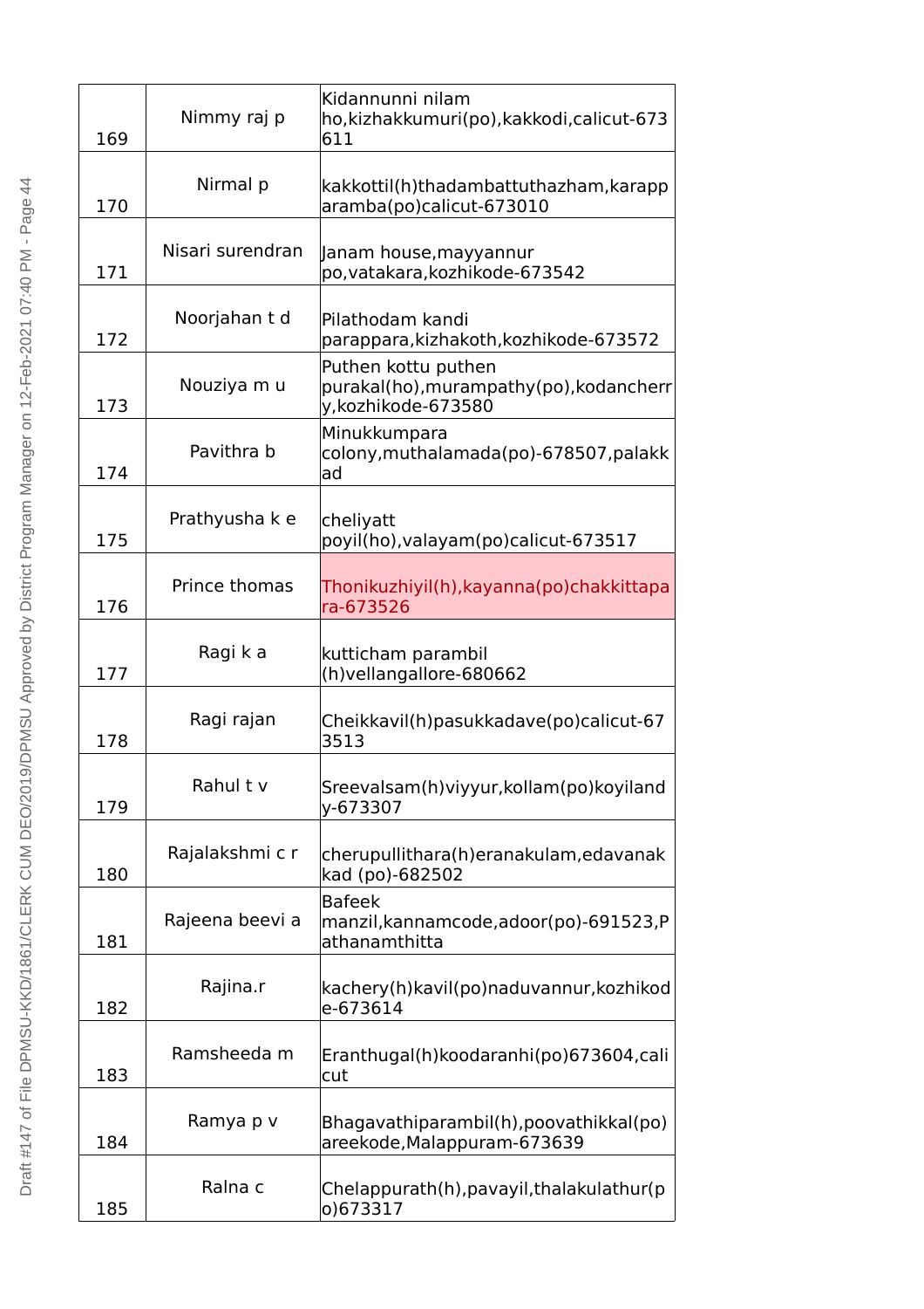| 169 | Nimmy raj p | Kidannunni nilam ho,kizhakkumuri(po),kakkodi,calicut-673611 |
|---|---|---|
| 170 | Nirmal p | kakkottil(h)thadambattuthazham,karapparamba(po)calicut-673010 |
| 171 | Nisari surendran | Janam house,mayyannur po,vatakara,kozhikode-673542 |
| 172 | Noorjahan t d | Pilathodam kandi parappara,kizhakoth,kozhikode-673572 |
| 173 | Nouziya m u | Puthen kottu puthen purakal(ho),murampathy(po),kodancherry,kozhikode-673580 |
| 174 | Pavithra b | Minukkumpara colony,muthalamada(po)-678507,palakkad |
| 175 | Prathyusha k e | cheliyatt poyil(ho),valayam(po)calicut-673517 |
| 176 | Prince thomas | Thonikuzhiyil(h),kayanna(po)chakkittapara-673526 |
| 177 | Ragi k a | kutticham parambil (h)vellangallore-680662 |
| 178 | Ragi rajan | Cheikkavil(h)pasukkadave(po)calicut-673513 |
| 179 | Rahul t v | Sreevalsam(h)viyyur,kollam(po)koyilandy-673307 |
| 180 | Rajalakshmi c r | cherupullithara(h)eranakulam,edavanakkad (po)-682502 |
| 181 | Rajeena beevi a | Bafeek manzil,kannamcode,adoor(po)-691523,Pathanamthitta |
| 182 | Rajina.r | kachery(h)kavil(po)naduvannur,kozhikode-673614 |
| 183 | Ramsheeda m | Eranthugal(h)koodaranhi(po)673604,calicut |
| 184 | Ramya p v | Bhagavathiparambil(h),poovathikkal(po)areekode,Malappuram-673639 |
| 185 | Ralna c | Chelappurath(h),pavayil,thalakulathur(po)673317 |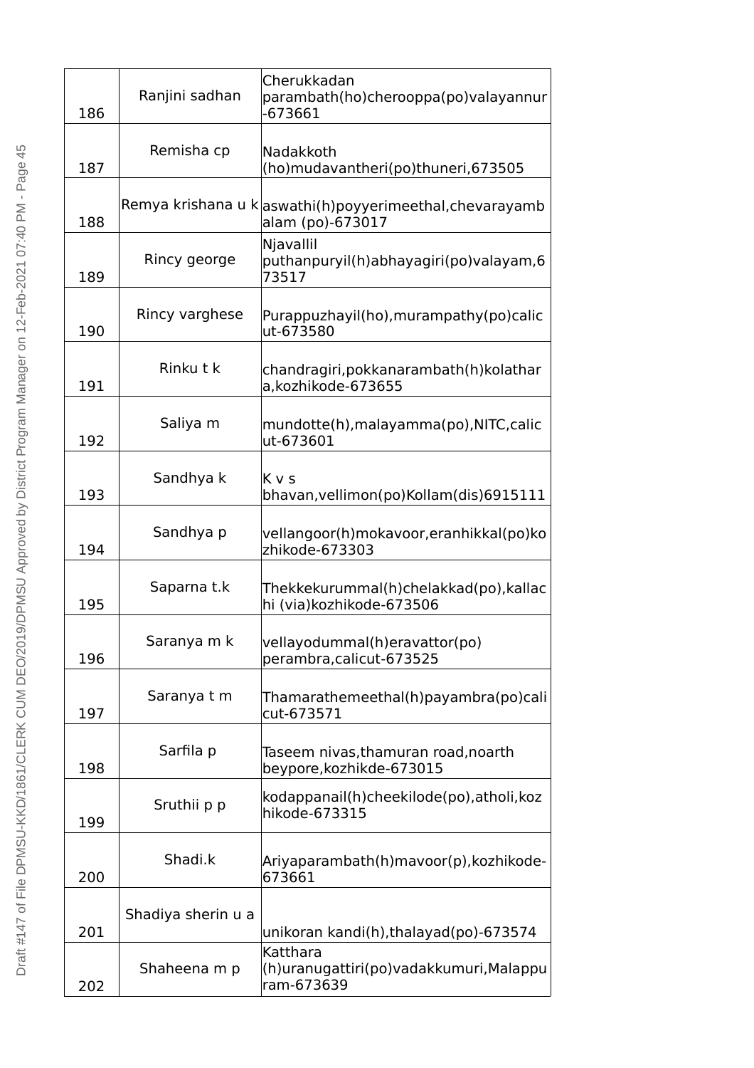| 186 | Ranjini sadhan | Cherukkadan parambath(ho)cherooppa(po)valayannur-673661 |
|---|---|---|
| 187 | Remisha cp | Nadakkoth (ho)mudavantheri(po)thuneri,673505 |
| 188 | Remya krishana u k | aswathi(h)poyyerimeethal,chevarayambalam (po)-673017 |
| 189 | Rincy george | Njavallil puthanpuryil(h)abhayagiri(po)valayam,673517 |
| 190 | Rincy varghese | Purappuzhayil(ho),murampathy(po)calicut-673580 |
| 191 | Rinku t k | chandragiri,pokkanarambath(h)kolathara,kozhikode-673655 |
| 192 | Saliya m | mundotte(h),malayamma(po),NITC,calicut-673601 |
| 193 | Sandhya k | K v s bhavan,vellimon(po)Kollam(dis)6915111 |
| 194 | Sandhya p | vellangoor(h)mokavoor,eranhikkal(po)kozhikode-673303 |
| 195 | Saparna t.k | Thekkekurummal(h)chelakkad(po),kallachi (via)kozhikode-673506 |
| 196 | Saranya m k | vellayodummal(h)eravattor(po) perambra,calicut-673525 |
| 197 | Saranya t m | Thamarathemeethal(h)payambra(po)calicut-673571 |
| 198 | Sarfila p | Taseem nivas,thamuran road,noarth beypore,kozhikde-673015 |
| 199 | Sruthii p p | kodappanail(h)cheekilode(po),atholi,kozhikode-673315 |
| 200 | Shadi.k | Ariyaparambath(h)mavoor(p),kozhikode-673661 |
| 201 | Shadiya sherin u a | unikoran kandi(h),thalayad(po)-673574 |
| 202 | Shaheena m p | Katthara (h)uranugattiri(po)vadakkumuri,Malappuram-673639 |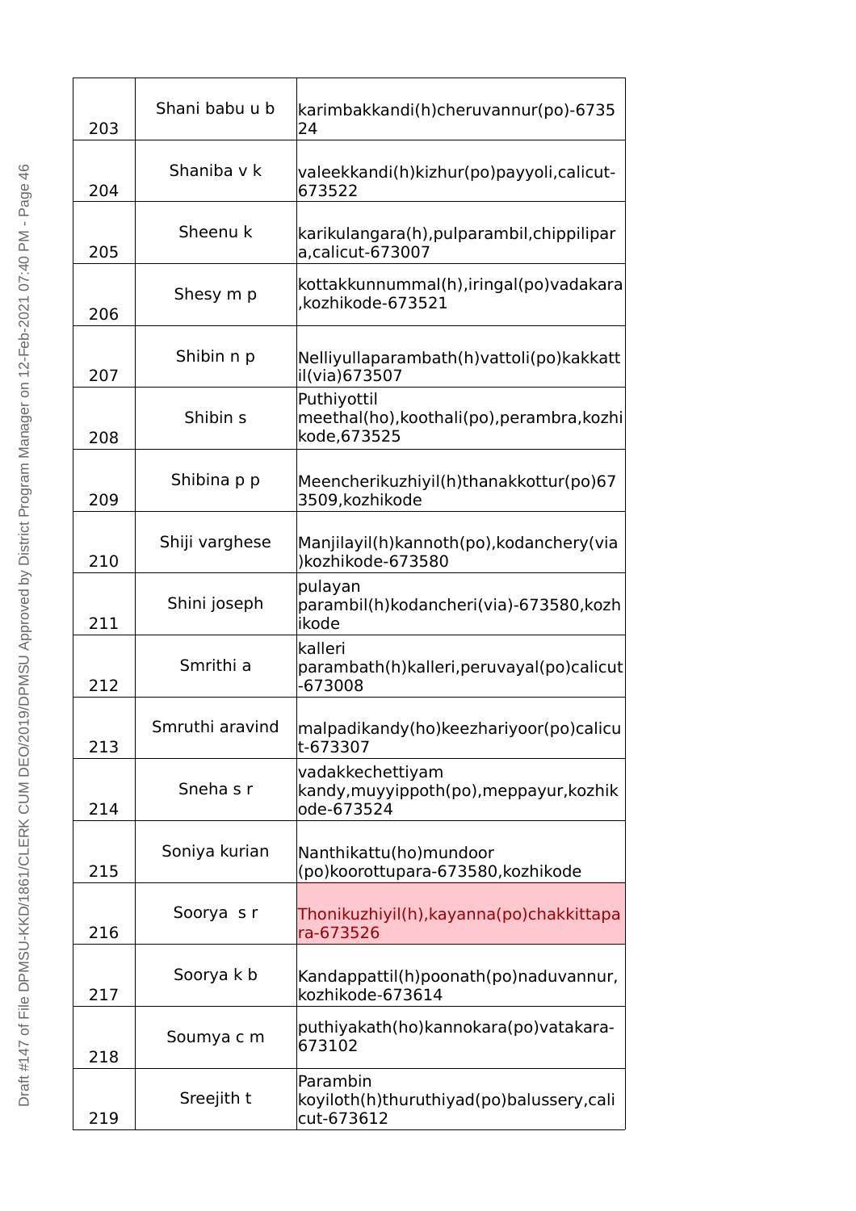| | | |
|---|---|---|
| 203 | Shani babu u b | karimbakkandi(h)cheruvannur(po)-673524 |
| 204 | Shaniba v k | valeekkandi(h)kizhur(po)payyoli,calicut-673522 |
| 205 | Sheenu k | karikulangara(h),pulparambil,chippilipara,calicut-673007 |
| 206 | Shesy m p | kottakkunnummal(h),iringal(po)vadakara,kozhikode-673521 |
| 207 | Shibin n p | Nelliyullaparambath(h)vattoli(po)kakkattil(via)673507 |
| 208 | Shibin s | Puthiyottil meethal(ho),koothali(po),perambra,kozhikode,673525 |
| 209 | Shibina p p | Meencherikuzhiyil(h)thanakkottur(po)673509,kozhikode |
| 210 | Shiji varghese | Manjilayil(h)kannoth(po),kodanchery(via)kozhikode-673580 |
| 211 | Shini joseph | pulayan parambil(h)kodancheri(via)-673580,kozhikode |
| 212 | Smrithi a | kalleri parambath(h)kalleri,peruvayal(po)calicut-673008 |
| 213 | Smruthi aravind | malpadikandy(ho)keezhariyoor(po)calicut-673307 |
| 214 | Sneha s r | vadakkechettiyam kandy,muyyippoth(po),meppayur,kozhikode-673524 |
| 215 | Soniya kurian | Nanthikattu(ho)mundoor (po)koorottupara-673580,kozhikode |
| 216 | Soorya s r | Thonikuzhiyil(h),kayanna(po)chakkittapara-673526 |
| 217 | Soorya k b | Kandappattil(h)poonath(po)naduvannur, kozhikode-673614 |
| 218 | Soumya c m | puthiyakath(ho)kannokara(po)vatakara-673102 |
| 219 | Sreejith t | Parambin koyiloth(h)thuruthiyad(po)balussery,calicut-673612 |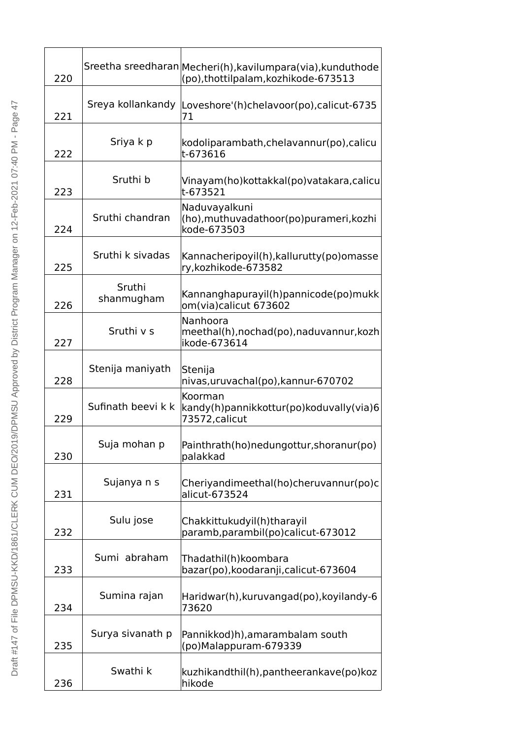| | | |
|---|---|---|
| 220 | Sreetha sreedharan | Mecheri(h),kavilumpara(via),kunduthode (po),thottilpalam,kozhikode-673513 |
| 221 | Sreya kollankandy | Loveshore'(h)chelavoor(po),calicut-673571 |
| 222 | Sriya k p | kodoliparambath,chelavannur(po),calicut-673616 |
| 223 | Sruthi b | Vinayam(ho)kottakkal(po)vatakara,calicut-673521 |
| 224 | Sruthi chandran | Naduvayalkuni (ho),muthuvadathoor(po)purameri,kozhikode-673503 |
| 225 | Sruthi k sivadas | Kannacheripoyil(h),kallurutty(po)omassery,kozhikode-673582 |
| 226 | Sruthi shanmugham | Kannanghapurayil(h)pannicode(po)mukkom(via)calicut 673602 |
| 227 | Sruthi v s | Nanhoora meethal(h),nochad(po),naduvannur,kozhikode-673614 |
| 228 | Stenija maniyath | Stenija nivas,uruvachal(po),kannur-670702 |
| 229 | Sufinath beevi k k | Koorman kandy(h)pannikkottur(po)koduvally(via)673572,calicut |
| 230 | Suja mohan p | Painthrath(ho)nedungottur,shoranur(po) palakkad |
| 231 | Sujanya n s | Cheriyandimeethal(ho)cheruvannur(po)calicut-673524 |
| 232 | Sulu jose | Chakkittukudyil(h)tharayil paramb,parambil(po)calicut-673012 |
| 233 | Sumi abraham | Thadathil(h)koombara bazar(po),koodaranji,calicut-673604 |
| 234 | Sumina rajan | Haridwar(h),kuruvangad(po),koyilandy-673620 |
| 235 | Surya sivanath p | Pannikkod)h),amarambalam south (po)Malappuram-679339 |
| 236 | Swathi k | kuzhikandthil(h),pantheerankave(po)kozhikode |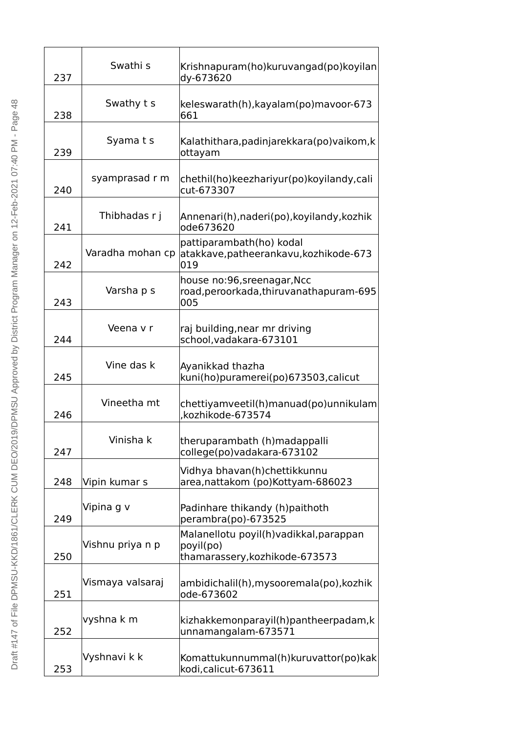| | | |
|---|---|---|
| 237 | Swathi s | Krishnapuram(ho)kuruvangad(po)koyilandy-673620 |
| 238 | Swathy t s | keleswarath(h),kayalam(po)mavoor-673661 |
| 239 | Syama t s | Kalathithara,padinjarekkara(po)vaikom,kottayam |
| 240 | syamprasad r m | chethil(ho)keezhariyur(po)koyilandy,calicut-673307 |
| 241 | Thibhadas r j | Annenari(h),naderi(po),koyilandy,kozhikode673620 |
| 242 | Varadha mohan cp | pattiparambath(ho) kodal atakkave,patheerankavu,kozhikode-673019 |
| 243 | Varsha p s | house no:96,sreenagar,Ncc road,peroorkada,thiruvanathapuram-695005 |
| 244 | Veena v r | raj building,near mr driving school,vadakara-673101 |
| 245 | Vine das k | Ayanikkad thazha kuni(ho)puramerei(po)673503,calicut |
| 246 | Vineetha mt | chettiyamveetil(h)manuad(po)unnikulam,kozhikode-673574 |
| 247 | Vinisha k | theruparambath (h)madappalli college(po)vadakara-673102 |
| 248 | Vipin kumar s | Vidhya bhavan(h)chettikkunnu area,nattakom (po)Kottyam-686023 |
| 249 | Vipina g v | Padinhare thikandy (h)paithoth perambra(po)-673525 |
| 250 | Vishnu priya n p | Malanellotu poyil(h)vadikkal,parappan poyil(po) thamarassery,kozhikode-673573 |
| 251 | Vismaya valsaraj | ambidichalil(h),mysooremala(po),kozhikode-673602 |
| 252 | vyshna k m | kizhakkemonparayil(h)pantheerpadam,kunnamangalam-673571 |
| 253 | Vyshnavi k k | Komattukunnummal(h)kuruvattor(po)kakkodi,calicut-673611 |